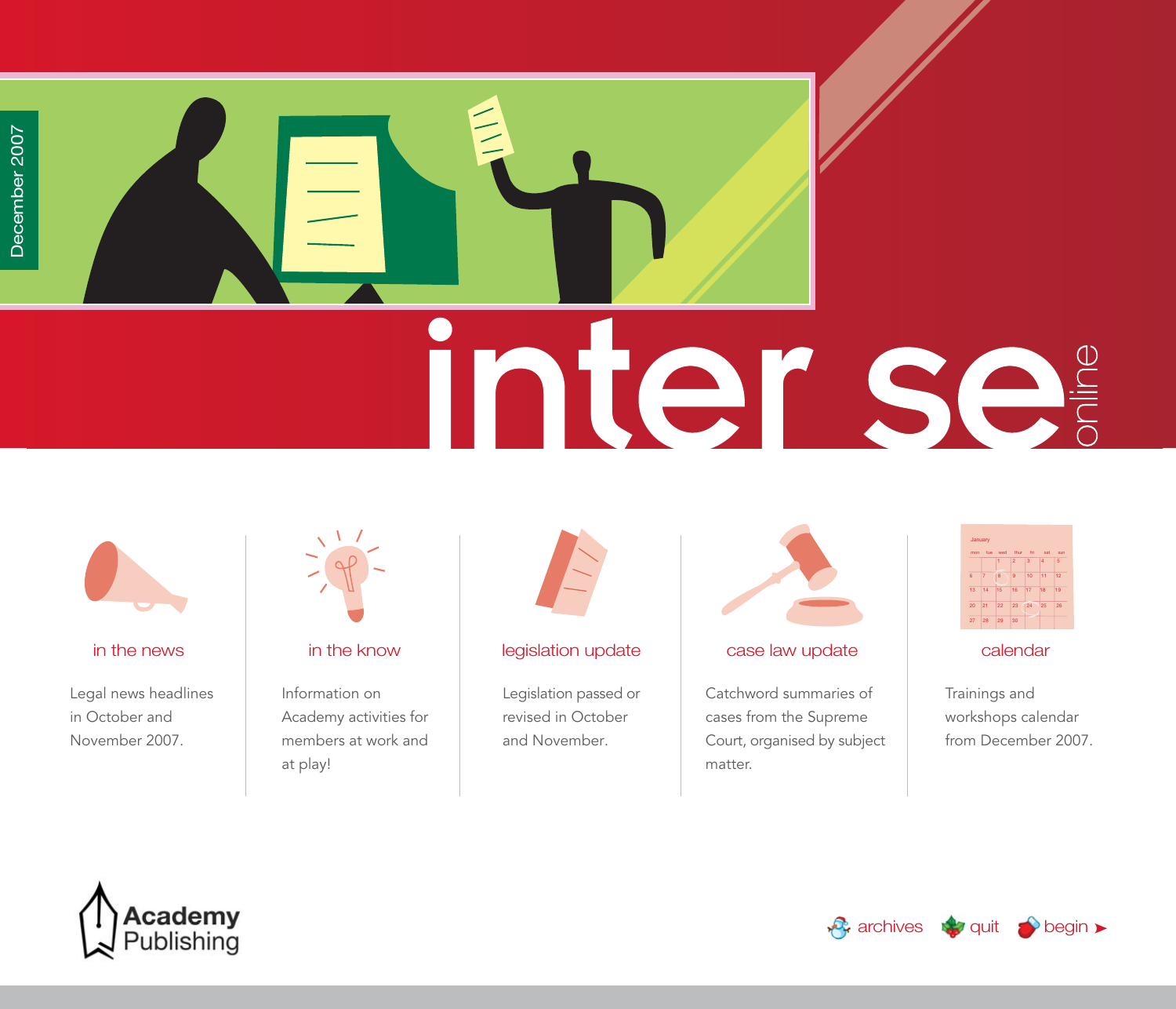December 2007

# inter se online

## in the news

Legal news headlines in October and November 2007.

## in the know

Information on Academy activities for members at work and at play!

## legislation update

Legislation passed or revised in October and November.

## case law update

Catchword summaries of cases from the Supreme Court, organised by subject matter.

## calendar

Trainings and workshops calendar from December 2007.

Academy Publishing

archives quit begin ➤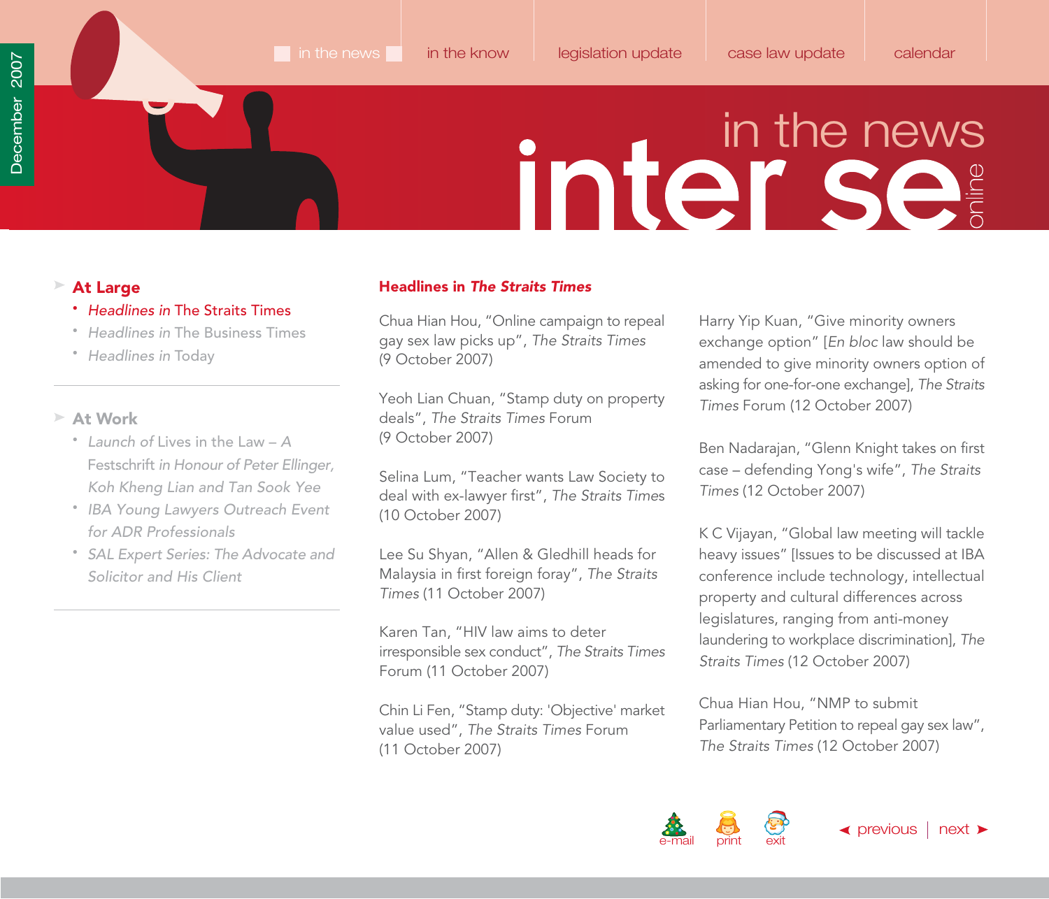# inter se online — in the news

in the news | in the know | legislation update | case law update | calendar

December 2007

## At Large

- *Headlines in* The Straits Times
- *Headlines in* The Business Times
- *Headlines in* Today

## At Work

- *Launch of* Lives in the Law – A Festschrift *in Honour of Peter Ellinger, Koh Kheng Lian and Tan Sook Yee*
- *IBA Young Lawyers Outreach Event for ADR Professionals*
- *SAL Expert Series: The Advocate and Solicitor and His Client*

## Headlines in *The Straits Times*

Chua Hian Hou, "Online campaign to repeal gay sex law picks up", *The Straits Times* (9 October 2007)

Yeoh Lian Chuan, "Stamp duty on property deals", *The Straits Times* Forum (9 October 2007)

Selina Lum, "Teacher wants Law Society to deal with ex-lawyer first", *The Straits Times* (10 October 2007)

Lee Su Shyan, "Allen & Gledhill heads for Malaysia in first foreign foray", *The Straits Times* (11 October 2007)

Karen Tan, "HIV law aims to deter irresponsible sex conduct", *The Straits Times* Forum (11 October 2007)

Chin Li Fen, "Stamp duty: 'Objective' market value used", *The Straits Times* Forum (11 October 2007)

Harry Yip Kuan, "Give minority owners exchange option" [*En bloc* law should be amended to give minority owners option of asking for one-for-one exchange], *The Straits Times* Forum (12 October 2007)

Ben Nadarajan, "Glenn Knight takes on first case – defending Yong's wife", *The Straits Times* (12 October 2007)

K C Vijayan, "Global law meeting will tackle heavy issues" [Issues to be discussed at IBA conference include technology, intellectual property and cultural differences across legislatures, ranging from anti-money laundering to workplace discrimination], *The Straits Times* (12 October 2007)

Chua Hian Hou, "NMP to submit Parliamentary Petition to repeal gay sex law", *The Straits Times* (12 October 2007)

e-mail | print | exit

◄ previous | next ►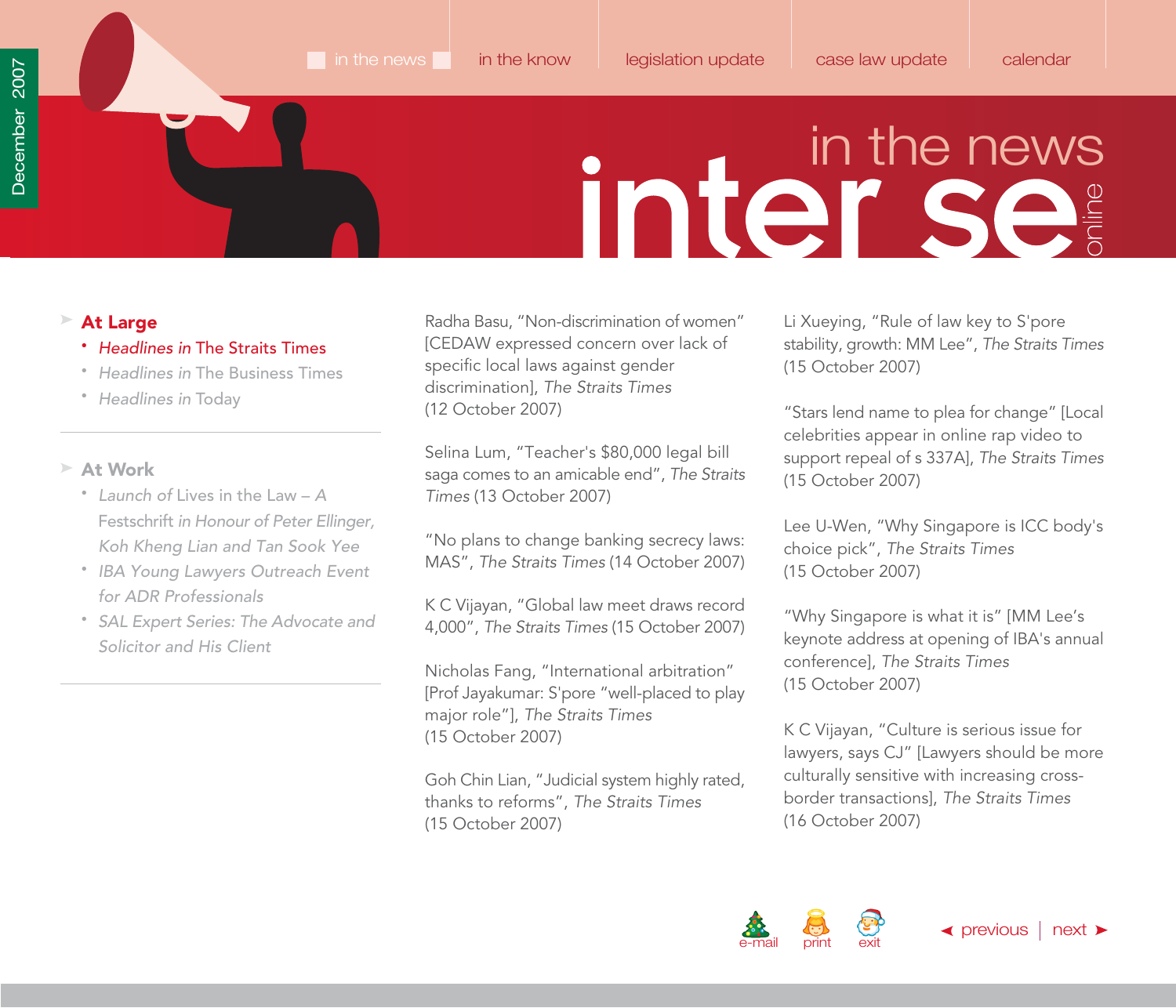# in the news

## At Large

- *Headlines in* The Straits Times
- *Headlines in* The Business Times
- *Headlines in* Today

## At Work

- *Launch of* Lives in the Law – *A* Festschrift *in Honour of Peter Ellinger, Koh Kheng Lian and Tan Sook Yee*
- *IBA Young Lawyers Outreach Event for ADR Professionals*
- *SAL Expert Series: The Advocate and Solicitor and His Client*

Radha Basu, "Non-discrimination of women" [CEDAW expressed concern over lack of specific local laws against gender discrimination], *The Straits Times* (12 October 2007)

Selina Lum, "Teacher's $80,000 legal bill saga comes to an amicable end", *The Straits Times* (13 October 2007)

"No plans to change banking secrecy laws: MAS", *The Straits Times* (14 October 2007)

K C Vijayan, "Global law meet draws record 4,000", *The Straits Times* (15 October 2007)

Nicholas Fang, "International arbitration" [Prof Jayakumar: S'pore "well-placed to play major role"], *The Straits Times* (15 October 2007)

Goh Chin Lian, "Judicial system highly rated, thanks to reforms", *The Straits Times* (15 October 2007)

Li Xueying, "Rule of law key to S'pore stability, growth: MM Lee", *The Straits Times* (15 October 2007)

"Stars lend name to plea for change" [Local celebrities appear in online rap video to support repeal of s 337A], *The Straits Times* (15 October 2007)

Lee U-Wen, "Why Singapore is ICC body's choice pick", *The Straits Times* (15 October 2007)

"Why Singapore is what it is" [MM Lee's keynote address at opening of IBA's annual conference], *The Straits Times* (15 October 2007)

K C Vijayan, "Culture is serious issue for lawyers, says CJ" [Lawyers should be more culturally sensitive with increasing cross-border transactions], *The Straits Times* (16 October 2007)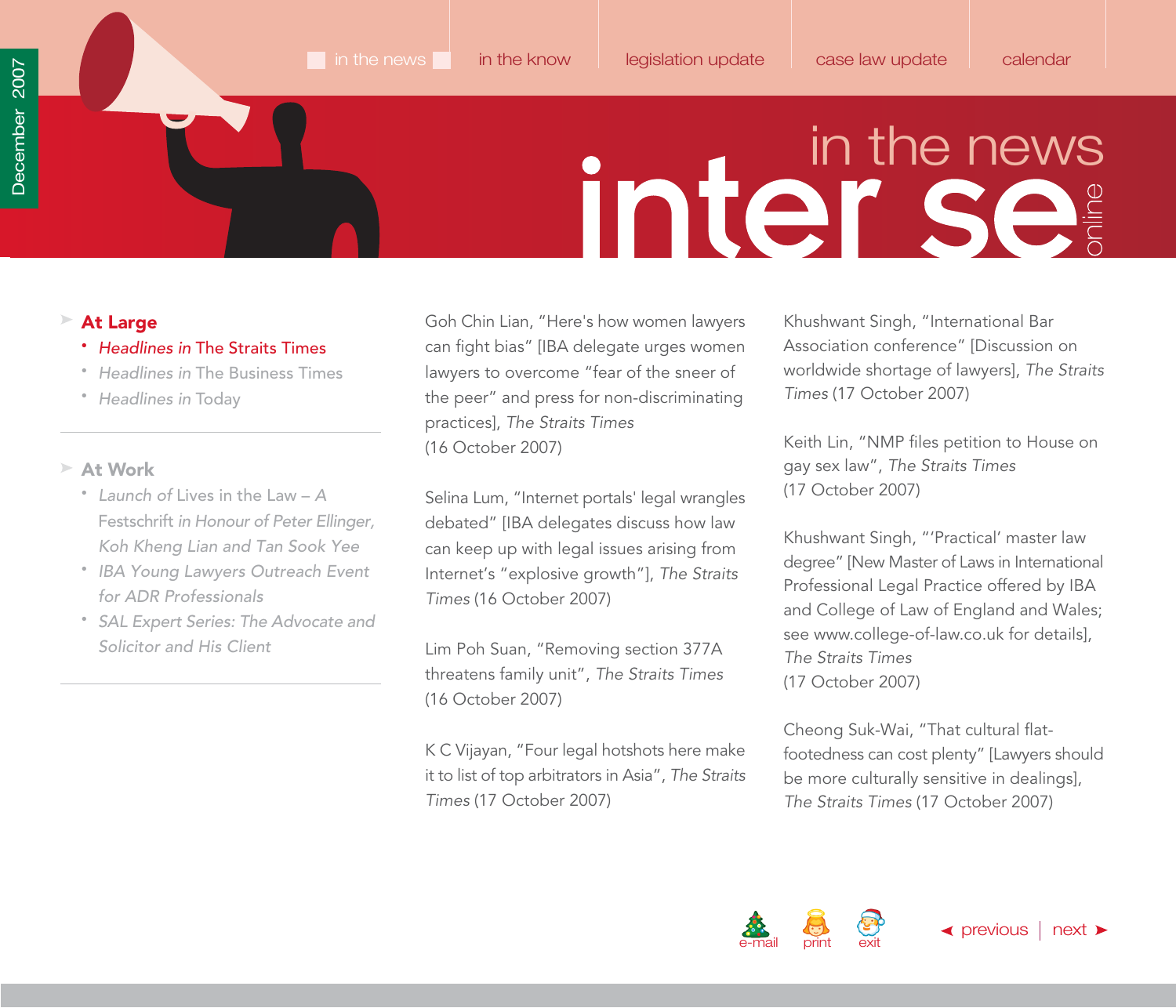- **At Large**
  - *Headlines in* The Straits Times
  - *Headlines in* The Business Times
  - *Headlines in* Today

- **At Work**
  - *Launch of* Lives in the Law – *A* Festschrift *in Honour of Peter Ellinger, Koh Kheng Lian and Tan Sook Yee*
  - *IBA Young Lawyers Outreach Event for ADR Professionals*
  - *SAL Expert Series: The Advocate and Solicitor and His Client*

Goh Chin Lian, "Here's how women lawyers can fight bias" [IBA delegate urges women lawyers to overcome "fear of the sneer of the peer" and press for non-discriminating practices], *The Straits Times* (16 October 2007)

Selina Lum, "Internet portals' legal wrangles debated" [IBA delegates discuss how law can keep up with legal issues arising from Internet's "explosive growth"], *The Straits Times* (16 October 2007)

Lim Poh Suan, "Removing section 377A threatens family unit", *The Straits Times* (16 October 2007)

K C Vijayan, "Four legal hotshots here make it to list of top arbitrators in Asia", *The Straits Times* (17 October 2007)

Khushwant Singh, "International Bar Association conference" [Discussion on worldwide shortage of lawyers], *The Straits Times* (17 October 2007)

Keith Lin, "NMP files petition to House on gay sex law", *The Straits Times* (17 October 2007)

Khushwant Singh, "'Practical' master law degree" [New Master of Laws in International Professional Legal Practice offered by IBA and College of Law of England and Wales; see www.college-of-law.co.uk for details], *The Straits Times* (17 October 2007)

Cheong Suk-Wai, "That cultural flat-footedness can cost plenty" [Lawyers should be more culturally sensitive in dealings], *The Straits Times* (17 October 2007)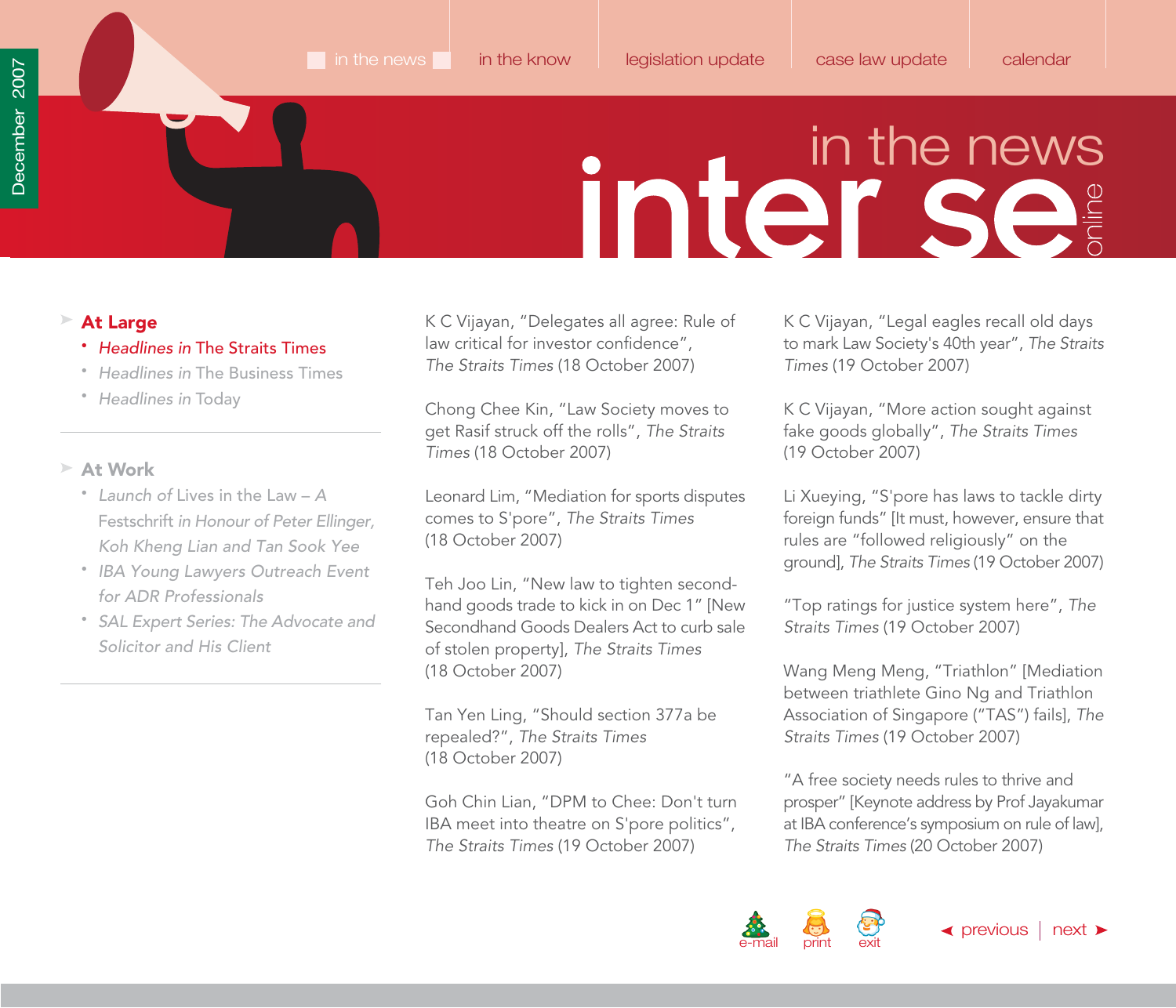# in the news

## At Large

- *Headlines in* The Straits Times
- *Headlines in* The Business Times
- *Headlines in* Today

## At Work

- *Launch of* Lives in the Law – A Festschrift *in Honour of Peter Ellinger, Koh Kheng Lian and Tan Sook Yee*
- *IBA Young Lawyers Outreach Event for ADR Professionals*
- *SAL Expert Series: The Advocate and Solicitor and His Client*

K C Vijayan, "Delegates all agree: Rule of law critical for investor confidence", *The Straits Times* (18 October 2007)

Chong Chee Kin, "Law Society moves to get Rasif struck off the rolls", *The Straits Times* (18 October 2007)

Leonard Lim, "Mediation for sports disputes comes to S'pore", *The Straits Times* (18 October 2007)

Teh Joo Lin, "New law to tighten second-hand goods trade to kick in on Dec 1" [New Secondhand Goods Dealers Act to curb sale of stolen property], *The Straits Times* (18 October 2007)

Tan Yen Ling, "Should section 377a be repealed?", *The Straits Times* (18 October 2007)

Goh Chin Lian, "DPM to Chee: Don't turn IBA meet into theatre on S'pore politics", *The Straits Times* (19 October 2007)

K C Vijayan, "Legal eagles recall old days to mark Law Society's 40th year", *The Straits Times* (19 October 2007)

K C Vijayan, "More action sought against fake goods globally", *The Straits Times* (19 October 2007)

Li Xueying, "S'pore has laws to tackle dirty foreign funds" [It must, however, ensure that rules are "followed religiously" on the ground], *The Straits Times* (19 October 2007)

"Top ratings for justice system here", *The Straits Times* (19 October 2007)

Wang Meng Meng, "Triathlon" [Mediation between triathlete Gino Ng and Triathlon Association of Singapore ("TAS") fails], *The Straits Times* (19 October 2007)

"A free society needs rules to thrive and prosper" [Keynote address by Prof Jayakumar at IBA conference's symposium on rule of law], *The Straits Times* (20 October 2007)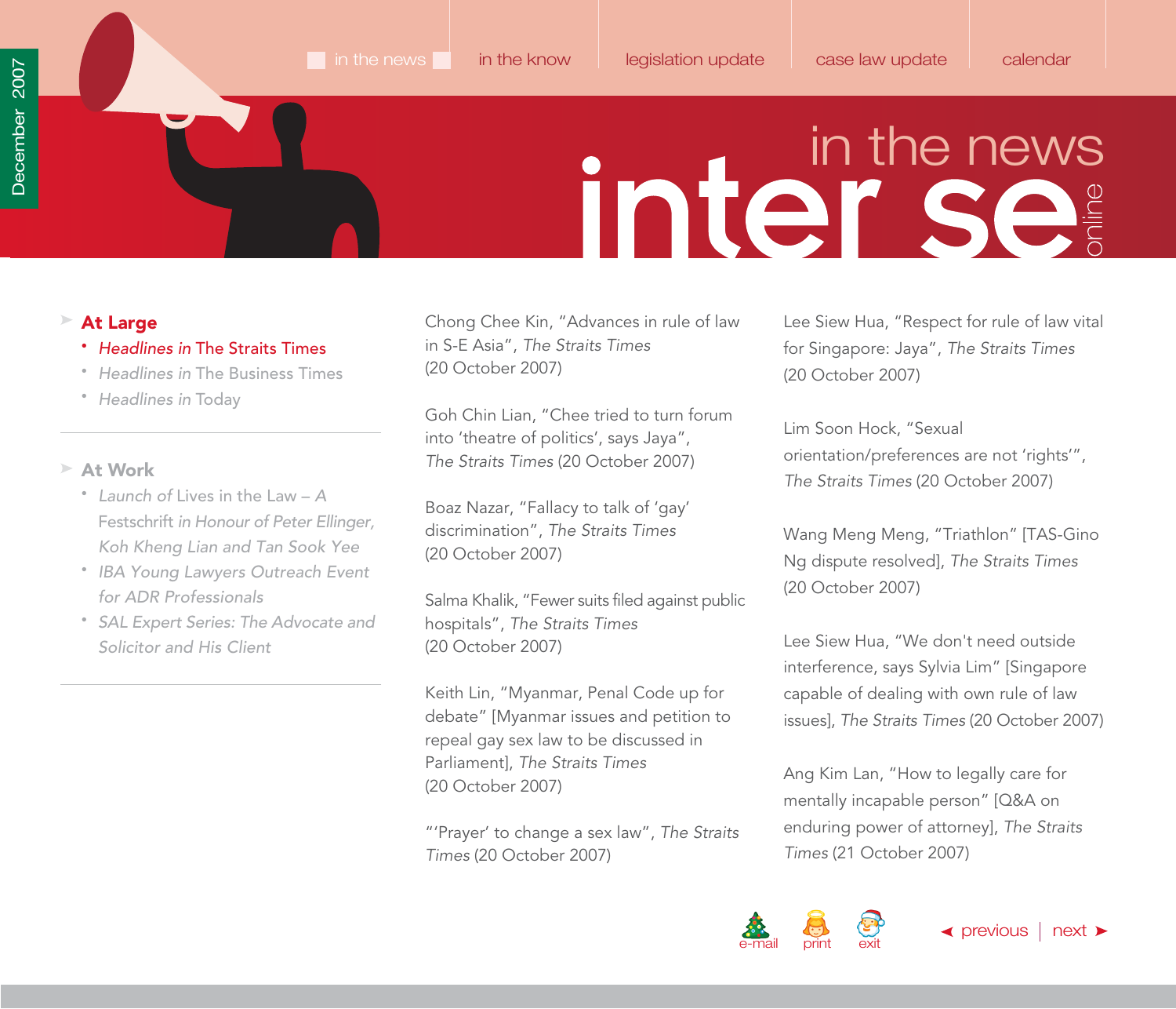# in the news

- At Large
  - *Headlines in* The Straits Times
  - *Headlines in* The Business Times
  - *Headlines in* Today
- At Work
  - *Launch of* Lives in the Law – A Festschrift *in Honour of Peter Ellinger, Koh Kheng Lian and Tan Sook Yee*
  - *IBA Young Lawyers Outreach Event for ADR Professionals*
  - *SAL Expert Series: The Advocate and Solicitor and His Client*

Chong Chee Kin, "Advances in rule of law in S-E Asia", *The Straits Times* (20 October 2007)

Goh Chin Lian, "Chee tried to turn forum into 'theatre of politics', says Jaya", *The Straits Times* (20 October 2007)

Boaz Nazar, "Fallacy to talk of 'gay' discrimination", *The Straits Times* (20 October 2007)

Salma Khalik, "Fewer suits filed against public hospitals", *The Straits Times* (20 October 2007)

Keith Lin, "Myanmar, Penal Code up for debate" [Myanmar issues and petition to repeal gay sex law to be discussed in Parliament], *The Straits Times* (20 October 2007)

"'Prayer' to change a sex law", *The Straits Times* (20 October 2007)

Lee Siew Hua, "Respect for rule of law vital for Singapore: Jaya", *The Straits Times* (20 October 2007)

Lim Soon Hock, "Sexual orientation/preferences are not 'rights'", *The Straits Times* (20 October 2007)

Wang Meng Meng, "Triathlon" [TAS-Gino Ng dispute resolved], *The Straits Times* (20 October 2007)

Lee Siew Hua, "We don't need outside interference, says Sylvia Lim" [Singapore capable of dealing with own rule of law issues], *The Straits Times* (20 October 2007)

Ang Kim Lan, "How to legally care for mentally incapable person" [Q&A on enduring power of attorney], *The Straits Times* (21 October 2007)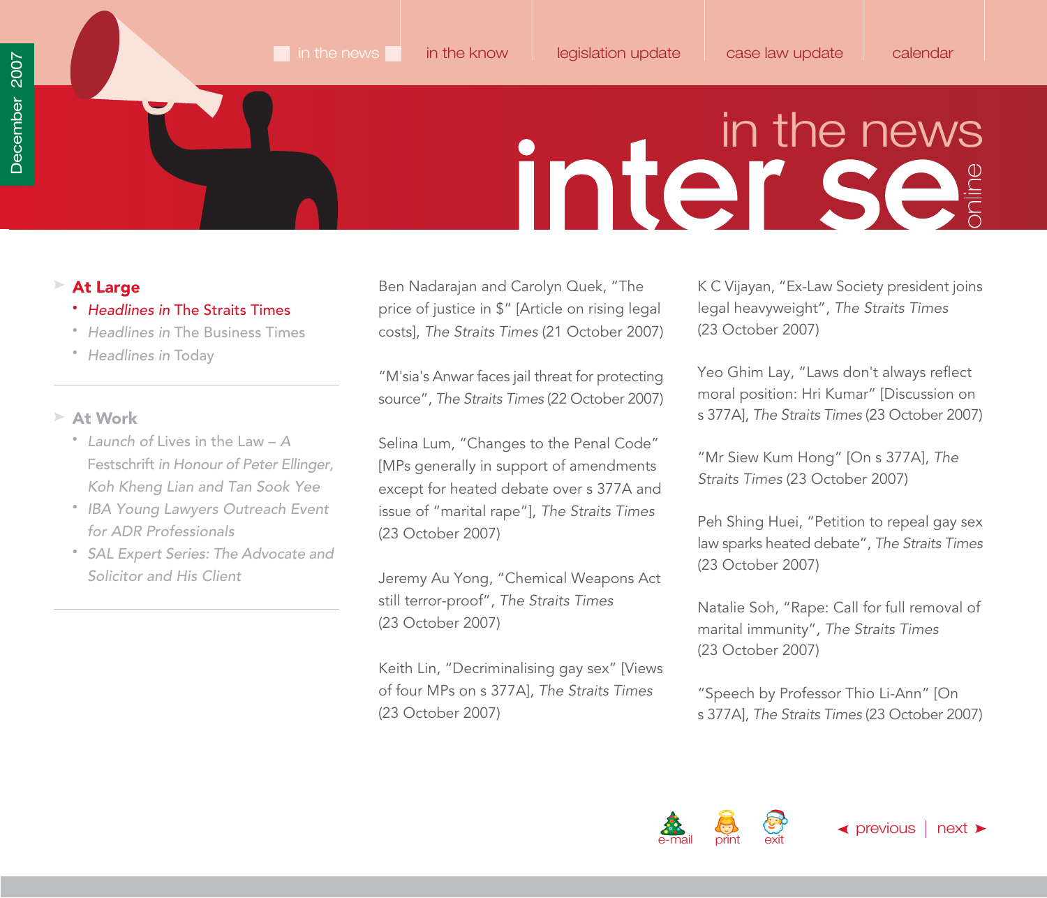# in the news

## At Large

- *Headlines in* The Straits Times
- *Headlines in* The Business Times
- *Headlines in* Today

## At Work

- *Launch of* Lives in the Law – A Festschrift *in Honour of Peter Ellinger, Koh Kheng Lian and Tan Sook Yee*
- *IBA Young Lawyers Outreach Event for ADR Professionals*
- *SAL Expert Series: The Advocate and Solicitor and His Client*

Ben Nadarajan and Carolyn Quek, "The price of justice in $" [Article on rising legal costs], *The Straits Times* (21 October 2007)

"M'sia's Anwar faces jail threat for protecting source", *The Straits Times* (22 October 2007)

Selina Lum, "Changes to the Penal Code" [MPs generally in support of amendments except for heated debate over s 377A and issue of "marital rape"], *The Straits Times* (23 October 2007)

Jeremy Au Yong, "Chemical Weapons Act still terror-proof", *The Straits Times* (23 October 2007)

Keith Lin, "Decriminalising gay sex" [Views of four MPs on s 377A], *The Straits Times* (23 October 2007)

K C Vijayan, "Ex-Law Society president joins legal heavyweight", *The Straits Times* (23 October 2007)

Yeo Ghim Lay, "Laws don't always reflect moral position: Hri Kumar" [Discussion on s 377A], *The Straits Times* (23 October 2007)

"Mr Siew Kum Hong" [On s 377A], *The Straits Times* (23 October 2007)

Peh Shing Huei, "Petition to repeal gay sex law sparks heated debate", *The Straits Times* (23 October 2007)

Natalie Soh, "Rape: Call for full removal of marital immunity", *The Straits Times* (23 October 2007)

"Speech by Professor Thio Li-Ann" [On s 377A], *The Straits Times* (23 October 2007)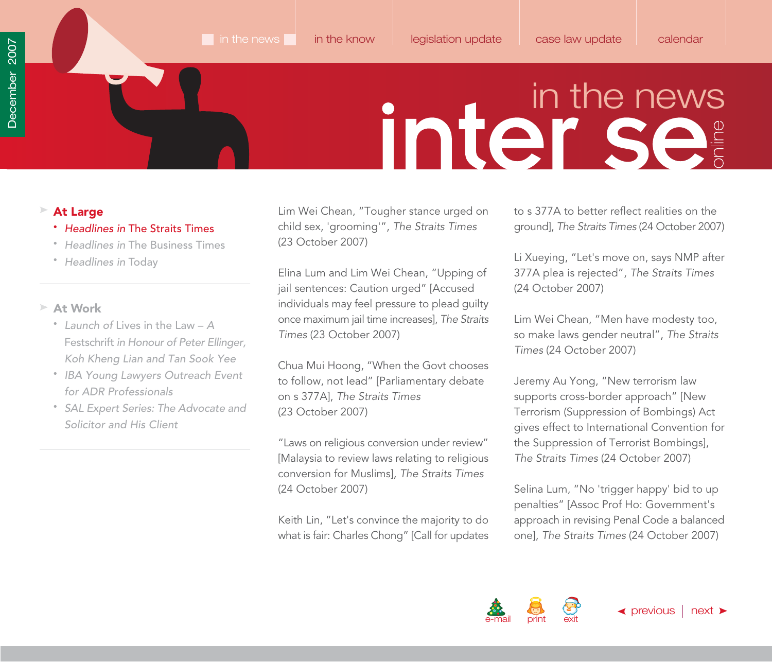## At Large

- *Headlines in* The Straits Times
- *Headlines in* The Business Times
- *Headlines in* Today

## At Work

- *Launch of* Lives in the Law – A Festschrift *in Honour of Peter Ellinger, Koh Kheng Lian and Tan Sook Yee*
- *IBA Young Lawyers Outreach Event for ADR Professionals*
- *SAL Expert Series: The Advocate and Solicitor and His Client*

Lim Wei Chean, "Tougher stance urged on child sex, 'grooming'", *The Straits Times* (23 October 2007)

Elina Lum and Lim Wei Chean, "Upping of jail sentences: Caution urged" [Accused individuals may feel pressure to plead guilty once maximum jail time increases], *The Straits Times* (23 October 2007)

Chua Mui Hoong, "When the Govt chooses to follow, not lead" [Parliamentary debate on s 377A], *The Straits Times* (23 October 2007)

"Laws on religious conversion under review" [Malaysia to review laws relating to religious conversion for Muslims], *The Straits Times* (24 October 2007)

Keith Lin, "Let's convince the majority to do what is fair: Charles Chong" [Call for updates to s 377A to better reflect realities on the ground], *The Straits Times* (24 October 2007)

Li Xueying, "Let's move on, says NMP after 377A plea is rejected", *The Straits Times* (24 October 2007)

Lim Wei Chean, "Men have modesty too, so make laws gender neutral", *The Straits Times* (24 October 2007)

Jeremy Au Yong, "New terrorism law supports cross-border approach" [New Terrorism (Suppression of Bombings) Act gives effect to International Convention for the Suppression of Terrorist Bombings], *The Straits Times* (24 October 2007)

Selina Lum, "No 'trigger happy' bid to up penalties" [Assoc Prof Ho: Government's approach in revising Penal Code a balanced one], *The Straits Times* (24 October 2007)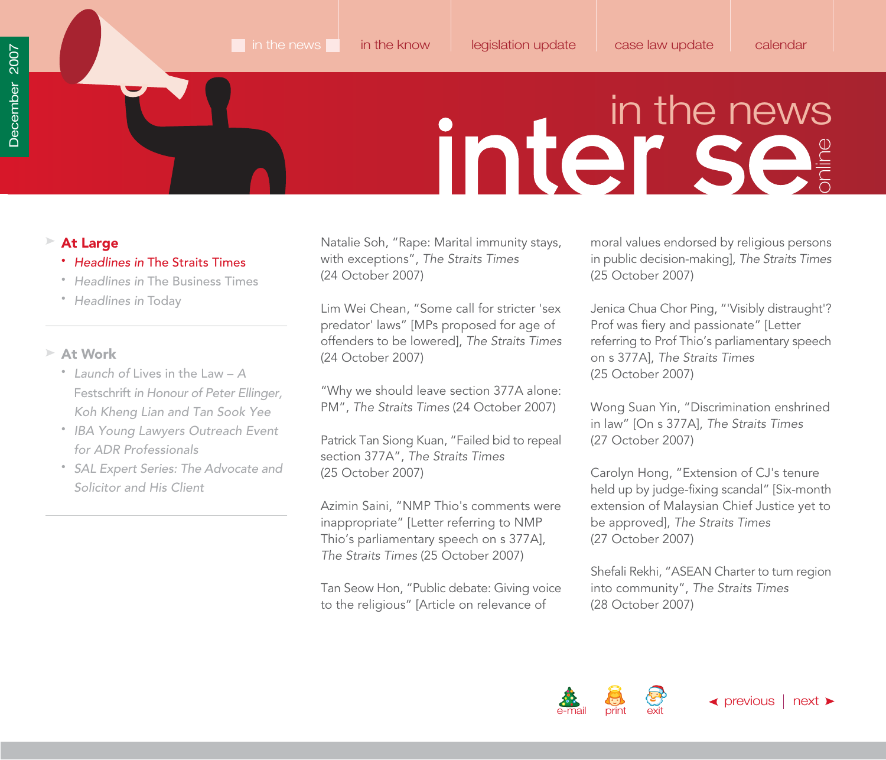# in the news

- **At Large**
  - *Headlines in* The Straits Times
  - *Headlines in* The Business Times
  - *Headlines in* Today

- **At Work**
  - *Launch of* Lives in the Law – *A* Festschrift *in Honour of Peter Ellinger, Koh Kheng Lian and Tan Sook Yee*
  - *IBA Young Lawyers Outreach Event for ADR Professionals*
  - *SAL Expert Series: The Advocate and Solicitor and His Client*

Natalie Soh, "Rape: Marital immunity stays, with exceptions", *The Straits Times* (24 October 2007)

Lim Wei Chean, "Some call for stricter 'sex predator' laws" [MPs proposed for age of offenders to be lowered], *The Straits Times* (24 October 2007)

"Why we should leave section 377A alone: PM", *The Straits Times* (24 October 2007)

Patrick Tan Siong Kuan, "Failed bid to repeal section 377A", *The Straits Times* (25 October 2007)

Azimin Saini, "NMP Thio's comments were inappropriate" [Letter referring to NMP Thio's parliamentary speech on s 377A], *The Straits Times* (25 October 2007)

Tan Seow Hon, "Public debate: Giving voice to the religious" [Article on relevance of moral values endorsed by religious persons in public decision-making], *The Straits Times* (25 October 2007)

Jenica Chua Chor Ping, "'Visibly distraught'? Prof was fiery and passionate" [Letter referring to Prof Thio's parliamentary speech on s 377A], *The Straits Times* (25 October 2007)

Wong Suan Yin, "Discrimination enshrined in law" [On s 377A], *The Straits Times* (27 October 2007)

Carolyn Hong, "Extension of CJ's tenure held up by judge-fixing scandal" [Six-month extension of Malaysian Chief Justice yet to be approved], *The Straits Times* (27 October 2007)

Shefali Rekhi, "ASEAN Charter to turn region into community", *The Straits Times* (28 October 2007)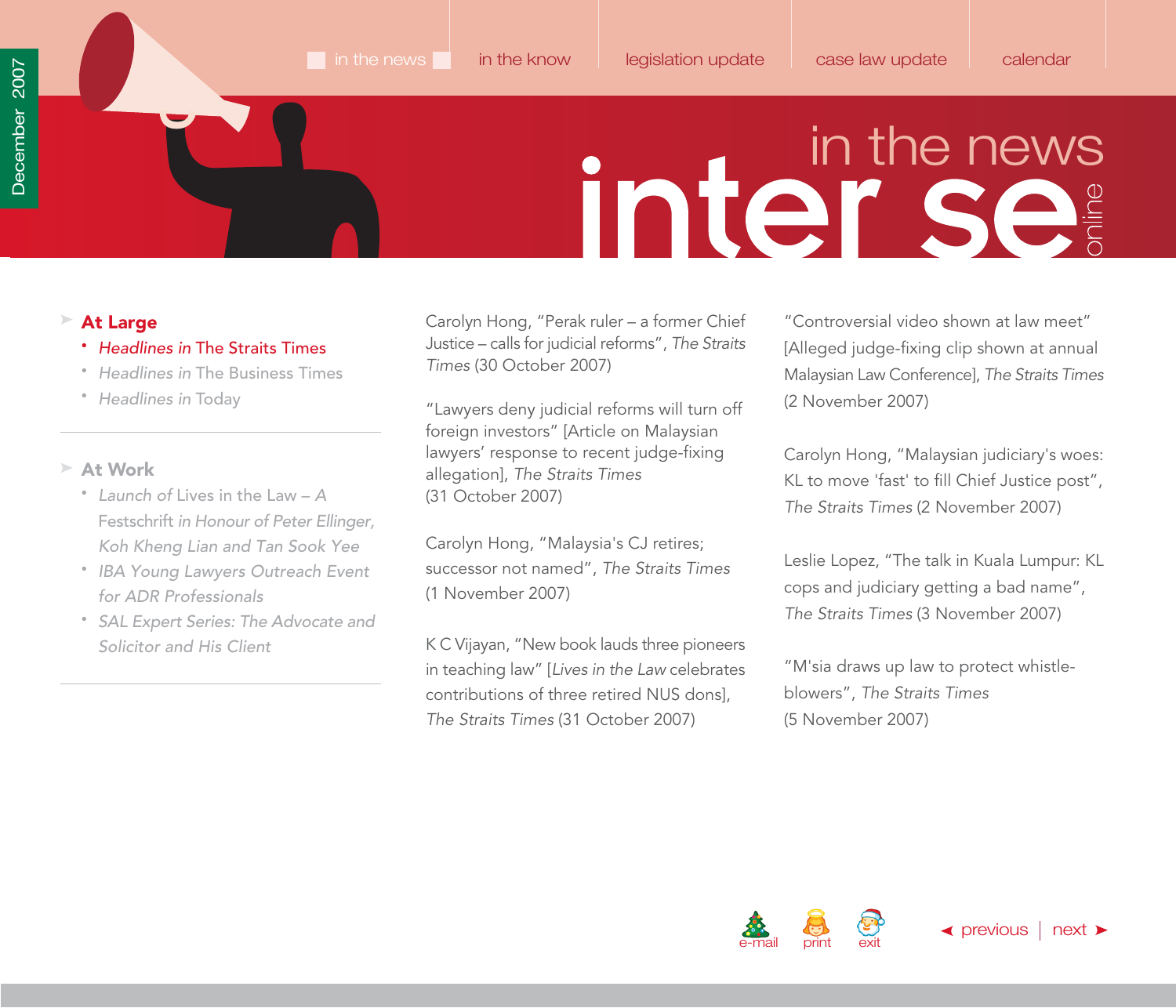# in the news

## At Large

- *Headlines in* The Straits Times
- *Headlines in* The Business Times
- *Headlines in* Today

## At Work

- *Launch of* Lives in the Law – *A* Festschrift *in Honour of Peter Ellinger, Koh Kheng Lian and Tan Sook Yee*
- *IBA Young Lawyers Outreach Event for ADR Professionals*
- *SAL Expert Series: The Advocate and Solicitor and His Client*

Carolyn Hong, "Perak ruler – a former Chief Justice – calls for judicial reforms", *The Straits Times* (30 October 2007)

"Lawyers deny judicial reforms will turn off foreign investors" [Article on Malaysian lawyers' response to recent judge-fixing allegation], *The Straits Times* (31 October 2007)

Carolyn Hong, "Malaysia's CJ retires; successor not named", *The Straits Times* (1 November 2007)

K C Vijayan, "New book lauds three pioneers in teaching law" [*Lives in the Law* celebrates contributions of three retired NUS dons], *The Straits Times* (31 October 2007)

"Controversial video shown at law meet" [Alleged judge-fixing clip shown at annual Malaysian Law Conference], *The Straits Times* (2 November 2007)

Carolyn Hong, "Malaysian judiciary's woes: KL to move 'fast' to fill Chief Justice post", *The Straits Times* (2 November 2007)

Leslie Lopez, "The talk in Kuala Lumpur: KL cops and judiciary getting a bad name", *The Straits Times* (3 November 2007)

"M'sia draws up law to protect whistle-blowers", *The Straits Times* (5 November 2007)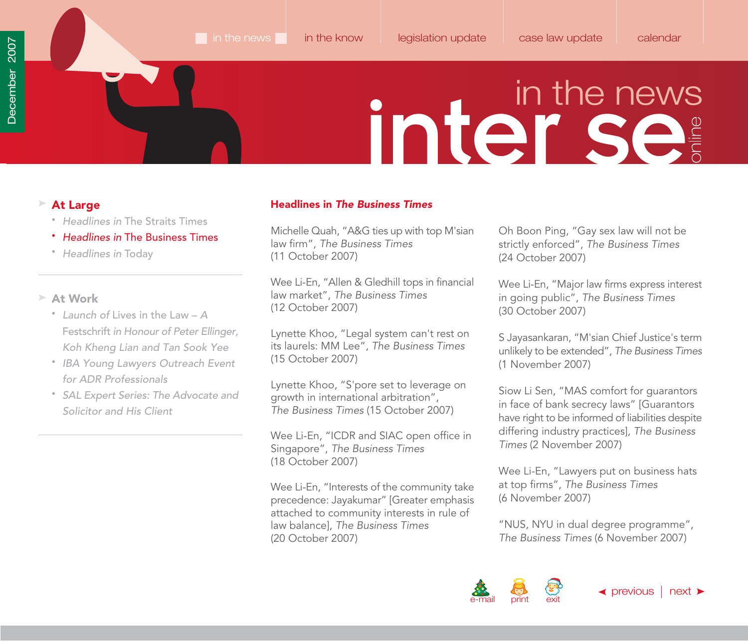# in the news

## Headlines in *The Business Times*

Michelle Quah, "A&G ties up with top M'sian law firm", *The Business Times* (11 October 2007)

Wee Li-En, "Allen & Gledhill tops in financial law market", *The Business Times* (12 October 2007)

Lynette Khoo, "Legal system can't rest on its laurels: MM Lee", *The Business Times* (15 October 2007)

Lynette Khoo, "S'pore set to leverage on growth in international arbitration", *The Business Times* (15 October 2007)

Wee Li-En, "ICDR and SIAC open office in Singapore", *The Business Times* (18 October 2007)

Wee Li-En, "Interests of the community take precedence: Jayakumar" [Greater emphasis attached to community interests in rule of law balance], *The Business Times* (20 October 2007)

Oh Boon Ping, "Gay sex law will not be strictly enforced", *The Business Times* (24 October 2007)

Wee Li-En, "Major law firms express interest in going public", *The Business Times* (30 October 2007)

S Jayasankaran, "M'sian Chief Justice's term unlikely to be extended", *The Business Times* (1 November 2007)

Siow Li Sen, "MAS comfort for guarantors in face of bank secrecy laws" [Guarantors have right to be informed of liabilities despite differing industry practices], *The Business Times* (2 November 2007)

Wee Li-En, "Lawyers put on business hats at top firms", *The Business Times* (6 November 2007)

"NUS, NYU in dual degree programme", *The Business Times* (6 November 2007)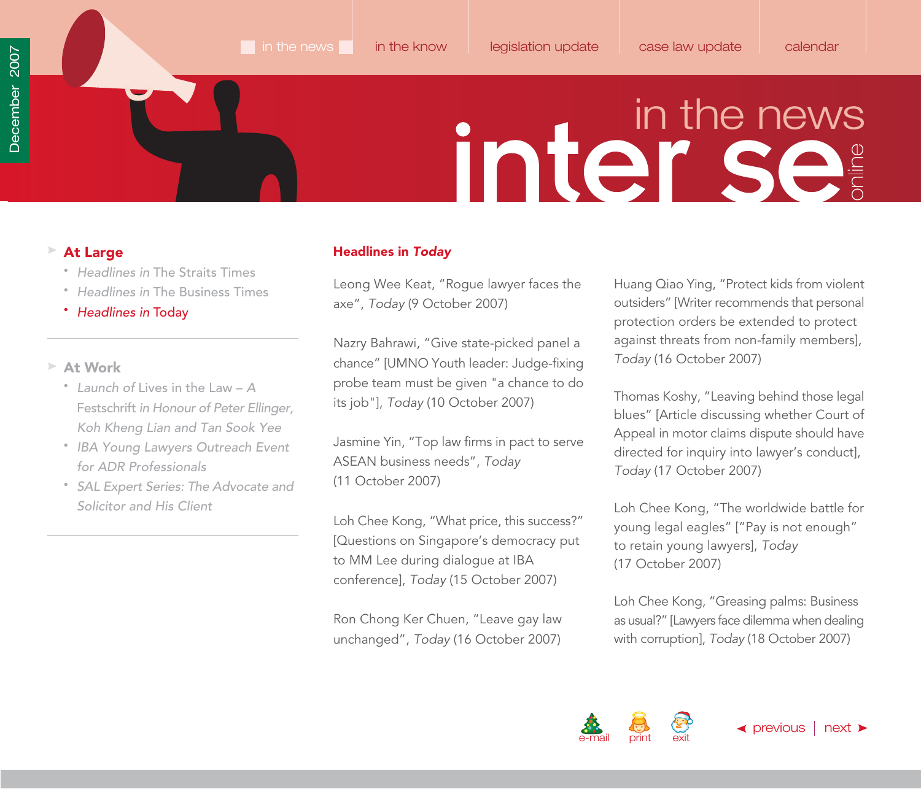## Headlines in *Today*

Leong Wee Keat, "Rogue lawyer faces the axe", *Today* (9 October 2007)

Nazry Bahrawi, "Give state-picked panel a chance" [UMNO Youth leader: Judge-fixing probe team must be given "a chance to do its job"], *Today* (10 October 2007)

Jasmine Yin, "Top law firms in pact to serve ASEAN business needs", *Today* (11 October 2007)

Loh Chee Kong, "What price, this success?" [Questions on Singapore's democracy put to MM Lee during dialogue at IBA conference], *Today* (15 October 2007)

Ron Chong Ker Chuen, "Leave gay law unchanged", *Today* (16 October 2007)

Huang Qiao Ying, "Protect kids from violent outsiders" [Writer recommends that personal protection orders be extended to protect against threats from non-family members], *Today* (16 October 2007)

Thomas Koshy, "Leaving behind those legal blues" [Article discussing whether Court of Appeal in motor claims dispute should have directed for inquiry into lawyer's conduct], *Today* (17 October 2007)

Loh Chee Kong, "The worldwide battle for young legal eagles" ["Pay is not enough" to retain young lawyers], *Today* (17 October 2007)

Loh Chee Kong, "Greasing palms: Business as usual?" [Lawyers face dilemma when dealing with corruption], *Today* (18 October 2007)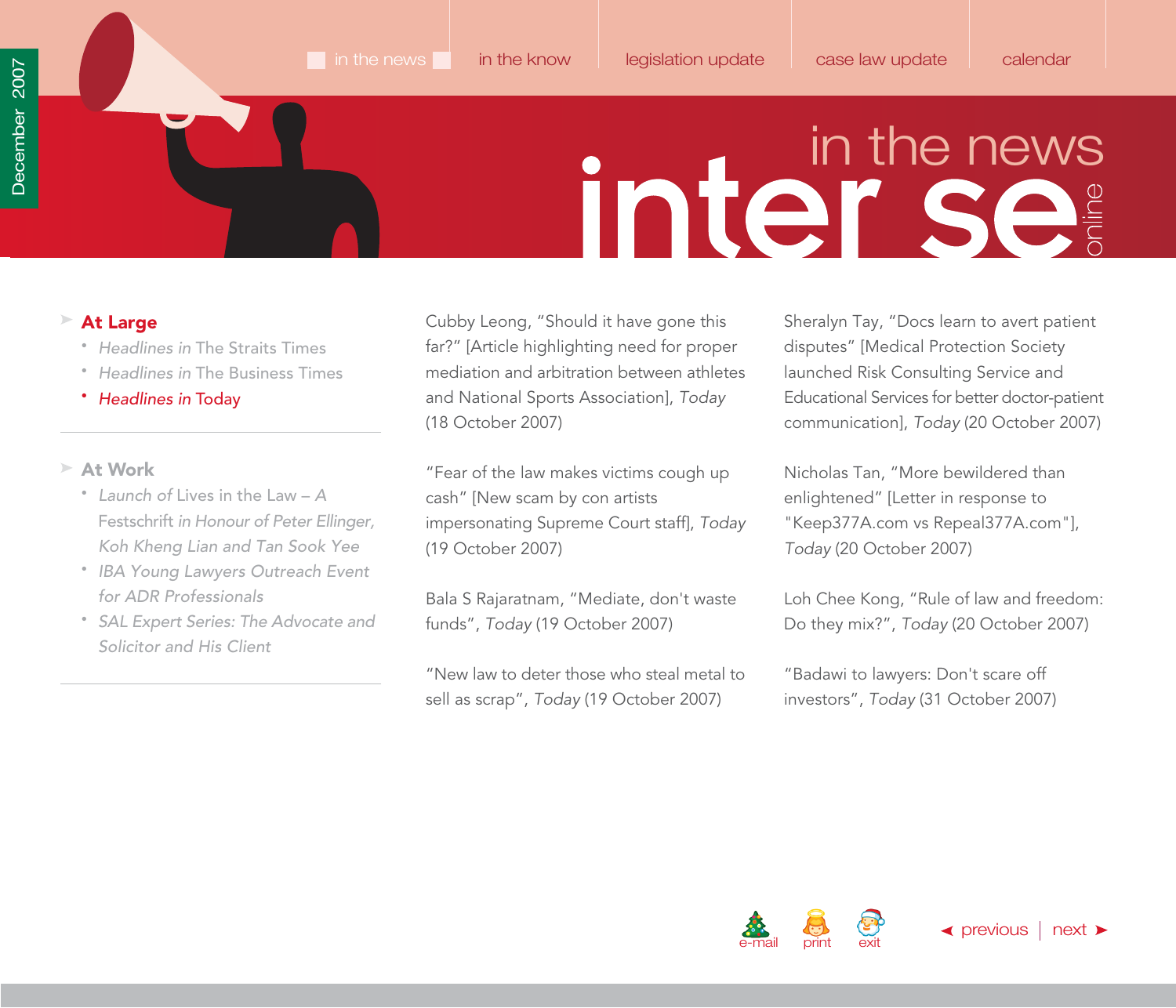# in the news

## At Large

- *Headlines in* The Straits Times
- *Headlines in* The Business Times
- *Headlines in* Today

## At Work

- *Launch of* Lives in the Law – *A* Festschrift *in Honour of Peter Ellinger, Koh Kheng Lian and Tan Sook Yee*
- *IBA Young Lawyers Outreach Event for ADR Professionals*
- *SAL Expert Series: The Advocate and Solicitor and His Client*

Cubby Leong, "Should it have gone this far?" [Article highlighting need for proper mediation and arbitration between athletes and National Sports Association], *Today* (18 October 2007)

"Fear of the law makes victims cough up cash" [New scam by con artists impersonating Supreme Court staff], *Today* (19 October 2007)

Bala S Rajaratnam, "Mediate, don't waste funds", *Today* (19 October 2007)

"New law to deter those who steal metal to sell as scrap", *Today* (19 October 2007)

Sheralyn Tay, "Docs learn to avert patient disputes" [Medical Protection Society launched Risk Consulting Service and Educational Services for better doctor-patient communication], *Today* (20 October 2007)

Nicholas Tan, "More bewildered than enlightened" [Letter in response to "Keep377A.com vs Repeal377A.com"], *Today* (20 October 2007)

Loh Chee Kong, "Rule of law and freedom: Do they mix?", *Today* (20 October 2007)

"Badawi to lawyers: Don't scare off investors", *Today* (31 October 2007)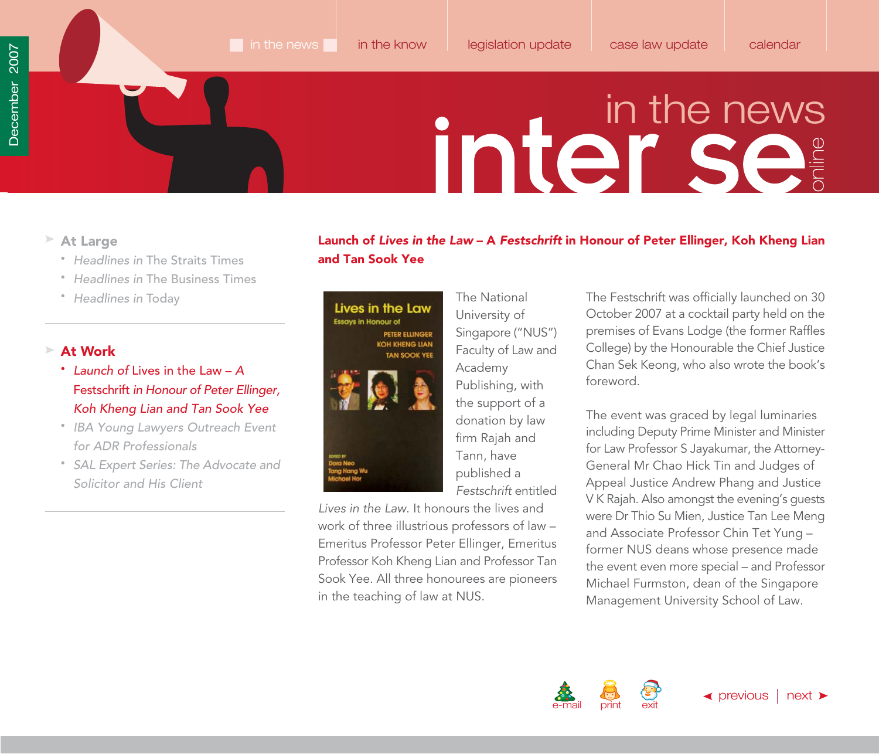in the news | in the know | legislation update | case law update | calendar

# in the news

## At Large

- *Headlines in* The Straits Times
- *Headlines in* The Business Times
- *Headlines in* Today

## At Work

- *Launch of* Lives in the Law *– A* Festschrift *in Honour of Peter Ellinger, Koh Kheng Lian and Tan Sook Yee*
- *IBA Young Lawyers Outreach Event for ADR Professionals*
- *SAL Expert Series: The Advocate and Solicitor and His Client*

## Launch of *Lives in the Law* – A *Festschrift* in Honour of Peter Ellinger, Koh Kheng Lian and Tan Sook Yee

The National University of Singapore ("NUS") Faculty of Law and Academy Publishing, with the support of a donation by law firm Rajah and Tann, have published a *Festschrift* entitled *Lives in the Law*. It honours the lives and work of three illustrious professors of law – Emeritus Professor Peter Ellinger, Emeritus Professor Koh Kheng Lian and Professor Tan Sook Yee. All three honourees are pioneers in the teaching of law at NUS.

The Festschrift was officially launched on 30 October 2007 at a cocktail party held on the premises of Evans Lodge (the former Raffles College) by the Honourable the Chief Justice Chan Sek Keong, who also wrote the book's foreword.

The event was graced by legal luminaries including Deputy Prime Minister and Minister for Law Professor S Jayakumar, the Attorney-General Mr Chao Hick Tin and Judges of Appeal Justice Andrew Phang and Justice V K Rajah. Also amongst the evening's guests were Dr Thio Su Mien, Justice Tan Lee Meng and Associate Professor Chin Tet Yung – former NUS deans whose presence made the event even more special – and Professor Michael Furmston, dean of the Singapore Management University School of Law.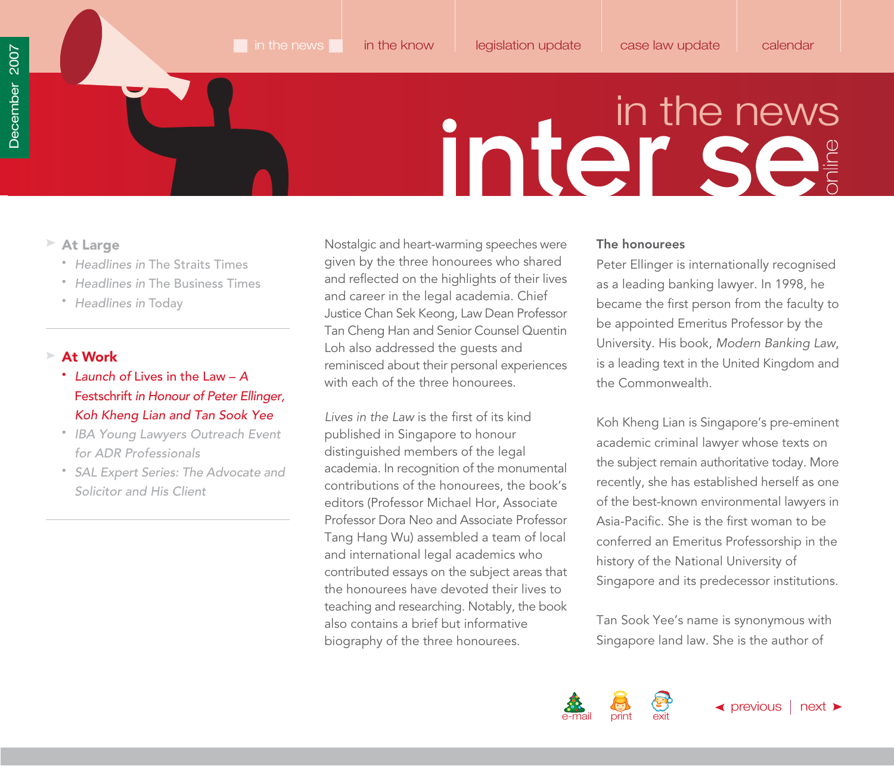- **At Large**
  - *Headlines in* The Straits Times
  - *Headlines in* The Business Times
  - *Headlines in* Today

- **At Work**
  - *Launch of* Lives in the Law – A Festschrift *in Honour of Peter Ellinger, Koh Kheng Lian and Tan Sook Yee*
  - *IBA Young Lawyers Outreach Event for ADR Professionals*
  - *SAL Expert Series: The Advocate and Solicitor and His Client*

Nostalgic and heart-warming speeches were given by the three honourees who shared and reflected on the highlights of their lives and career in the legal academia. Chief Justice Chan Sek Keong, Law Dean Professor Tan Cheng Han and Senior Counsel Quentin Loh also addressed the guests and reminisced about their personal experiences with each of the three honourees.

*Lives in the Law* is the first of its kind published in Singapore to honour distinguished members of the legal academia. In recognition of the monumental contributions of the honourees, the book's editors (Professor Michael Hor, Associate Professor Dora Neo and Associate Professor Tang Hang Wu) assembled a team of local and international legal academics who contributed essays on the subject areas that the honourees have devoted their lives to teaching and researching. Notably, the book also contains a brief but informative biography of the three honourees.

**The honourees**

Peter Ellinger is internationally recognised as a leading banking lawyer. In 1998, he became the first person from the faculty to be appointed Emeritus Professor by the University. His book, *Modern Banking Law*, is a leading text in the United Kingdom and the Commonwealth.

Koh Kheng Lian is Singapore's pre-eminent academic criminal lawyer whose texts on the subject remain authoritative today. More recently, she has established herself as one of the best-known environmental lawyers in Asia-Pacific. She is the first woman to be conferred an Emeritus Professorship in the history of the National University of Singapore and its predecessor institutions.

Tan Sook Yee's name is synonymous with Singapore land law. She is the author of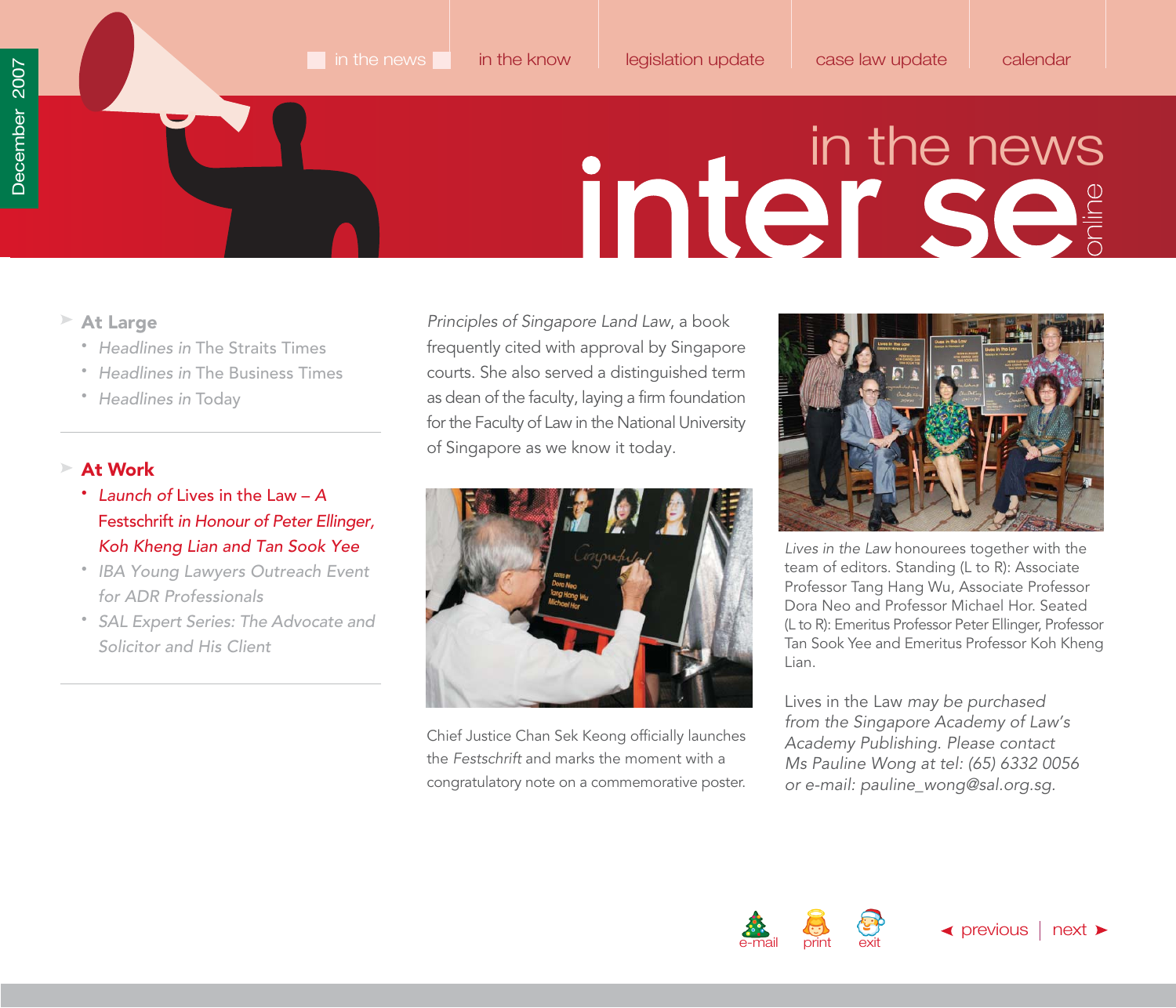# in the news

**At Large**

- *Headlines in* The Straits Times
- *Headlines in* The Business Times
- *Headlines in* Today

**At Work**

- *Launch of* Lives in the Law – *A* Festschrift *in Honour of Peter Ellinger, Koh Kheng Lian and Tan Sook Yee*
- *IBA Young Lawyers Outreach Event for ADR Professionals*
- *SAL Expert Series: The Advocate and Solicitor and His Client*

*Principles of Singapore Land Law*, a book frequently cited with approval by Singapore courts. She also served a distinguished term as dean of the faculty, laying a firm foundation for the Faculty of Law in the National University of Singapore as we know it today.

Chief Justice Chan Sek Keong officially launches the *Festschrift* and marks the moment with a congratulatory note on a commemorative poster.

*Lives in the Law* honourees together with the team of editors. Standing (L to R): Associate Professor Tang Hang Wu, Associate Professor Dora Neo and Professor Michael Hor. Seated (L to R): Emeritus Professor Peter Ellinger, Professor Tan Sook Yee and Emeritus Professor Koh Kheng Lian.

Lives in the Law *may be purchased from the Singapore Academy of Law's Academy Publishing. Please contact Ms Pauline Wong at tel: (65) 6332 0056 or e-mail: pauline_wong@sal.org.sg.*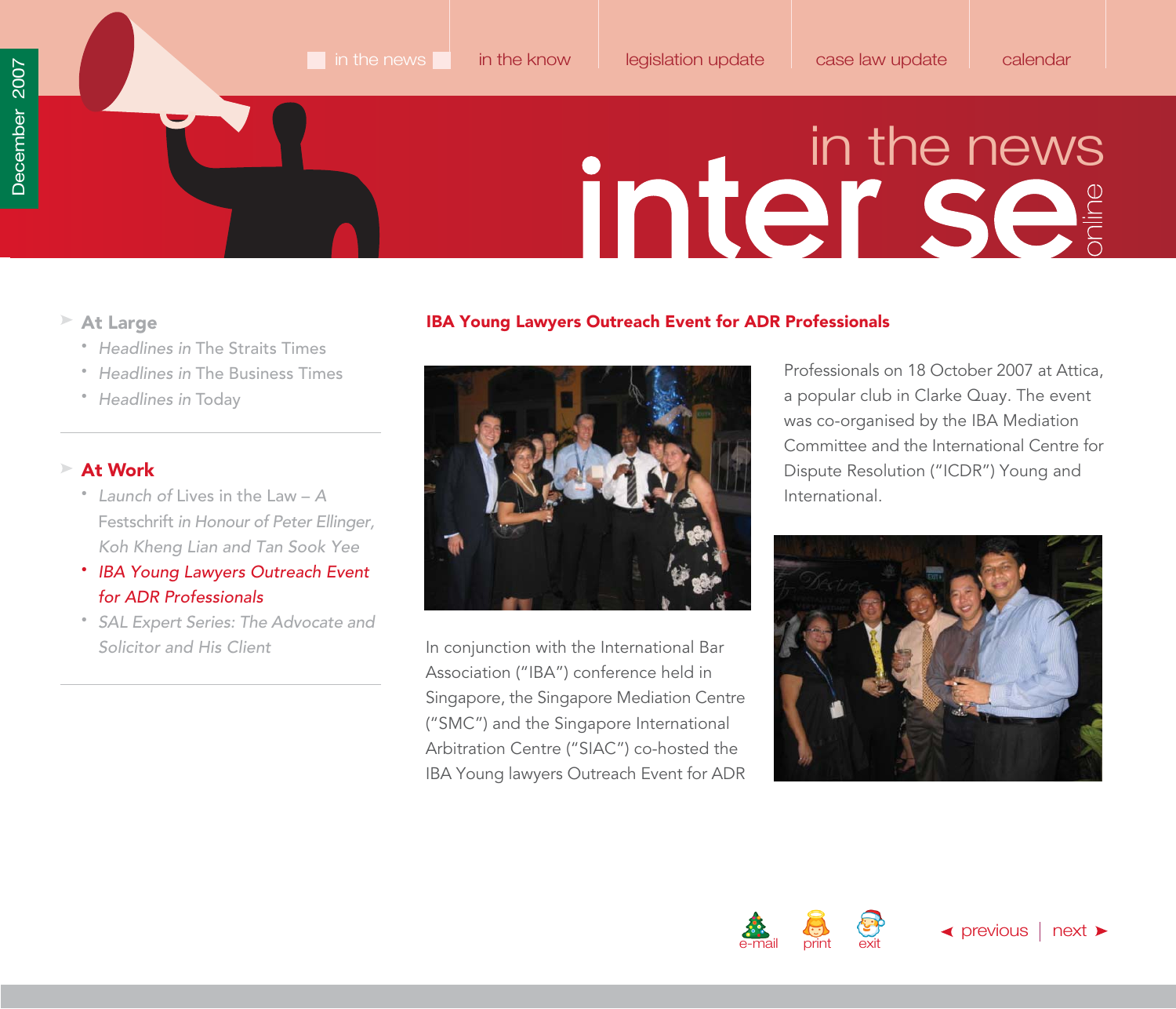## At Large

- *Headlines in* The Straits Times
- *Headlines in* The Business Times
- *Headlines in* Today

## At Work

- *Launch of* Lives in the Law – A Festschrift *in Honour of Peter Ellinger, Koh Kheng Lian and Tan Sook Yee*
- *IBA Young Lawyers Outreach Event for ADR Professionals*
- *SAL Expert Series: The Advocate and Solicitor and His Client*

# IBA Young Lawyers Outreach Event for ADR Professionals

In conjunction with the International Bar Association ("IBA") conference held in Singapore, the Singapore Mediation Centre ("SMC") and the Singapore International Arbitration Centre ("SIAC") co-hosted the IBA Young lawyers Outreach Event for ADR Professionals on 18 October 2007 at Attica, a popular club in Clarke Quay. The event was co-organised by the IBA Mediation Committee and the International Centre for Dispute Resolution ("ICDR") Young and International.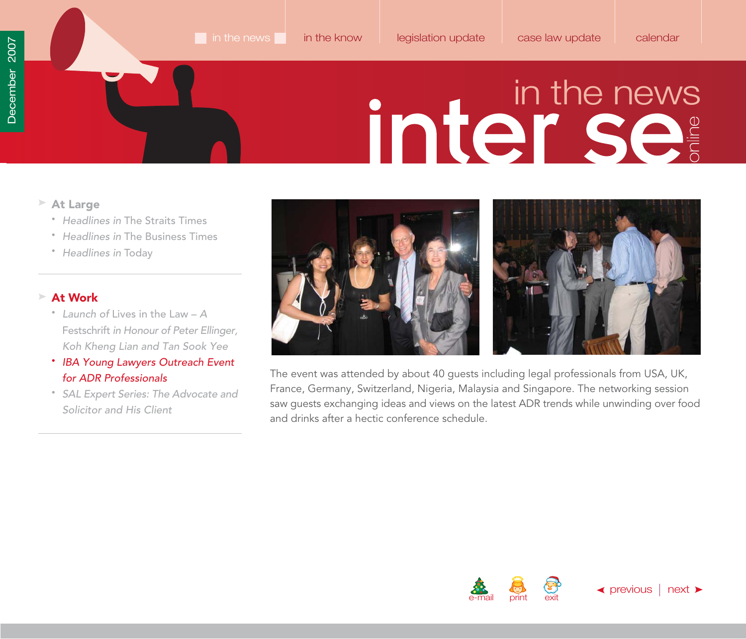## At Large

- *Headlines in* The Straits Times
- *Headlines in* The Business Times
- *Headlines in* Today

## At Work

- *Launch of* Lives in the Law – A Festschrift *in Honour of Peter Ellinger, Koh Kheng Lian and Tan Sook Yee*
- *IBA Young Lawyers Outreach Event for ADR Professionals*
- *SAL Expert Series: The Advocate and Solicitor and His Client*

The event was attended by about 40 guests including legal professionals from USA, UK, France, Germany, Switzerland, Nigeria, Malaysia and Singapore. The networking session saw guests exchanging ideas and views on the latest ADR trends while unwinding over food and drinks after a hectic conference schedule.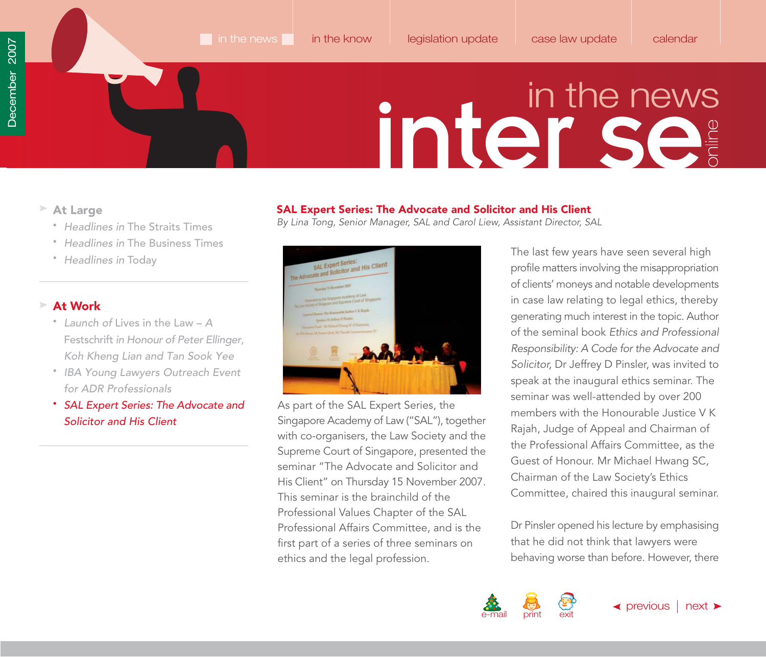## SAL Expert Series: The Advocate and Solicitor and His Client

*By Lina Tong, Senior Manager, SAL and Carol Liew, Assistant Director, SAL*

As part of the SAL Expert Series, the Singapore Academy of Law ("SAL"), together with co-organisers, the Law Society and the Supreme Court of Singapore, presented the seminar "The Advocate and Solicitor and His Client" on Thursday 15 November 2007. This seminar is the brainchild of the Professional Values Chapter of the SAL Professional Affairs Committee, and is the first part of a series of three seminars on ethics and the legal profession.

The last few years have seen several high profile matters involving the misappropriation of clients' moneys and notable developments in case law relating to legal ethics, thereby generating much interest in the topic. Author of the seminal book *Ethics and Professional Responsibility: A Code for the Advocate and Solicitor,* Dr Jeffrey D Pinsler, was invited to speak at the inaugural ethics seminar. The seminar was well-attended by over 200 members with the Honourable Justice V K Rajah, Judge of Appeal and Chairman of the Professional Affairs Committee, as the Guest of Honour. Mr Michael Hwang SC, Chairman of the Law Society's Ethics Committee, chaired this inaugural seminar.

Dr Pinsler opened his lecture by emphasising that he did not think that lawyers were behaving worse than before. However, there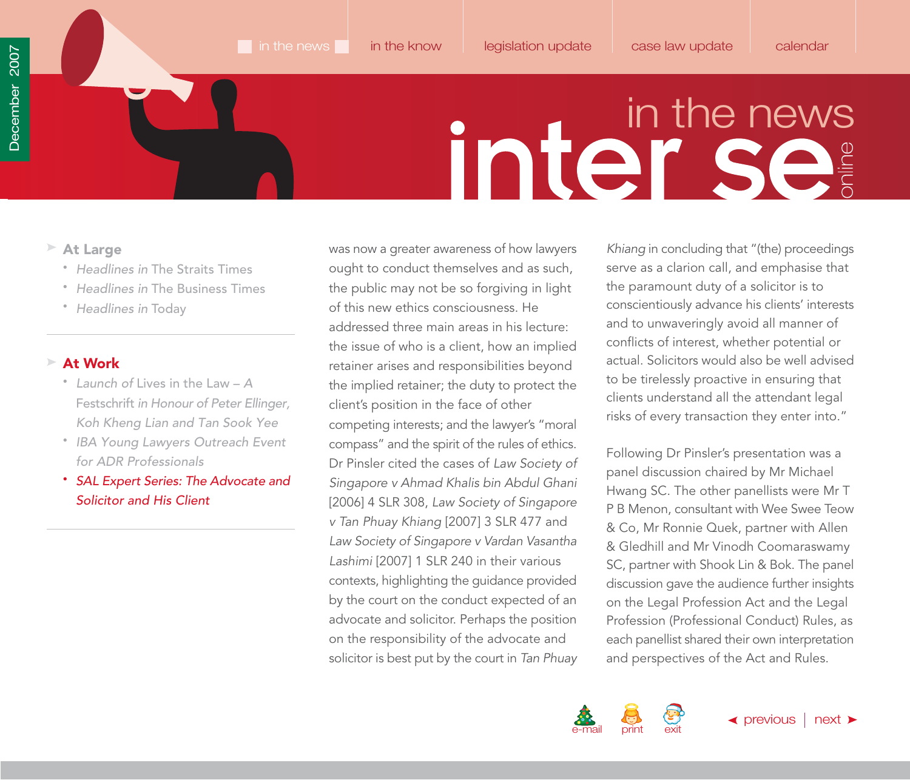- **At Large**
  - *Headlines in* The Straits Times
  - *Headlines in* The Business Times
  - *Headlines in* Today

- **At Work**
  - *Launch of* Lives in the Law – A Festschrift *in Honour of Peter Ellinger, Koh Kheng Lian and Tan Sook Yee*
  - *IBA Young Lawyers Outreach Event for ADR Professionals*
  - *SAL Expert Series: The Advocate and Solicitor and His Client*

was now a greater awareness of how lawyers ought to conduct themselves and as such, the public may not be so forgiving in light of this new ethics consciousness. He addressed three main areas in his lecture: the issue of who is a client, how an implied retainer arises and responsibilities beyond the implied retainer; the duty to protect the client's position in the face of other competing interests; and the lawyer's "moral compass" and the spirit of the rules of ethics. Dr Pinsler cited the cases of *Law Society of Singapore v Ahmad Khalis bin Abdul Ghani* [2006] 4 SLR 308, *Law Society of Singapore v Tan Phuay Khiang* [2007] 3 SLR 477 and *Law Society of Singapore v Vardan Vasantha Lashimi* [2007] 1 SLR 240 in their various contexts, highlighting the guidance provided by the court on the conduct expected of an advocate and solicitor. Perhaps the position on the responsibility of the advocate and solicitor is best put by the court in *Tan Phuay Khiang* in concluding that "(the) proceedings serve as a clarion call, and emphasise that the paramount duty of a solicitor is to conscientiously advance his clients' interests and to unwaveringly avoid all manner of conflicts of interest, whether potential or actual. Solicitors would also be well advised to be tirelessly proactive in ensuring that clients understand all the attendant legal risks of every transaction they enter into."

Following Dr Pinsler's presentation was a panel discussion chaired by Mr Michael Hwang SC. The other panellists were Mr T P B Menon, consultant with Wee Swee Teow & Co, Mr Ronnie Quek, partner with Allen & Gledhill and Mr Vinodh Coomaraswamy SC, partner with Shook Lin & Bok. The panel discussion gave the audience further insights on the Legal Profession Act and the Legal Profession (Professional Conduct) Rules, as each panellist shared their own interpretation and perspectives of the Act and Rules.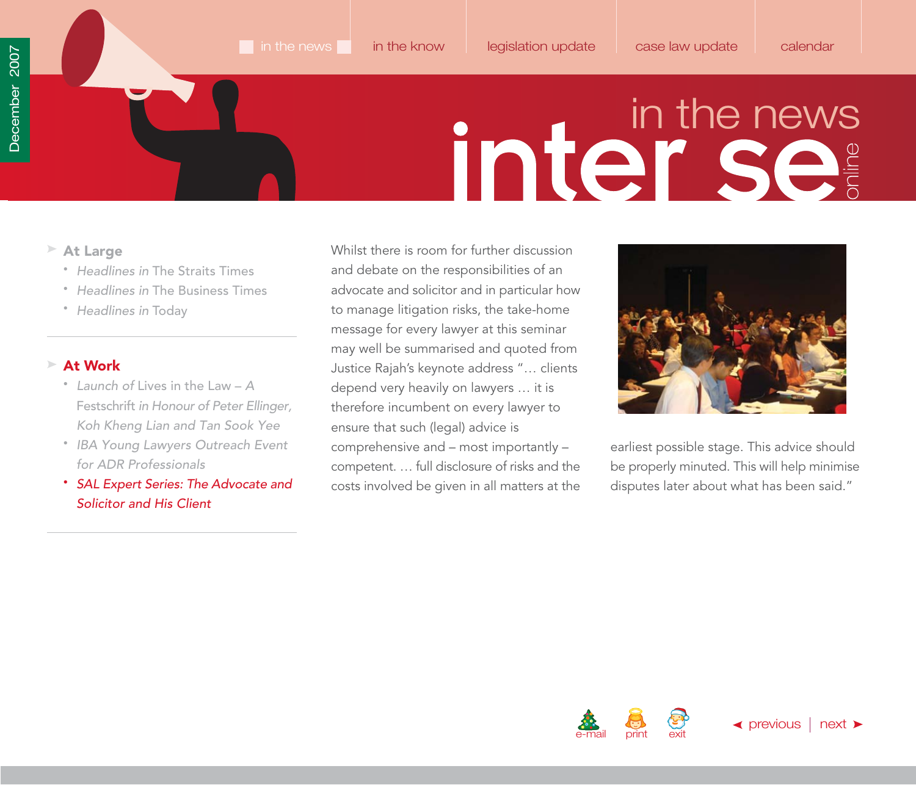- **At Large**
  - *Headlines in* The Straits Times
  - *Headlines in* The Business Times
  - *Headlines in* Today

---

- **At Work**
  - *Launch of* Lives in the Law – A Festschrift *in Honour of Peter Ellinger, Koh Kheng Lian and Tan Sook Yee*
  - *IBA Young Lawyers Outreach Event for ADR Professionals*
  - *SAL Expert Series: The Advocate and Solicitor and His Client*

---

Whilst there is room for further discussion and debate on the responsibilities of an advocate and solicitor and in particular how to manage litigation risks, the take-home message for every lawyer at this seminar may well be summarised and quoted from Justice Rajah's keynote address "… clients depend very heavily on lawyers … it is therefore incumbent on every lawyer to ensure that such (legal) advice is comprehensive and – most importantly – competent. … full disclosure of risks and the costs involved be given in all matters at the earliest possible stage. This advice should be properly minuted. This will help minimise disputes later about what has been said."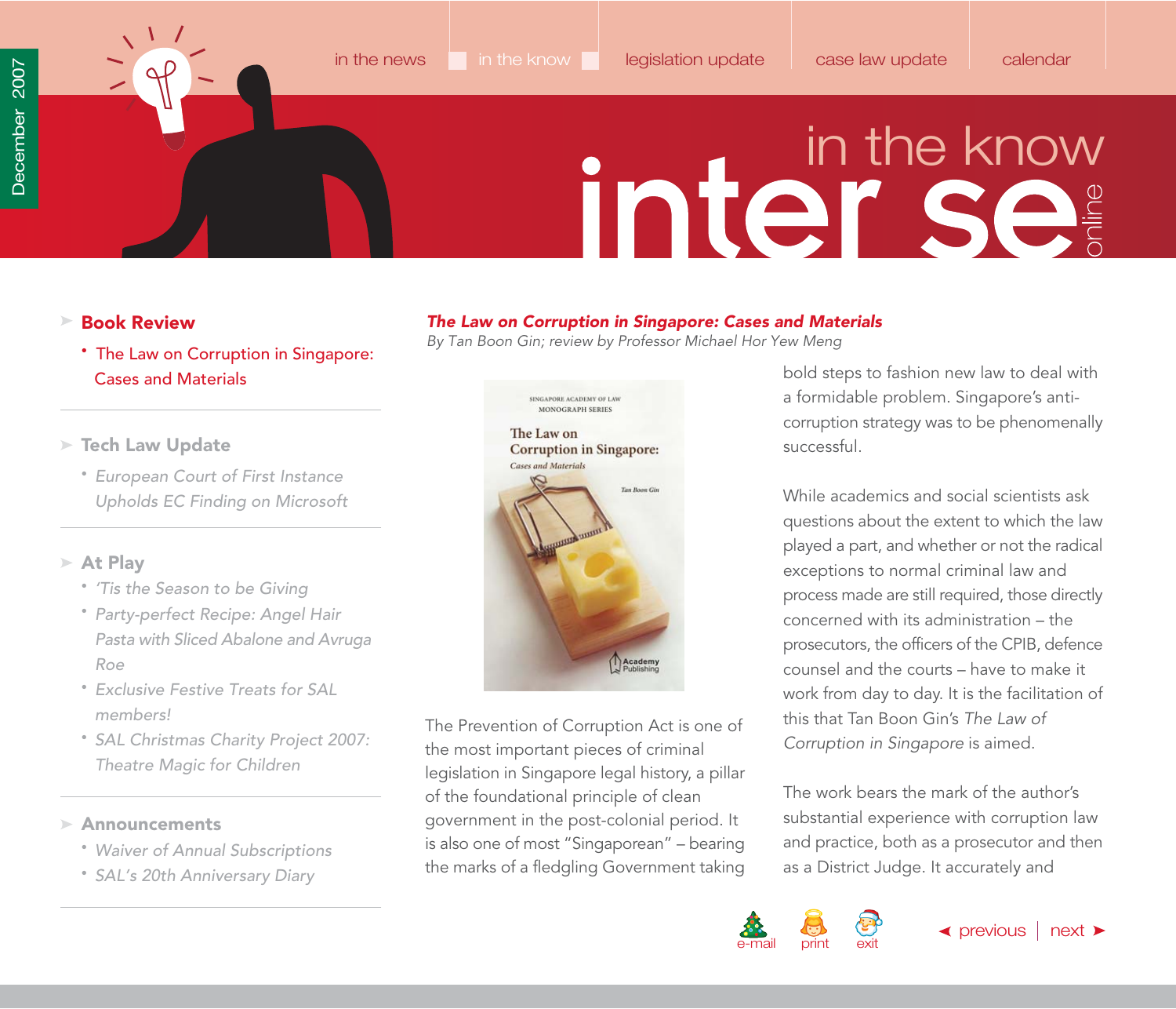## The Law on Corruption in Singapore: Cases and Materials

*By Tan Boon Gin; review by Professor Michael Hor Yew Meng*

The Prevention of Corruption Act is one of the most important pieces of criminal legislation in Singapore legal history, a pillar of the foundational principle of clean government in the post-colonial period. It is also one of most "Singaporean" – bearing the marks of a fledgling Government taking bold steps to fashion new law to deal with a formidable problem. Singapore's anti-corruption strategy was to be phenomenally successful.

While academics and social scientists ask questions about the extent to which the law played a part, and whether or not the radical exceptions to normal criminal law and process made are still required, those directly concerned with its administration – the prosecutors, the officers of the CPIB, defence counsel and the courts – have to make it work from day to day. It is the facilitation of this that Tan Boon Gin's *The Law of Corruption in Singapore* is aimed.

The work bears the mark of the author's substantial experience with corruption law and practice, both as a prosecutor and then as a District Judge. It accurately and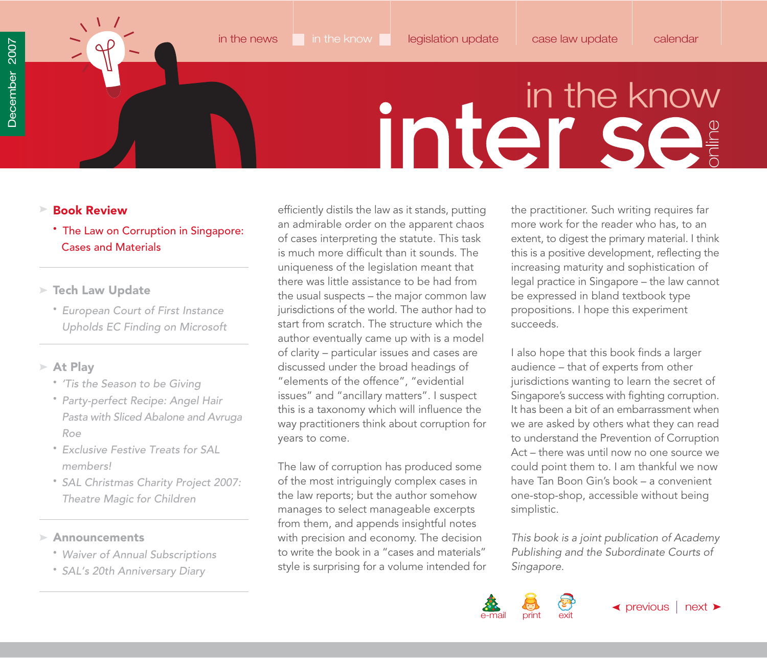efficiently distils the law as it stands, putting an admirable order on the apparent chaos of cases interpreting the statute. This task is much more difficult than it sounds. The uniqueness of the legislation meant that there was little assistance to be had from the usual suspects – the major common law jurisdictions of the world. The author had to start from scratch. The structure which the author eventually came up with is a model of clarity – particular issues and cases are discussed under the broad headings of "elements of the offence", "evidential issues" and "ancillary matters". I suspect this is a taxonomy which will influence the way practitioners think about corruption for years to come.

The law of corruption has produced some of the most intriguingly complex cases in the law reports; but the author somehow manages to select manageable excerpts from them, and appends insightful notes with precision and economy. The decision to write the book in a "cases and materials" style is surprising for a volume intended for the practitioner. Such writing requires far more work for the reader who has, to an extent, to digest the primary material. I think this is a positive development, reflecting the increasing maturity and sophistication of legal practice in Singapore – the law cannot be expressed in bland textbook type propositions. I hope this experiment succeeds.

I also hope that this book finds a larger audience – that of experts from other jurisdictions wanting to learn the secret of Singapore's success with fighting corruption. It has been a bit of an embarrassment when we are asked by others what they can read to understand the Prevention of Corruption Act – there was until now no one source we could point them to. I am thankful we now have Tan Boon Gin's book – a convenient one-stop-shop, accessible without being simplistic.

*This book is a joint publication of Academy Publishing and the Subordinate Courts of Singapore.*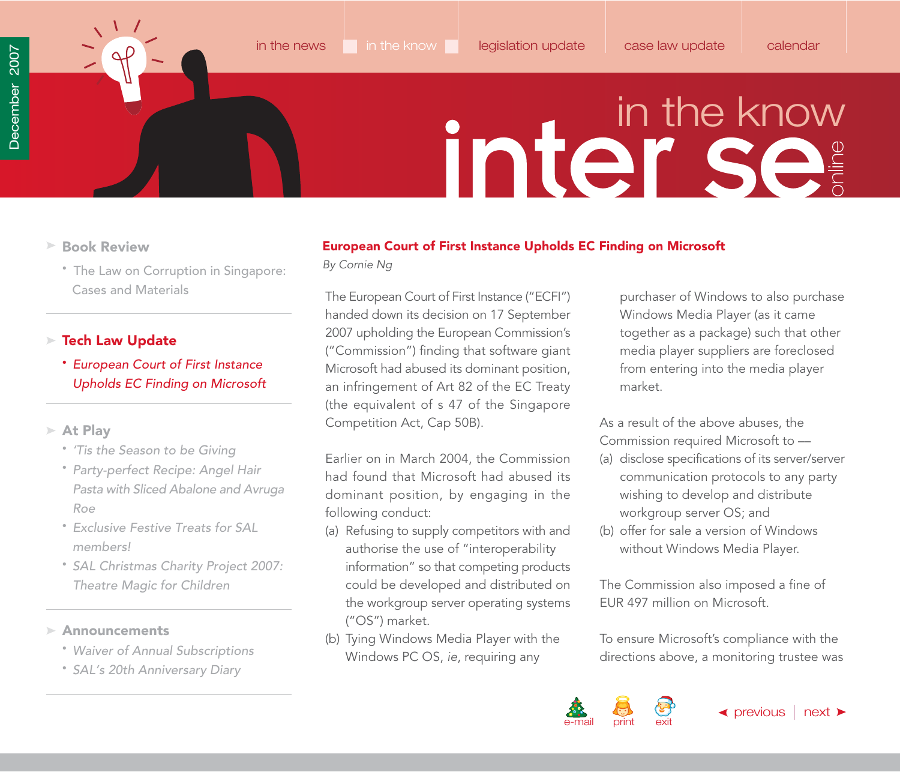## European Court of First Instance Upholds EC Finding on Microsoft

*By Cornie Ng*

The European Court of First Instance ("ECFI") handed down its decision on 17 September 2007 upholding the European Commission's ("Commission") finding that software giant Microsoft had abused its dominant position, an infringement of Art 82 of the EC Treaty (the equivalent of s 47 of the Singapore Competition Act, Cap 50B).

Earlier on in March 2004, the Commission had found that Microsoft had abused its dominant position, by engaging in the following conduct:

(a) Refusing to supply competitors with and authorise the use of "interoperability information" so that competing products could be developed and distributed on the workgroup server operating systems ("OS") market.

(b) Tying Windows Media Player with the Windows PC OS, *ie*, requiring any purchaser of Windows to also purchase Windows Media Player (as it came together as a package) such that other media player suppliers are foreclosed from entering into the media player market.

As a result of the above abuses, the Commission required Microsoft to —

(a) disclose specifications of its server/server communication protocols to any party wishing to develop and distribute workgroup server OS; and

(b) offer for sale a version of Windows without Windows Media Player.

The Commission also imposed a fine of EUR 497 million on Microsoft.

To ensure Microsoft's compliance with the directions above, a monitoring trustee was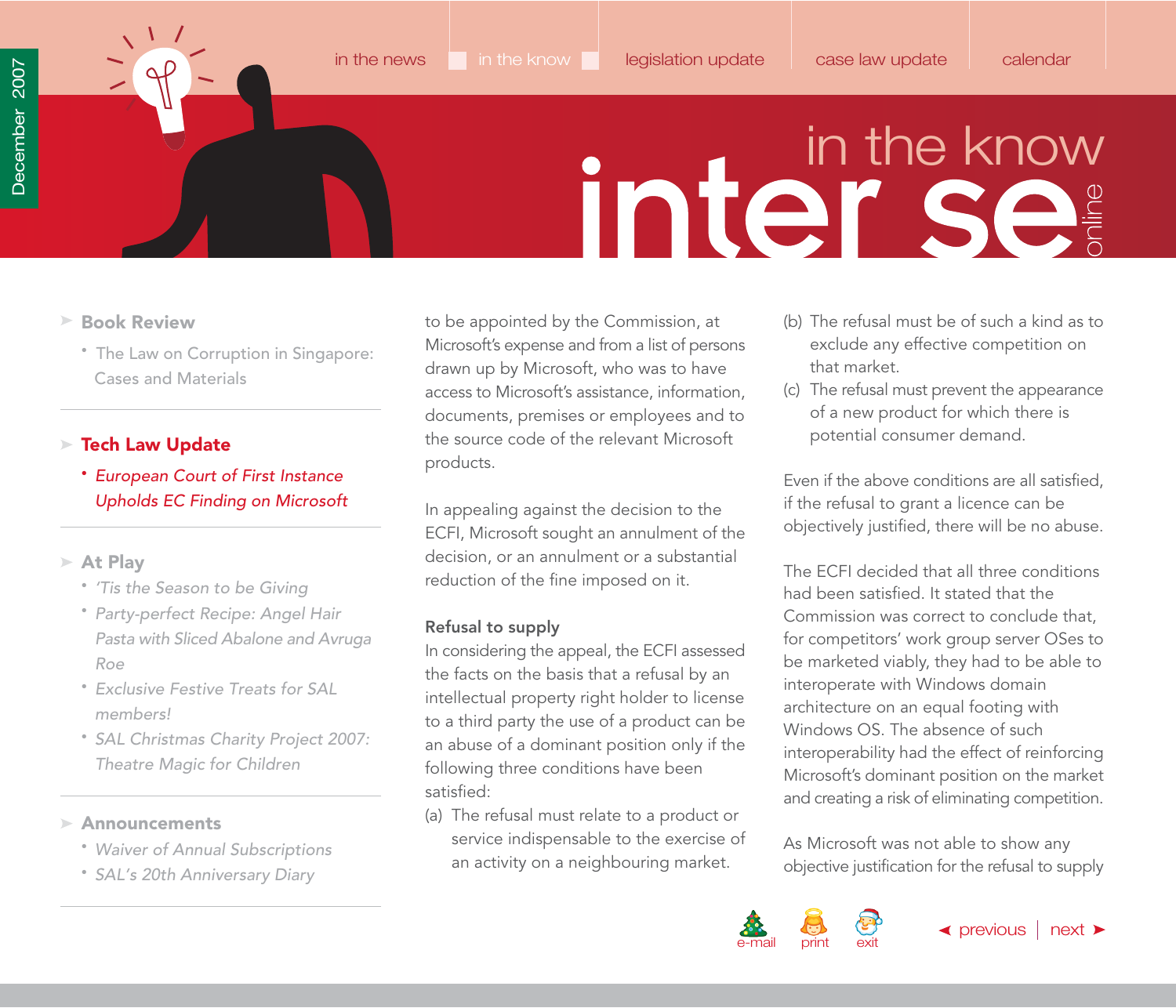to be appointed by the Commission, at Microsoft's expense and from a list of persons drawn up by Microsoft, who was to have access to Microsoft's assistance, information, documents, premises or employees and to the source code of the relevant Microsoft products.

In appealing against the decision to the ECFI, Microsoft sought an annulment of the decision, or an annulment or a substantial reduction of the fine imposed on it.

**Refusal to supply**

In considering the appeal, the ECFI assessed the facts on the basis that a refusal by an intellectual property right holder to license to a third party the use of a product can be an abuse of a dominant position only if the following three conditions have been satisfied:

(a) The refusal must relate to a product or service indispensable to the exercise of an activity on a neighbouring market.

(b) The refusal must be of such a kind as to exclude any effective competition on that market.

(c) The refusal must prevent the appearance of a new product for which there is potential consumer demand.

Even if the above conditions are all satisfied, if the refusal to grant a licence can be objectively justified, there will be no abuse.

The ECFI decided that all three conditions had been satisfied. It stated that the Commission was correct to conclude that, for competitors' work group server OSes to be marketed viably, they had to be able to interoperate with Windows domain architecture on an equal footing with Windows OS. The absence of such interoperability had the effect of reinforcing Microsoft's dominant position on the market and creating a risk of eliminating competition.

As Microsoft was not able to show any objective justification for the refusal to supply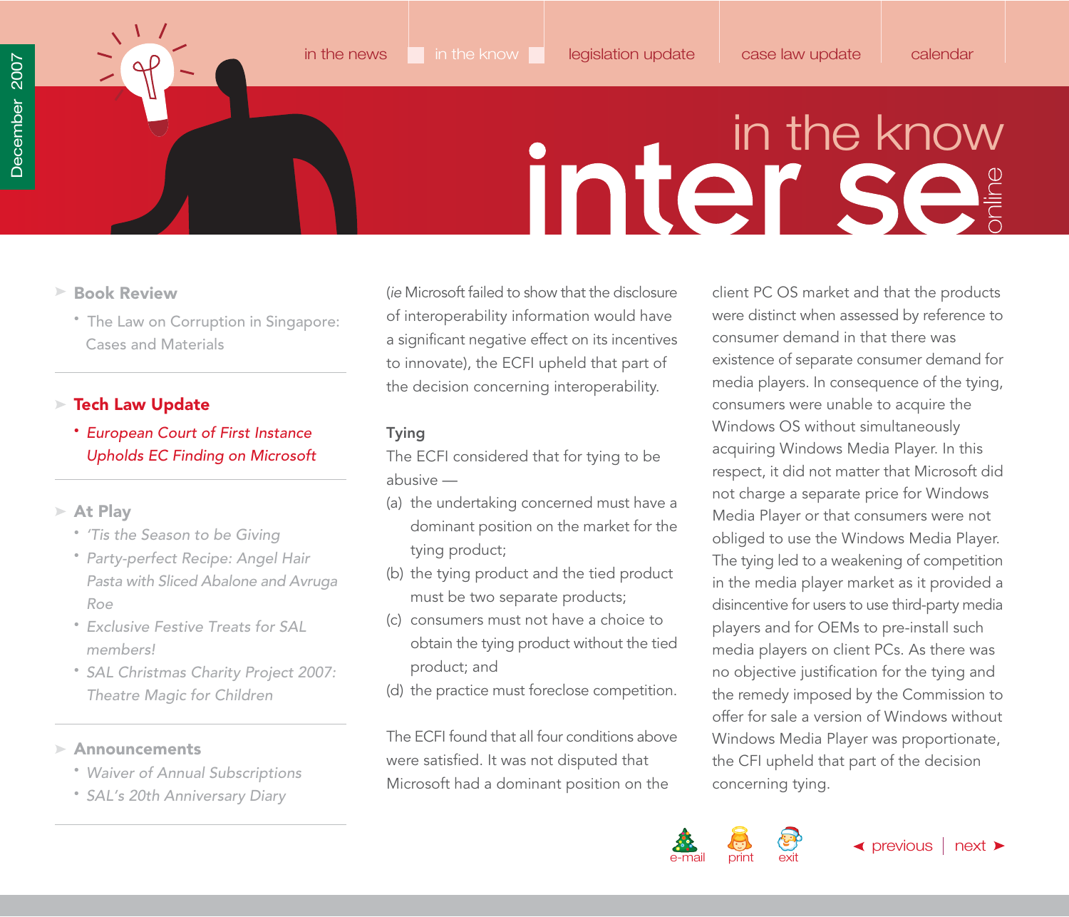(*ie* Microsoft failed to show that the disclosure of interoperability information would have a significant negative effect on its incentives to innovate), the ECFI upheld that part of the decision concerning interoperability.

**Tying**

The ECFI considered that for tying to be abusive —

(a) the undertaking concerned must have a dominant position on the market for the tying product;

(b) the tying product and the tied product must be two separate products;

(c) consumers must not have a choice to obtain the tying product without the tied product; and

(d) the practice must foreclose competition.

The ECFI found that all four conditions above were satisfied. It was not disputed that Microsoft had a dominant position on the client PC OS market and that the products were distinct when assessed by reference to consumer demand in that there was existence of separate consumer demand for media players. In consequence of the tying, consumers were unable to acquire the Windows OS without simultaneously acquiring Windows Media Player. In this respect, it did not matter that Microsoft did not charge a separate price for Windows Media Player or that consumers were not obliged to use the Windows Media Player. The tying led to a weakening of competition in the media player market as it provided a disincentive for users to use third-party media players and for OEMs to pre-install such media players on client PCs. As there was no objective justification for the tying and the remedy imposed by the Commission to offer for sale a version of Windows without Windows Media Player was proportionate, the CFI upheld that part of the decision concerning tying.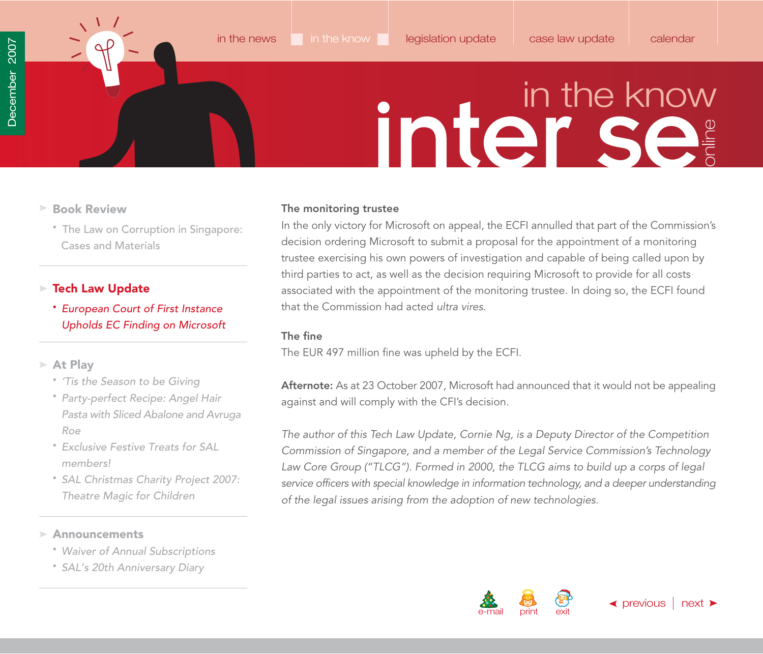### The monitoring trustee

In the only victory for Microsoft on appeal, the ECFI annulled that part of the Commission's decision ordering Microsoft to submit a proposal for the appointment of a monitoring trustee exercising his own powers of investigation and capable of being called upon by third parties to act, as well as the decision requiring Microsoft to provide for all costs associated with the appointment of the monitoring trustee. In doing so, the ECFI found that the Commission had acted *ultra vires*.

### The fine

The EUR 497 million fine was upheld by the ECFI.

**Afternote:** As at 23 October 2007, Microsoft had announced that it would not be appealing against and will comply with the CFI's decision.

*The author of this Tech Law Update, Cornie Ng, is a Deputy Director of the Competition Commission of Singapore, and a member of the Legal Service Commission's Technology Law Core Group ("TLCG"). Formed in 2000, the TLCG aims to build up a corps of legal service officers with special knowledge in information technology, and a deeper understanding of the legal issues arising from the adoption of new technologies.*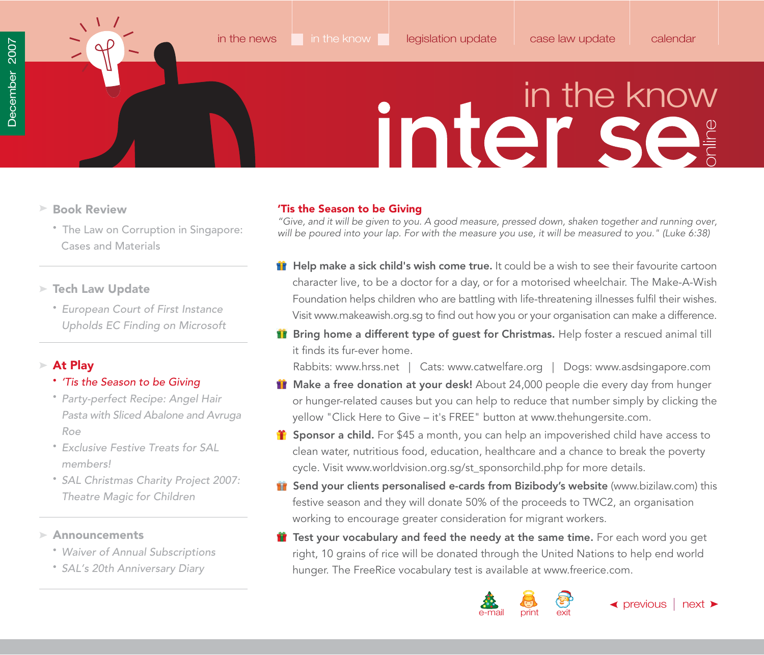## 'Tis the Season to be Giving

*"Give, and it will be given to you. A good measure, pressed down, shaken together and running over, will be poured into your lap. For with the measure you use, it will be measured to you." (Luke 6:38)*

- **Help make a sick child's wish come true.** It could be a wish to see their favourite cartoon character live, to be a doctor for a day, or for a motorised wheelchair. The Make-A-Wish Foundation helps children who are battling with life-threatening illnesses fulfil their wishes. Visit www.makeawish.org.sg to find out how you or your organisation can make a difference.
- **Bring home a different type of guest for Christmas.** Help foster a rescued animal till it finds its fur-ever home.
  Rabbits: www.hrss.net | Cats: www.catwelfare.org | Dogs: www.asdsingapore.com
- **Make a free donation at your desk!** About 24,000 people die every day from hunger or hunger-related causes but you can help to reduce that number simply by clicking the yellow "Click Here to Give – it's FREE" button at www.thehungersite.com.
- **Sponsor a child.** For $45 a month, you can help an impoverished child have access to clean water, nutritious food, education, healthcare and a chance to break the poverty cycle. Visit www.worldvision.org.sg/st_sponsorchild.php for more details.
- **Send your clients personalised e-cards from Bizibody's website** (www.bizilaw.com) this festive season and they will donate 50% of the proceeds to TWC2, an organisation working to encourage greater consideration for migrant workers.
- **Test your vocabulary and feed the needy at the same time.** For each word you get right, 10 grains of rice will be donated through the United Nations to help end world hunger. The FreeRice vocabulary test is available at www.freerice.com.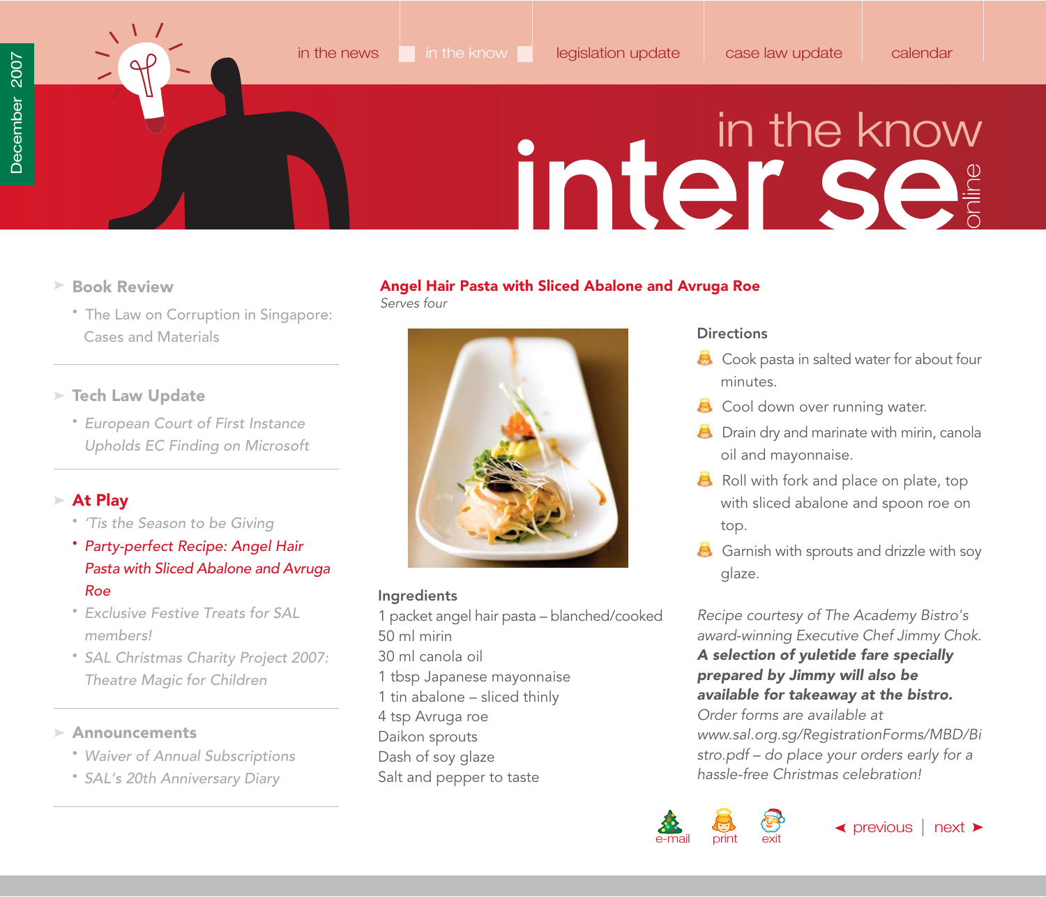in the news | in the know | legislation update | case law update | calendar

December 2007

# in the know inter se online

- **Book Review**
  - The Law on Corruption in Singapore: Cases and Materials
- **Tech Law Update**
  - *European Court of First Instance Upholds EC Finding on Microsoft*
- **At Play**
  - *'Tis the Season to be Giving*
  - *Party-perfect Recipe: Angel Hair Pasta with Sliced Abalone and Avruga Roe*
  - *Exclusive Festive Treats for SAL members!*
  - *SAL Christmas Charity Project 2007: Theatre Magic for Children*
- **Announcements**
  - *Waiver of Annual Subscriptions*
  - *SAL's 20th Anniversary Diary*

## Angel Hair Pasta with Sliced Abalone and Avruga Roe

*Serves four*

### Ingredients

1 packet angel hair pasta – blanched/cooked
50 ml mirin
30 ml canola oil
1 tbsp Japanese mayonnaise
1 tin abalone – sliced thinly
4 tsp Avruga roe
Daikon sprouts
Dash of soy glaze
Salt and pepper to taste

### Directions

- Cook pasta in salted water for about four minutes.
- Cool down over running water.
- Drain dry and marinate with mirin, canola oil and mayonnaise.
- Roll with fork and place on plate, top with sliced abalone and spoon roe on top.
- Garnish with sprouts and drizzle with soy glaze.

*Recipe courtesy of The Academy Bistro's award-winning Executive Chef Jimmy Chok.* ***A selection of yuletide fare specially prepared by Jimmy will also be available for takeaway at the bistro.*** *Order forms are available at www.sal.org.sg/RegistrationForms/MBD/Bistro.pdf – do place your orders early for a hassle-free Christmas celebration!*

e-mail | print | exit

◄ previous | next ►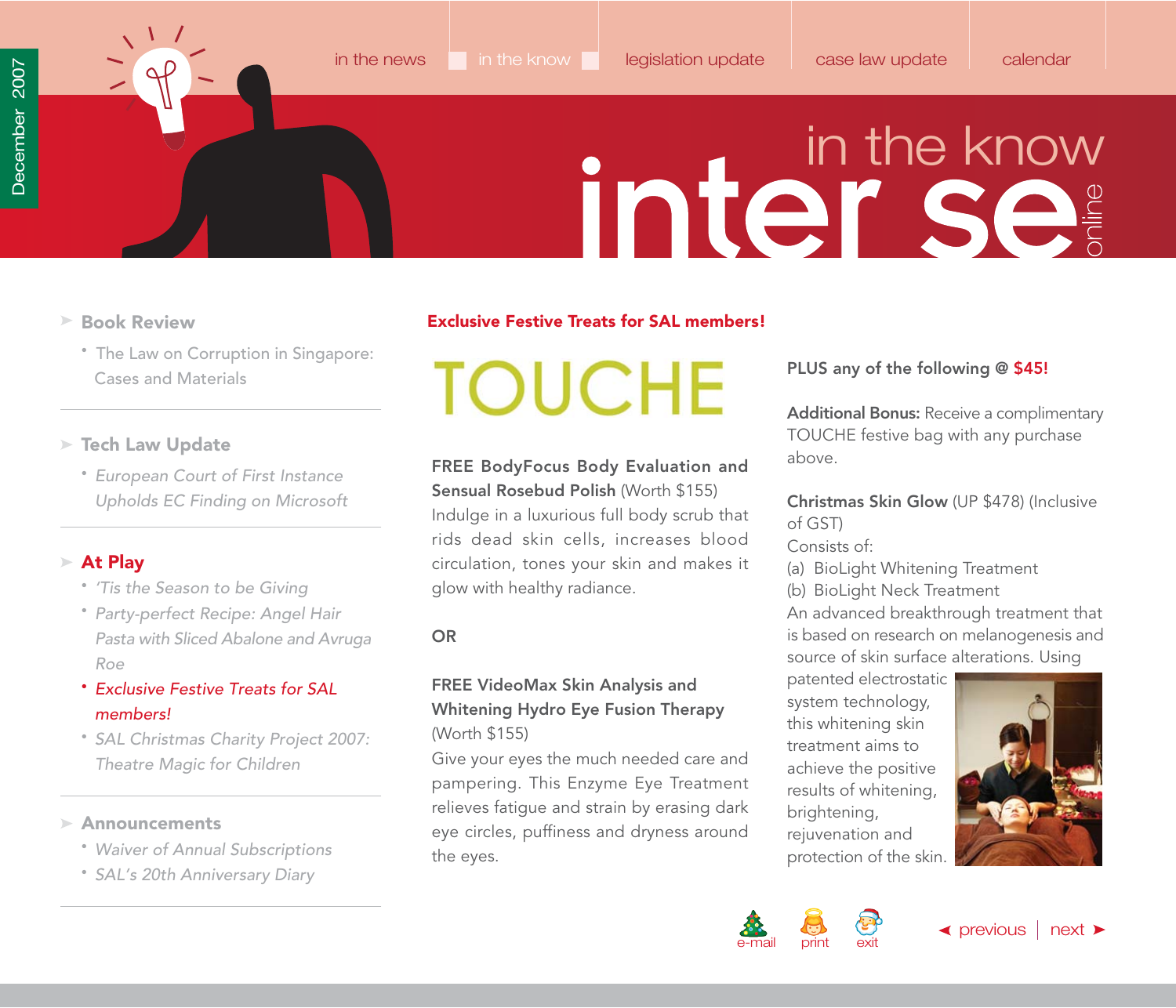## Exclusive Festive Treats for SAL members!

# TOUCHE

**FREE BodyFocus Body Evaluation and Sensual Rosebud Polish** (Worth $155)
Indulge in a luxurious full body scrub that rids dead skin cells, increases blood circulation, tones your skin and makes it glow with healthy radiance.

**OR**

**FREE VideoMax Skin Analysis and Whitening Hydro Eye Fusion Therapy** (Worth $155)
Give your eyes the much needed care and pampering. This Enzyme Eye Treatment relieves fatigue and strain by erasing dark eye circles, puffiness and dryness around the eyes.

**PLUS any of the following @ $45!**

**Additional Bonus:** Receive a complimentary TOUCHE festive bag with any purchase above.

**Christmas Skin Glow** (UP $478) (Inclusive of GST)
Consists of:
(a) BioLight Whitening Treatment
(b) BioLight Neck Treatment
An advanced breakthrough treatment that is based on research on melanogenesis and source of skin surface alterations. Using patented electrostatic system technology, this whitening skin treatment aims to achieve the positive results of whitening, brightening, rejuvenation and protection of the skin.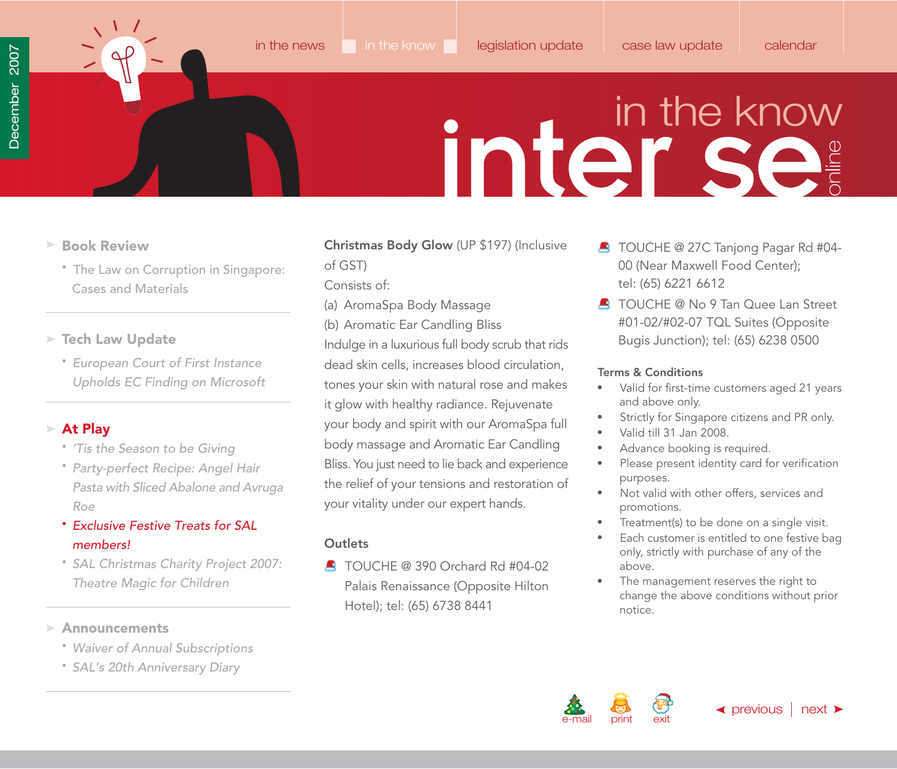- **Book Review**
  - The Law on Corruption in Singapore: Cases and Materials
- **Tech Law Update**
  - *European Court of First Instance Upholds EC Finding on Microsoft*
- **At Play**
  - *'Tis the Season to be Giving*
  - *Party-perfect Recipe: Angel Hair Pasta with Sliced Abalone and Avruga Roe*
  - *Exclusive Festive Treats for SAL members!*
  - *SAL Christmas Charity Project 2007: Theatre Magic for Children*
- **Announcements**
  - *Waiver of Annual Subscriptions*
  - *SAL's 20th Anniversary Diary*

**Christmas Body Glow** (UP $197) (Inclusive of GST)

Consists of:

(a) AromaSpa Body Massage

(b) Aromatic Ear Candling Bliss

Indulge in a luxurious full body scrub that rids dead skin cells, increases blood circulation, tones your skin with natural rose and makes it glow with healthy radiance. Rejuvenate your body and spirit with our AromaSpa full body massage and Aromatic Ear Candling Bliss. You just need to lie back and experience the relief of your tensions and restoration of your vitality under our expert hands.

### Outlets

- TOUCHE @ 390 Orchard Rd #04-02 Palais Renaissance (Opposite Hilton Hotel); tel: (65) 6738 8441
- TOUCHE @ 27C Tanjong Pagar Rd #04-00 (Near Maxwell Food Center); tel: (65) 6221 6612
- TOUCHE @ No 9 Tan Quee Lan Street #01-02/#02-07 TQL Suites (Opposite Bugis Junction); tel: (65) 6238 0500

### Terms & Conditions

- Valid for first-time customers aged 21 years and above only.
- Strictly for Singapore citizens and PR only.
- Valid till 31 Jan 2008.
- Advance booking is required.
- Please present identity card for verification purposes.
- Not valid with other offers, services and promotions.
- Treatment(s) to be done on a single visit.
- Each customer is entitled to one festive bag only, strictly with purchase of any of the above.
- The management reserves the right to change the above conditions without prior notice.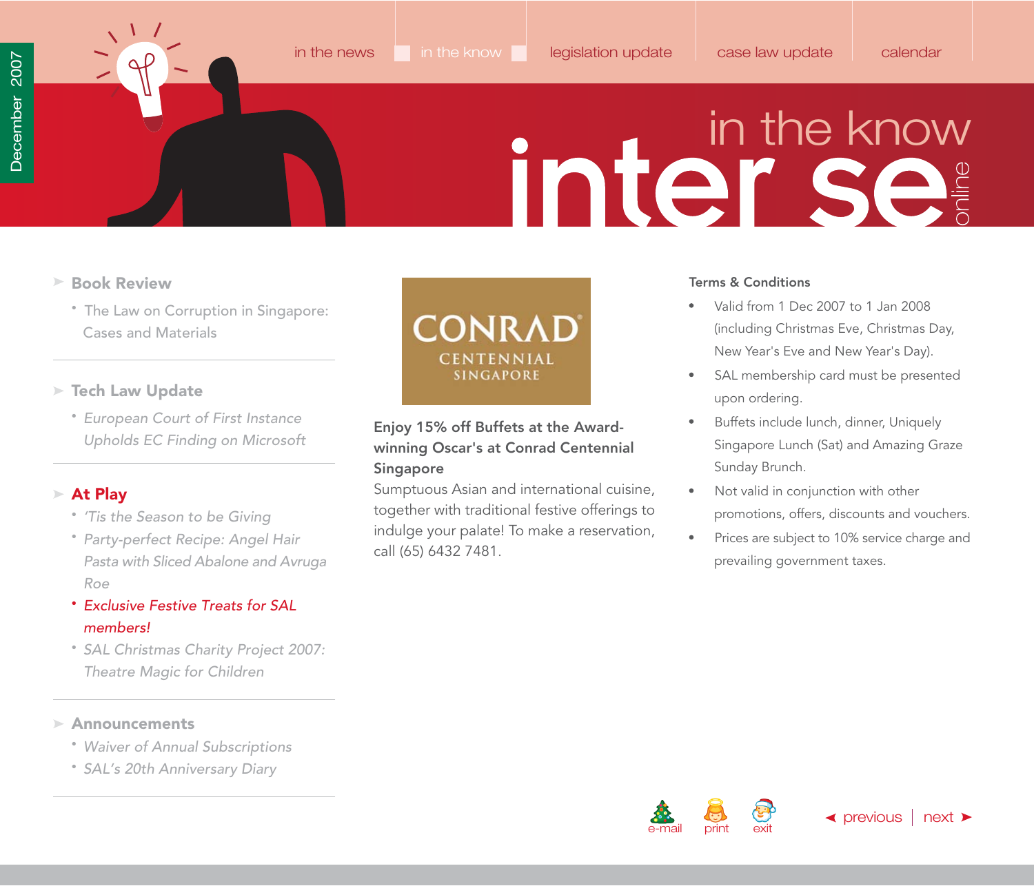- Book Review
  - The Law on Corruption in Singapore: Cases and Materials
- Tech Law Update
  - *European Court of First Instance Upholds EC Finding on Microsoft*
- **At Play**
  - *'Tis the Season to be Giving*
  - *Party-perfect Recipe: Angel Hair Pasta with Sliced Abalone and Avruga Roe*
  - *Exclusive Festive Treats for SAL members!*
  - *SAL Christmas Charity Project 2007: Theatre Magic for Children*
- Announcements
  - *Waiver of Annual Subscriptions*
  - *SAL's 20th Anniversary Diary*

CONRAD CENTENNIAL SINGAPORE

**Enjoy 15% off Buffets at the Award-winning Oscar's at Conrad Centennial Singapore**

Sumptuous Asian and international cuisine, together with traditional festive offerings to indulge your palate! To make a reservation, call (65) 6432 7481.

**Terms & Conditions**

- Valid from 1 Dec 2007 to 1 Jan 2008 (including Christmas Eve, Christmas Day, New Year's Eve and New Year's Day).
- SAL membership card must be presented upon ordering.
- Buffets include lunch, dinner, Uniquely Singapore Lunch (Sat) and Amazing Graze Sunday Brunch.
- Not valid in conjunction with other promotions, offers, discounts and vouchers.
- Prices are subject to 10% service charge and prevailing government taxes.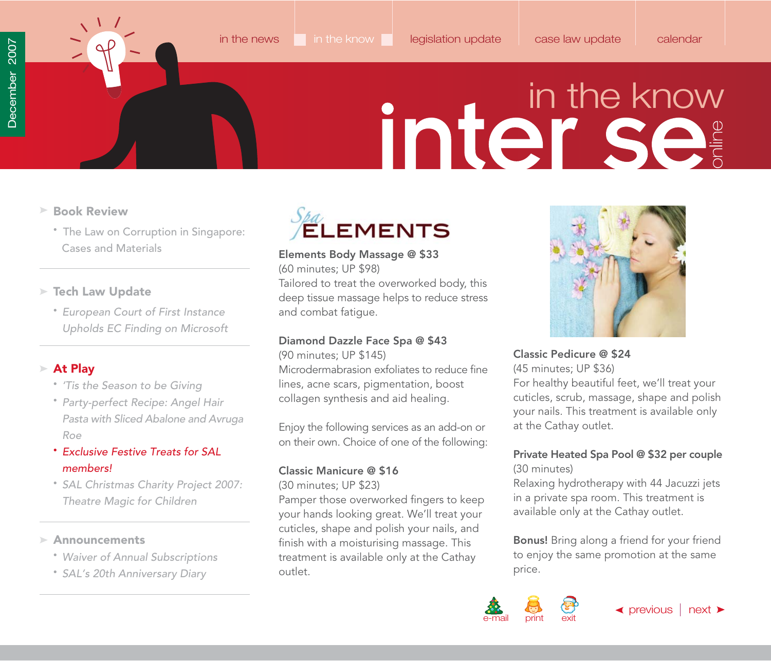- **Book Review**
  - The Law on Corruption in Singapore: Cases and Materials
- **Tech Law Update**
  - *European Court of First Instance Upholds EC Finding on Microsoft*
- **At Play**
  - *'Tis the Season to be Giving*
  - *Party-perfect Recipe: Angel Hair Pasta with Sliced Abalone and Avruga Roe*
  - *Exclusive Festive Treats for SAL members!*
  - *SAL Christmas Charity Project 2007: Theatre Magic for Children*
- **Announcements**
  - *Waiver of Annual Subscriptions*
  - *SAL's 20th Anniversary Diary*

Spa ELEMENTS

**Elements Body Massage @ $33**
(60 minutes; UP $98)
Tailored to treat the overworked body, this deep tissue massage helps to reduce stress and combat fatigue.

**Diamond Dazzle Face Spa @ $43**
(90 minutes; UP $145)
Microdermabrasion exfoliates to reduce fine lines, acne scars, pigmentation, boost collagen synthesis and aid healing.

Enjoy the following services as an add-on or on their own. Choice of one of the following:

**Classic Manicure @ $16**
(30 minutes; UP $23)
Pamper those overworked fingers to keep your hands looking great. We'll treat your cuticles, shape and polish your nails, and finish with a moisturising massage. This treatment is available only at the Cathay outlet.

**Classic Pedicure @ $24**
(45 minutes; UP $36)
For healthy beautiful feet, we'll treat your cuticles, scrub, massage, shape and polish your nails. This treatment is available only at the Cathay outlet.

**Private Heated Spa Pool @ $32 per couple**
(30 minutes)
Relaxing hydrotherapy with 44 Jacuzzi jets in a private spa room. This treatment is available only at the Cathay outlet.

**Bonus!** Bring along a friend for your friend to enjoy the same promotion at the same price.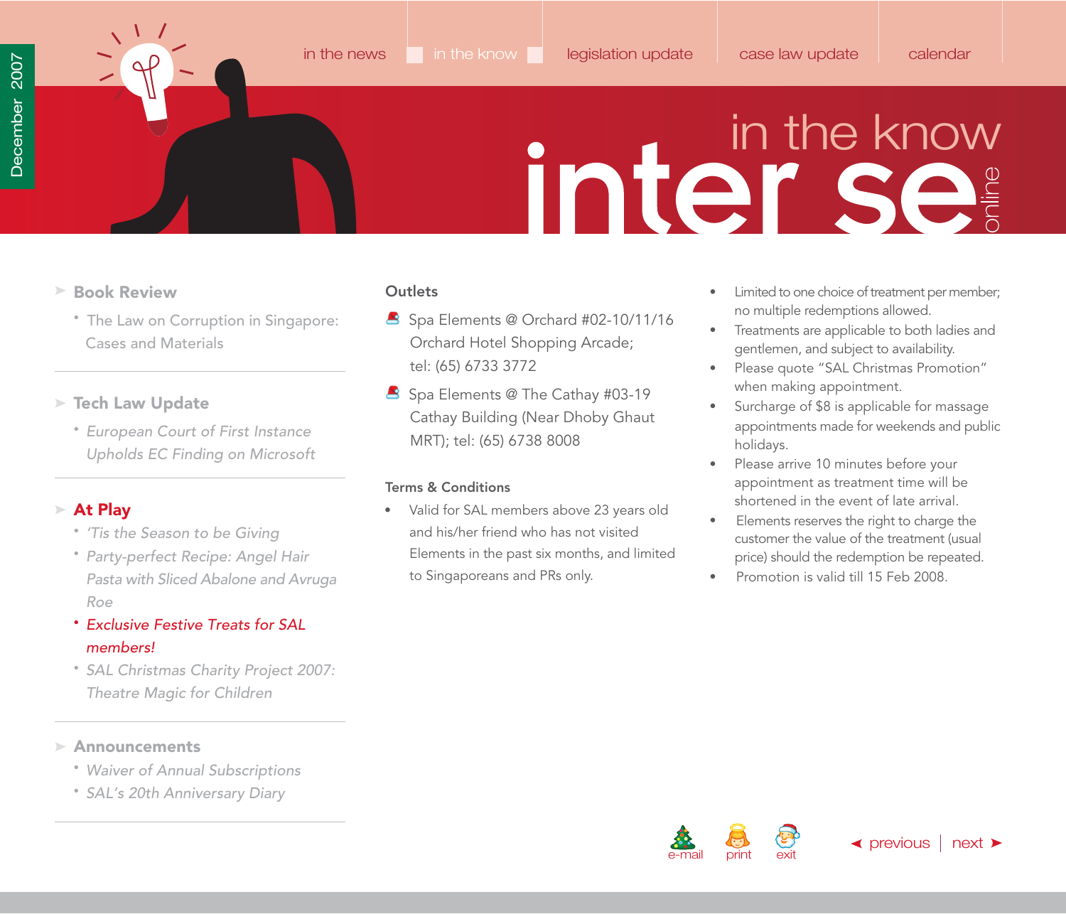## Outlets

- Spa Elements @ Orchard #02-10/11/16 Orchard Hotel Shopping Arcade; tel: (65) 6733 3772
- Spa Elements @ The Cathay #03-19 Cathay Building (Near Dhoby Ghaut MRT); tel: (65) 6738 8008

### Terms & Conditions

- Valid for SAL members above 23 years old and his/her friend who has not visited Elements in the past six months, and limited to Singaporeans and PRs only.
- Limited to one choice of treatment per member; no multiple redemptions allowed.
- Treatments are applicable to both ladies and gentlemen, and subject to availability.
- Please quote "SAL Christmas Promotion" when making appointment.
- Surcharge of $8 is applicable for massage appointments made for weekends and public holidays.
- Please arrive 10 minutes before your appointment as treatment time will be shortened in the event of late arrival.
- Elements reserves the right to charge the customer the value of the treatment (usual price) should the redemption be repeated.
- Promotion is valid till 15 Feb 2008.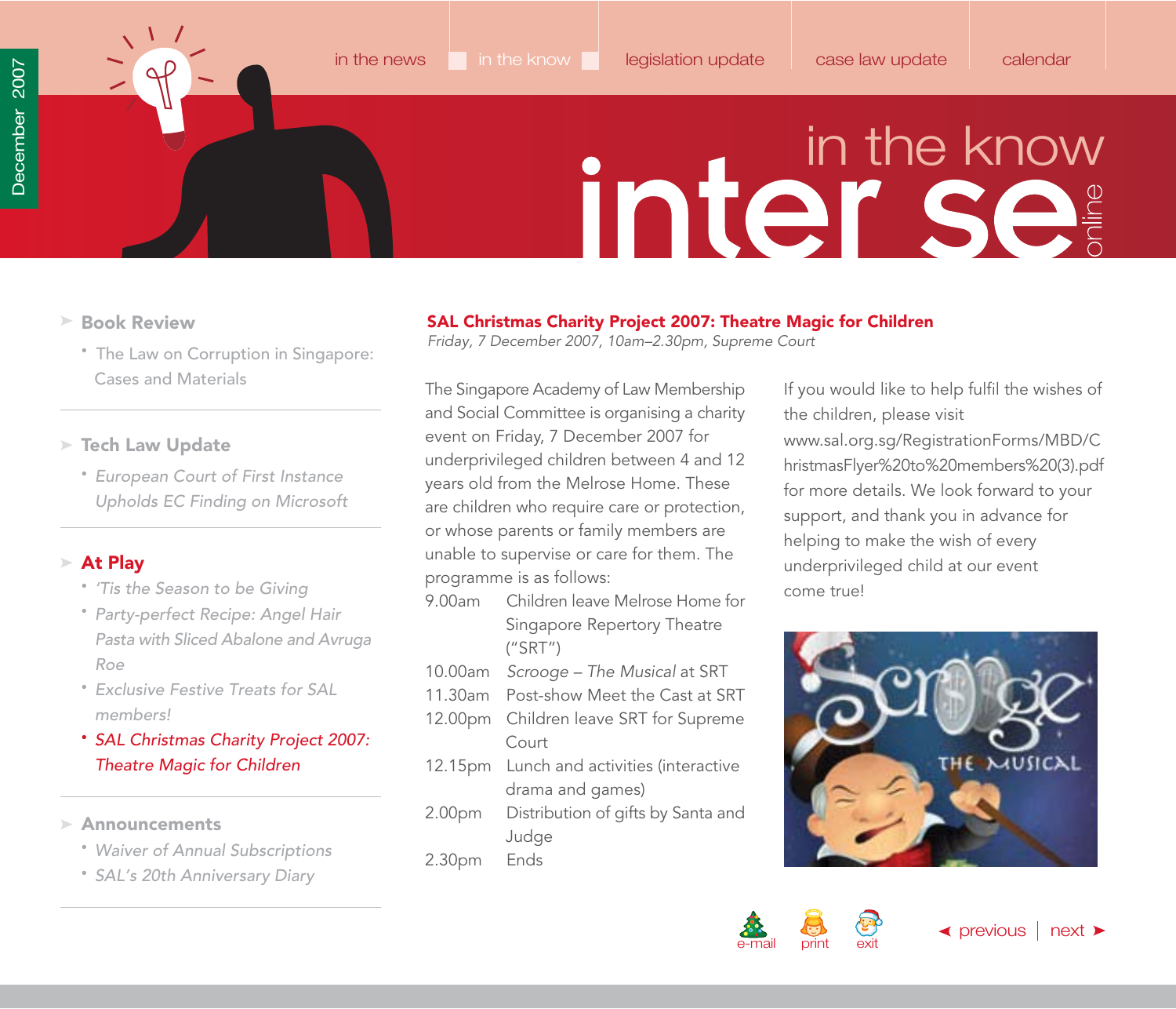# SAL Christmas Charity Project 2007: Theatre Magic for Children

*Friday, 7 December 2007, 10am–2.30pm, Supreme Court*

The Singapore Academy of Law Membership and Social Committee is organising a charity event on Friday, 7 December 2007 for underprivileged children between 4 and 12 years old from the Melrose Home. These are children who require care or protection, or whose parents or family members are unable to supervise or care for them. The programme is as follows:

| | |
|---|---|
| 9.00am | Children leave Melrose Home for Singapore Repertory Theatre ("SRT") |
| 10.00am | *Scrooge – The Musical* at SRT |
| 11.30am | Post-show Meet the Cast at SRT |
| 12.00pm | Children leave SRT for Supreme Court |
| 12.15pm | Lunch and activities (interactive drama and games) |
| 2.00pm | Distribution of gifts by Santa and Judge |
| 2.30pm | Ends |

If you would like to help fulfil the wishes of the children, please visit www.sal.org.sg/RegistrationForms/MBD/ChristmasFlyer%20to%20members%20(3).pdf for more details. We look forward to your support, and thank you in advance for helping to make the wish of every underprivileged child at our event come true!

---

**Book Review**
- The Law on Corruption in Singapore: Cases and Materials

**Tech Law Update**
- *European Court of First Instance Upholds EC Finding on Microsoft*

**At Play**
- *'Tis the Season to be Giving*
- *Party-perfect Recipe: Angel Hair Pasta with Sliced Abalone and Avruga Roe*
- *Exclusive Festive Treats for SAL members!*
- *SAL Christmas Charity Project 2007: Theatre Magic for Children*

**Announcements**
- *Waiver of Annual Subscriptions*
- *SAL's 20th Anniversary Diary*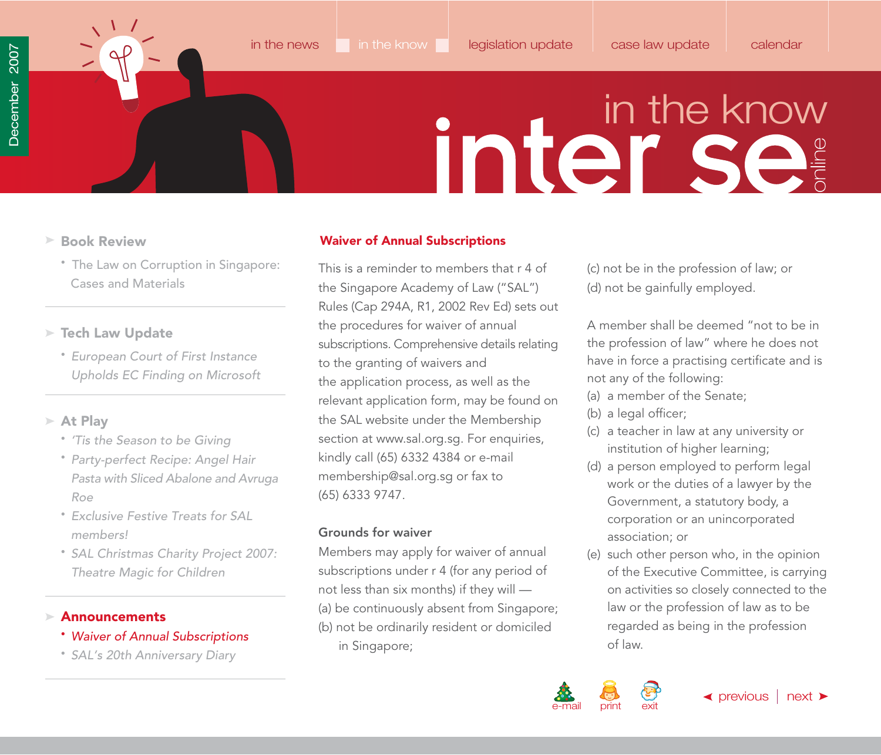## Waiver of Annual Subscriptions

This is a reminder to members that r 4 of the Singapore Academy of Law ("SAL") Rules (Cap 294A, R1, 2002 Rev Ed) sets out the procedures for waiver of annual subscriptions. Comprehensive details relating to the granting of waivers and the application process, as well as the relevant application form, may be found on the SAL website under the Membership section at www.sal.org.sg. For enquiries, kindly call (65) 6332 4384 or e-mail membership@sal.org.sg or fax to (65) 6333 9747.

### Grounds for waiver

Members may apply for waiver of annual subscriptions under r 4 (for any period of not less than six months) if they will —

(a) be continuously absent from Singapore;

(b) not be ordinarily resident or domiciled in Singapore;

(c) not be in the profession of law; or

(d) not be gainfully employed.

A member shall be deemed "not to be in the profession of law" where he does not have in force a practising certificate and is not any of the following:

(a) a member of the Senate;

(b) a legal officer;

(c) a teacher in law at any university or institution of higher learning;

(d) a person employed to perform legal work or the duties of a lawyer by the Government, a statutory body, a corporation or an unincorporated association; or

(e) such other person who, in the opinion of the Executive Committee, is carrying on activities so closely connected to the law or the profession of law as to be regarded as being in the profession of law.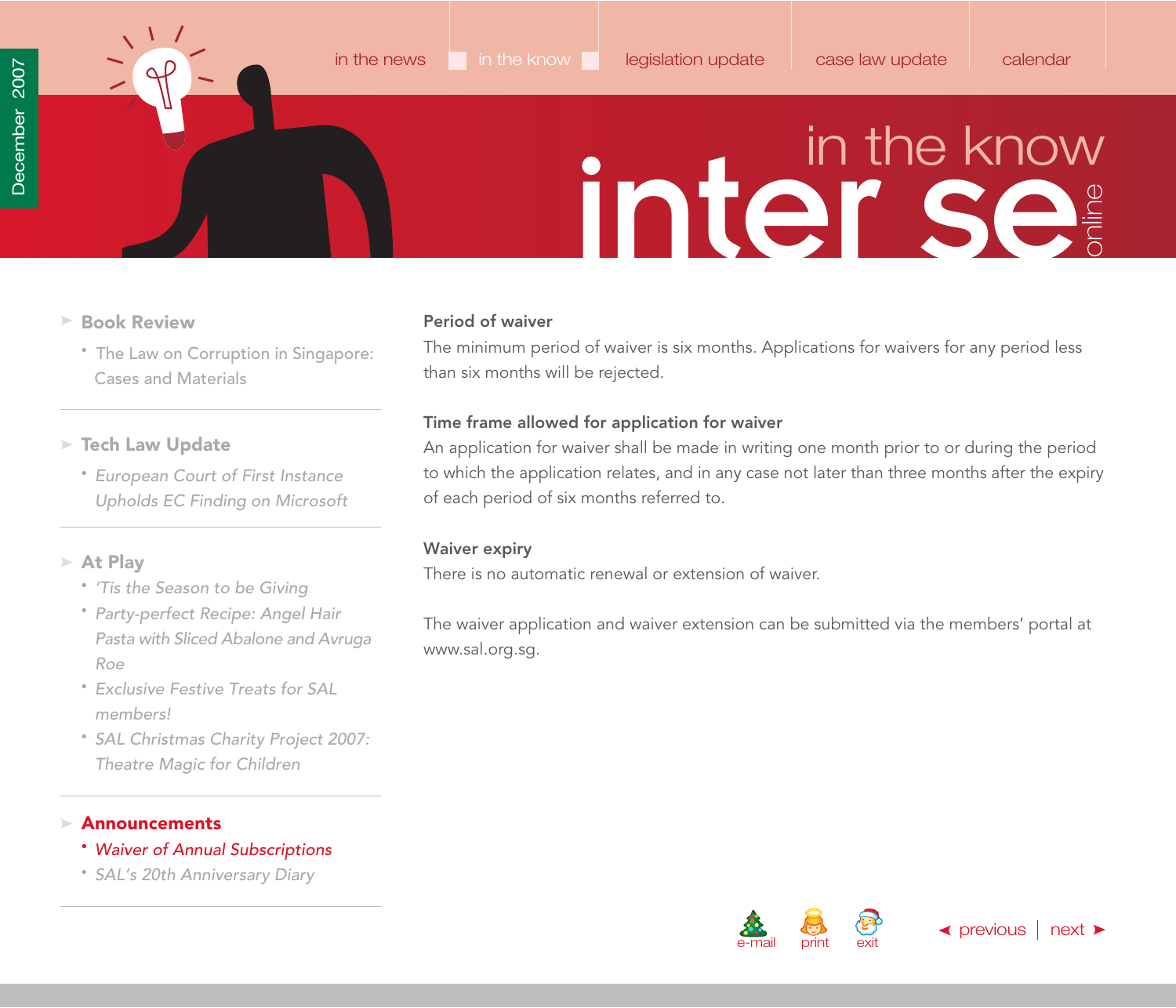**Period of waiver**

The minimum period of waiver is six months. Applications for waivers for any period less than six months will be rejected.

**Time frame allowed for application for waiver**

An application for waiver shall be made in writing one month prior to or during the period to which the application relates, and in any case not later than three months after the expiry of each period of six months referred to.

**Waiver expiry**

There is no automatic renewal or extension of waiver.

The waiver application and waiver extension can be submitted via the members' portal at www.sal.org.sg.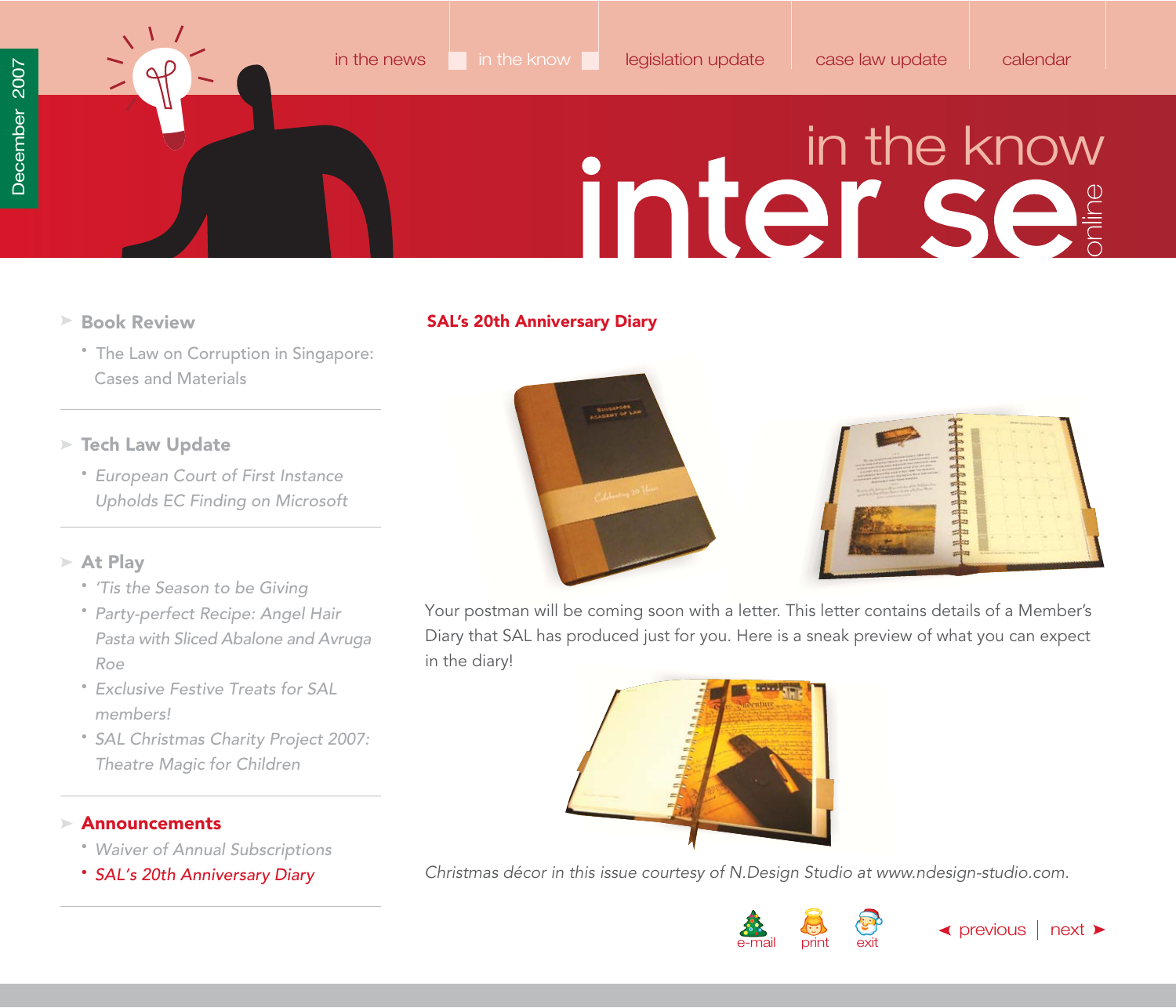## SAL's 20th Anniversary Diary

Your postman will be coming soon with a letter. This letter contains details of a Member's Diary that SAL has produced just for you. Here is a sneak preview of what you can expect in the diary!

*Christmas décor in this issue courtesy of N.Design Studio at www.ndesign-studio.com.*

**Book Review**

- The Law on Corruption in Singapore: Cases and Materials

**Tech Law Update**

- *European Court of First Instance Upholds EC Finding on Microsoft*

**At Play**

- *'Tis the Season to be Giving*
- *Party-perfect Recipe: Angel Hair Pasta with Sliced Abalone and Avruga Roe*
- *Exclusive Festive Treats for SAL members!*
- *SAL Christmas Charity Project 2007: Theatre Magic for Children*

**Announcements**

- *Waiver of Annual Subscriptions*
- *SAL's 20th Anniversary Diary*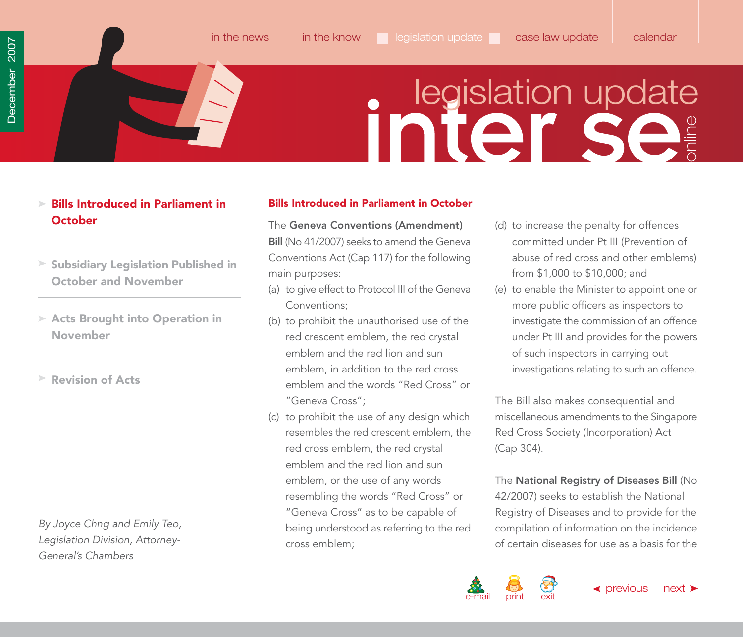- **Bills Introduced in Parliament in October**
- **Subsidiary Legislation Published in October and November**
- **Acts Brought into Operation in November**
- **Revision of Acts**

*By Joyce Chng and Emily Teo, Legislation Division, Attorney-General's Chambers*

## Bills Introduced in Parliament in October

The **Geneva Conventions (Amendment) Bill** (No 41/2007) seeks to amend the Geneva Conventions Act (Cap 117) for the following main purposes:

(a) to give effect to Protocol III of the Geneva Conventions;

(b) to prohibit the unauthorised use of the red crescent emblem, the red crystal emblem and the red lion and sun emblem, in addition to the red cross emblem and the words "Red Cross" or "Geneva Cross";

(c) to prohibit the use of any design which resembles the red crescent emblem, the red cross emblem, the red crystal emblem and the red lion and sun emblem, or the use of any words resembling the words "Red Cross" or "Geneva Cross" as to be capable of being understood as referring to the red cross emblem;

(d) to increase the penalty for offences committed under Pt III (Prevention of abuse of red cross and other emblems) from $1,000 to $10,000; and

(e) to enable the Minister to appoint one or more public officers as inspectors to investigate the commission of an offence under Pt III and provides for the powers of such inspectors in carrying out investigations relating to such an offence.

The Bill also makes consequential and miscellaneous amendments to the Singapore Red Cross Society (Incorporation) Act (Cap 304).

The **National Registry of Diseases Bill** (No 42/2007) seeks to establish the National Registry of Diseases and to provide for the compilation of information on the incidence of certain diseases for use as a basis for the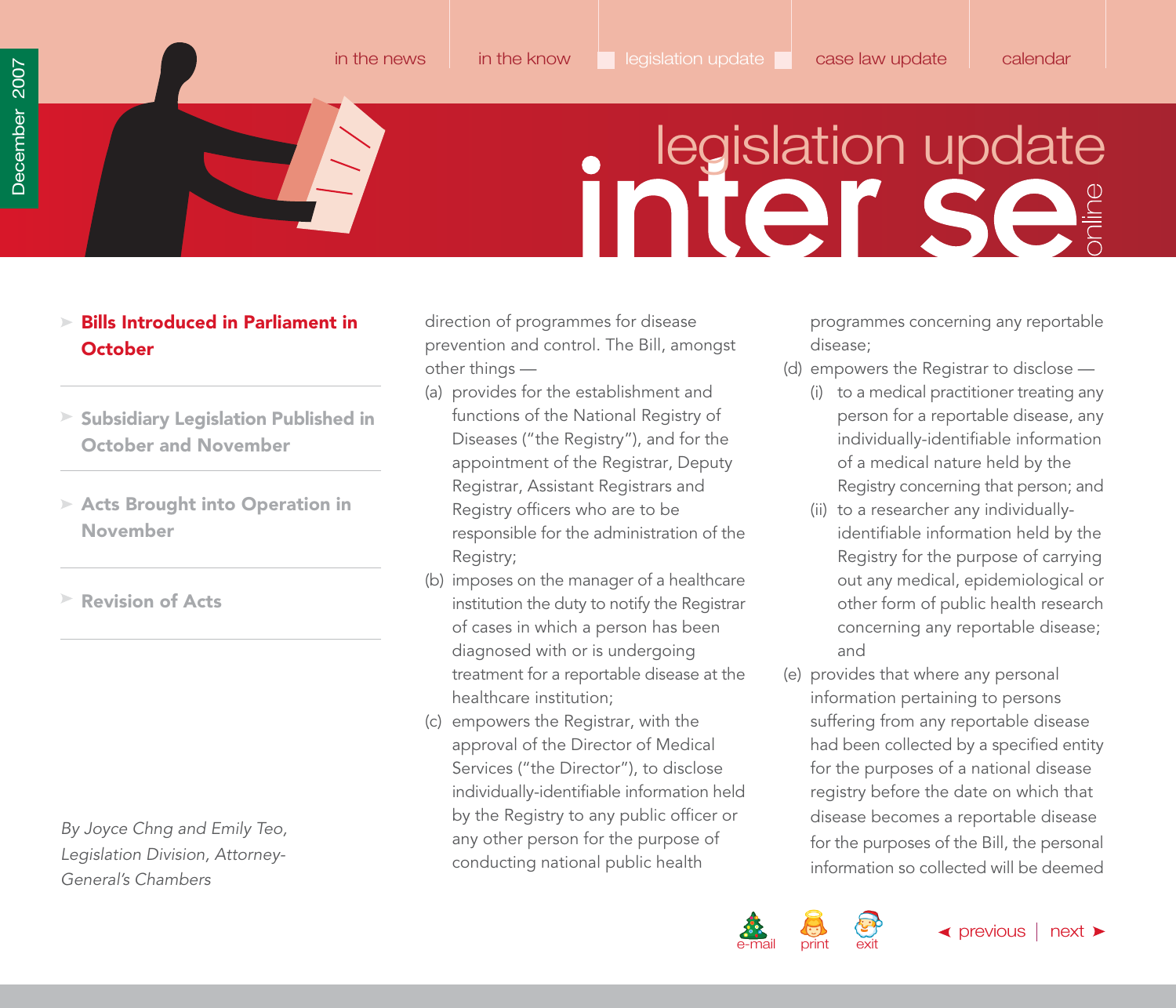- **Bills Introduced in Parliament in October**
- **Subsidiary Legislation Published in October and November**
- **Acts Brought into Operation in November**
- **Revision of Acts**

*By Joyce Chng and Emily Teo, Legislation Division, Attorney-General's Chambers*

direction of programmes for disease prevention and control. The Bill, amongst other things —

(a) provides for the establishment and functions of the National Registry of Diseases ("the Registry"), and for the appointment of the Registrar, Deputy Registrar, Assistant Registrars and Registry officers who are to be responsible for the administration of the Registry;

(b) imposes on the manager of a healthcare institution the duty to notify the Registrar of cases in which a person has been diagnosed with or is undergoing treatment for a reportable disease at the healthcare institution;

(c) empowers the Registrar, with the approval of the Director of Medical Services ("the Director"), to disclose individually-identifiable information held by the Registry to any public officer or any other person for the purpose of conducting national public health programmes concerning any reportable disease;

(d) empowers the Registrar to disclose —

  (i) to a medical practitioner treating any person for a reportable disease, any individually-identifiable information of a medical nature held by the Registry concerning that person; and

  (ii) to a researcher any individually-identifiable information held by the Registry for the purpose of carrying out any medical, epidemiological or other form of public health research concerning any reportable disease; and

(e) provides that where any personal information pertaining to persons suffering from any reportable disease had been collected by a specified entity for the purposes of a national disease registry before the date on which that disease becomes a reportable disease for the purposes of the Bill, the personal information so collected will be deemed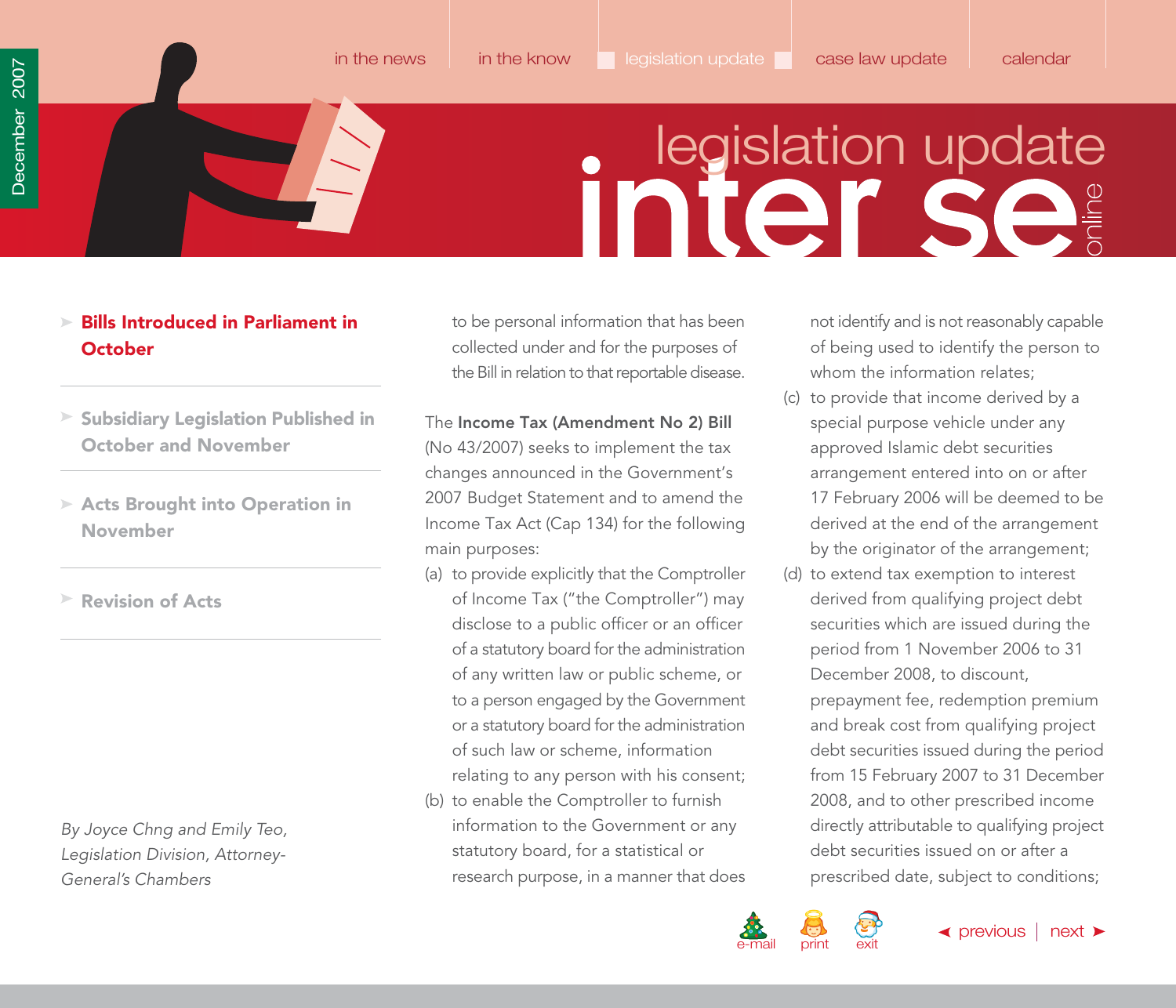- **Bills Introduced in Parliament in October**
- Subsidiary Legislation Published in October and November
- Acts Brought into Operation in November
- Revision of Acts

*By Joyce Chng and Emily Teo, Legislation Division, Attorney-General's Chambers*

to be personal information that has been collected under and for the purposes of the Bill in relation to that reportable disease.

The **Income Tax (Amendment No 2) Bill** (No 43/2007) seeks to implement the tax changes announced in the Government's 2007 Budget Statement and to amend the Income Tax Act (Cap 134) for the following main purposes:

(a) to provide explicitly that the Comptroller of Income Tax ("the Comptroller") may disclose to a public officer or an officer of a statutory board for the administration of any written law or public scheme, or to a person engaged by the Government or a statutory board for the administration of such law or scheme, information relating to any person with his consent;

(b) to enable the Comptroller to furnish information to the Government or any statutory board, for a statistical or research purpose, in a manner that does not identify and is not reasonably capable of being used to identify the person to whom the information relates;

(c) to provide that income derived by a special purpose vehicle under any approved Islamic debt securities arrangement entered into on or after 17 February 2006 will be deemed to be derived at the end of the arrangement by the originator of the arrangement;

(d) to extend tax exemption to interest derived from qualifying project debt securities which are issued during the period from 1 November 2006 to 31 December 2008, to discount, prepayment fee, redemption premium and break cost from qualifying project debt securities issued during the period from 15 February 2007 to 31 December 2008, and to other prescribed income directly attributable to qualifying project debt securities issued on or after a prescribed date, subject to conditions;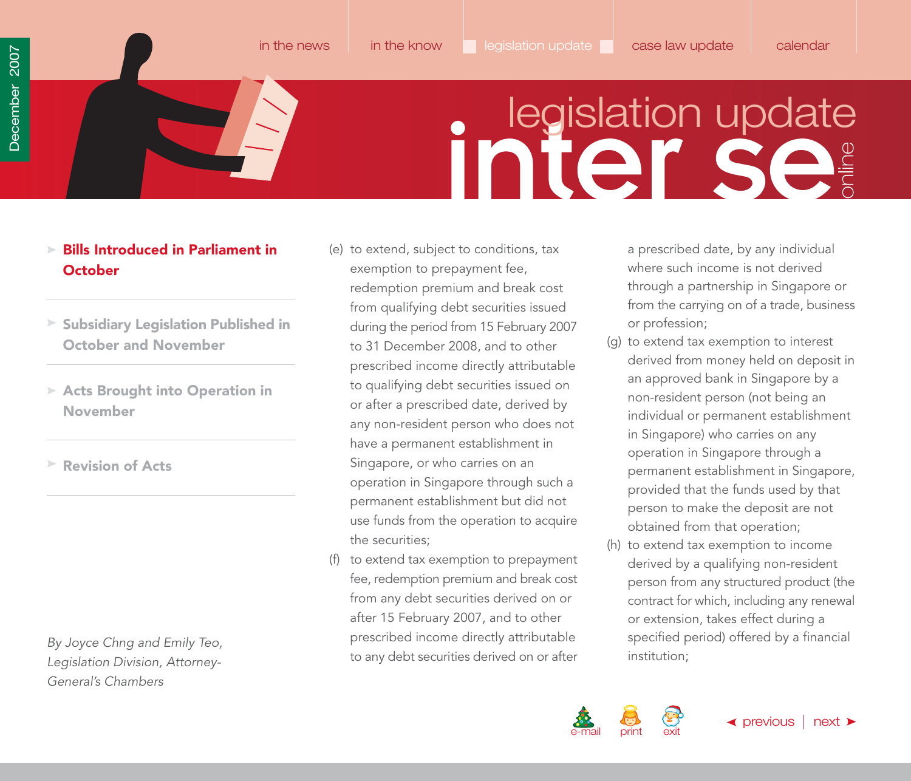- **Bills Introduced in Parliament in October**
- **Subsidiary Legislation Published in October and November**
- **Acts Brought into Operation in November**
- **Revision of Acts**

*By Joyce Chng and Emily Teo, Legislation Division, Attorney-General's Chambers*

(e) to extend, subject to conditions, tax exemption to prepayment fee, redemption premium and break cost from qualifying debt securities issued during the period from 15 February 2007 to 31 December 2008, and to other prescribed income directly attributable to qualifying debt securities issued on or after a prescribed date, derived by any non-resident person who does not have a permanent establishment in Singapore, or who carries on an operation in Singapore through such a permanent establishment but did not use funds from the operation to acquire the securities;

(f) to extend tax exemption to prepayment fee, redemption premium and break cost from any debt securities derived on or after 15 February 2007, and to other prescribed income directly attributable to any debt securities derived on or after a prescribed date, by any individual where such income is not derived through a partnership in Singapore or from the carrying on of a trade, business or profession;

(g) to extend tax exemption to interest derived from money held on deposit in an approved bank in Singapore by a non-resident person (not being an individual or permanent establishment in Singapore) who carries on any operation in Singapore through a permanent establishment in Singapore, provided that the funds used by that person to make the deposit are not obtained from that operation;

(h) to extend tax exemption to income derived by a qualifying non-resident person from any structured product (the contract for which, including any renewal or extension, takes effect during a specified period) offered by a financial institution;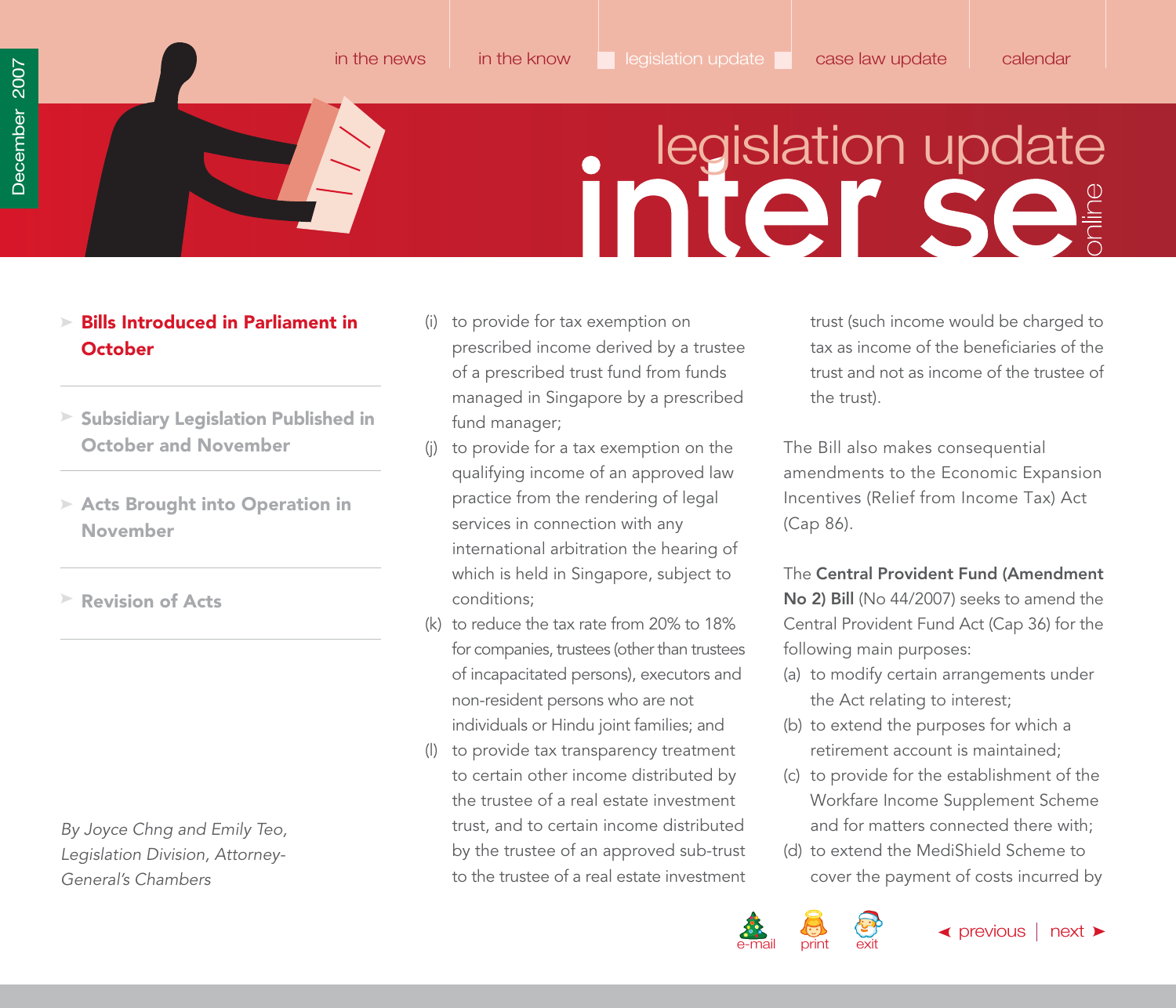- **Bills Introduced in Parliament in October**
- Subsidiary Legislation Published in October and November
- Acts Brought into Operation in November
- Revision of Acts

*By Joyce Chng and Emily Teo, Legislation Division, Attorney-General's Chambers*

(i) to provide for tax exemption on prescribed income derived by a trustee of a prescribed trust fund from funds managed in Singapore by a prescribed fund manager;

(j) to provide for a tax exemption on the qualifying income of an approved law practice from the rendering of legal services in connection with any international arbitration the hearing of which is held in Singapore, subject to conditions;

(k) to reduce the tax rate from 20% to 18% for companies, trustees (other than trustees of incapacitated persons), executors and non-resident persons who are not individuals or Hindu joint families; and

(l) to provide tax transparency treatment to certain other income distributed by the trustee of a real estate investment trust, and to certain income distributed by the trustee of an approved sub-trust to the trustee of a real estate investment trust (such income would be charged to tax as income of the beneficiaries of the trust and not as income of the trustee of the trust).

The Bill also makes consequential amendments to the Economic Expansion Incentives (Relief from Income Tax) Act (Cap 86).

The **Central Provident Fund (Amendment No 2) Bill** (No 44/2007) seeks to amend the Central Provident Fund Act (Cap 36) for the following main purposes:

(a) to modify certain arrangements under the Act relating to interest;

(b) to extend the purposes for which a retirement account is maintained;

(c) to provide for the establishment of the Workfare Income Supplement Scheme and for matters connected there with;

(d) to extend the MediShield Scheme to cover the payment of costs incurred by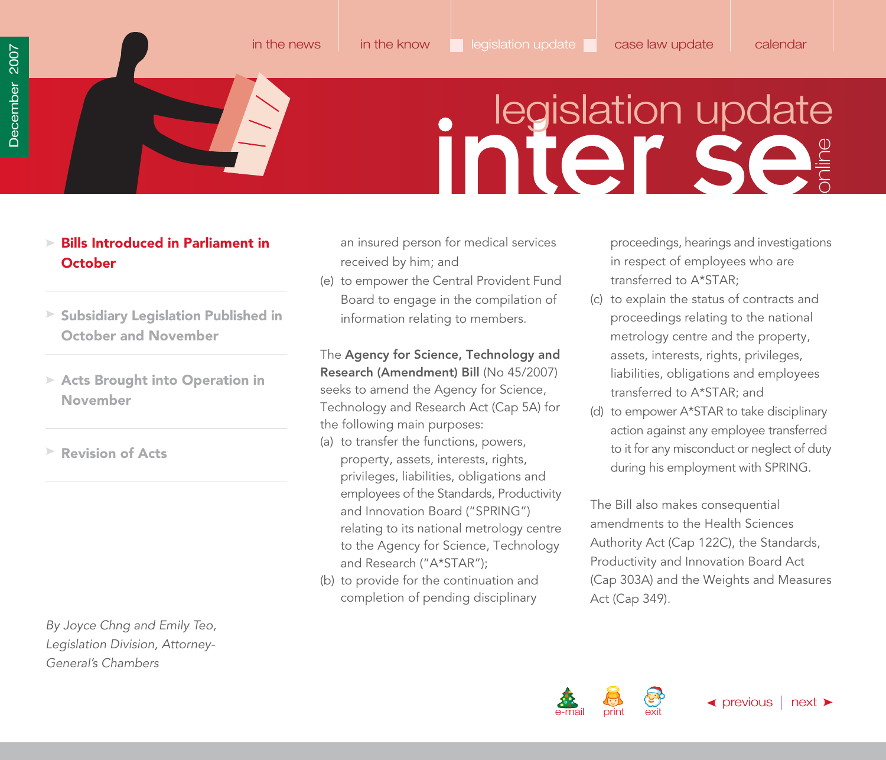- **Bills Introduced in Parliament in October**
- **Subsidiary Legislation Published in October and November**
- **Acts Brought into Operation in November**
- **Revision of Acts**

*By Joyce Chng and Emily Teo, Legislation Division, Attorney-General's Chambers*

an insured person for medical services received by him; and

(e) to empower the Central Provident Fund Board to engage in the compilation of information relating to members.

The **Agency for Science, Technology and Research (Amendment) Bill** (No 45/2007) seeks to amend the Agency for Science, Technology and Research Act (Cap 5A) for the following main purposes:

(a) to transfer the functions, powers, property, assets, interests, rights, privileges, liabilities, obligations and employees of the Standards, Productivity and Innovation Board ("SPRING") relating to its national metrology centre to the Agency for Science, Technology and Research ("A*STAR");

(b) to provide for the continuation and completion of pending disciplinary proceedings, hearings and investigations in respect of employees who are transferred to A*STAR;

(c) to explain the status of contracts and proceedings relating to the national metrology centre and the property, assets, interests, rights, privileges, liabilities, obligations and employees transferred to A*STAR; and

(d) to empower A*STAR to take disciplinary action against any employee transferred to it for any misconduct or neglect of duty during his employment with SPRING.

The Bill also makes consequential amendments to the Health Sciences Authority Act (Cap 122C), the Standards, Productivity and Innovation Board Act (Cap 303A) and the Weights and Measures Act (Cap 349).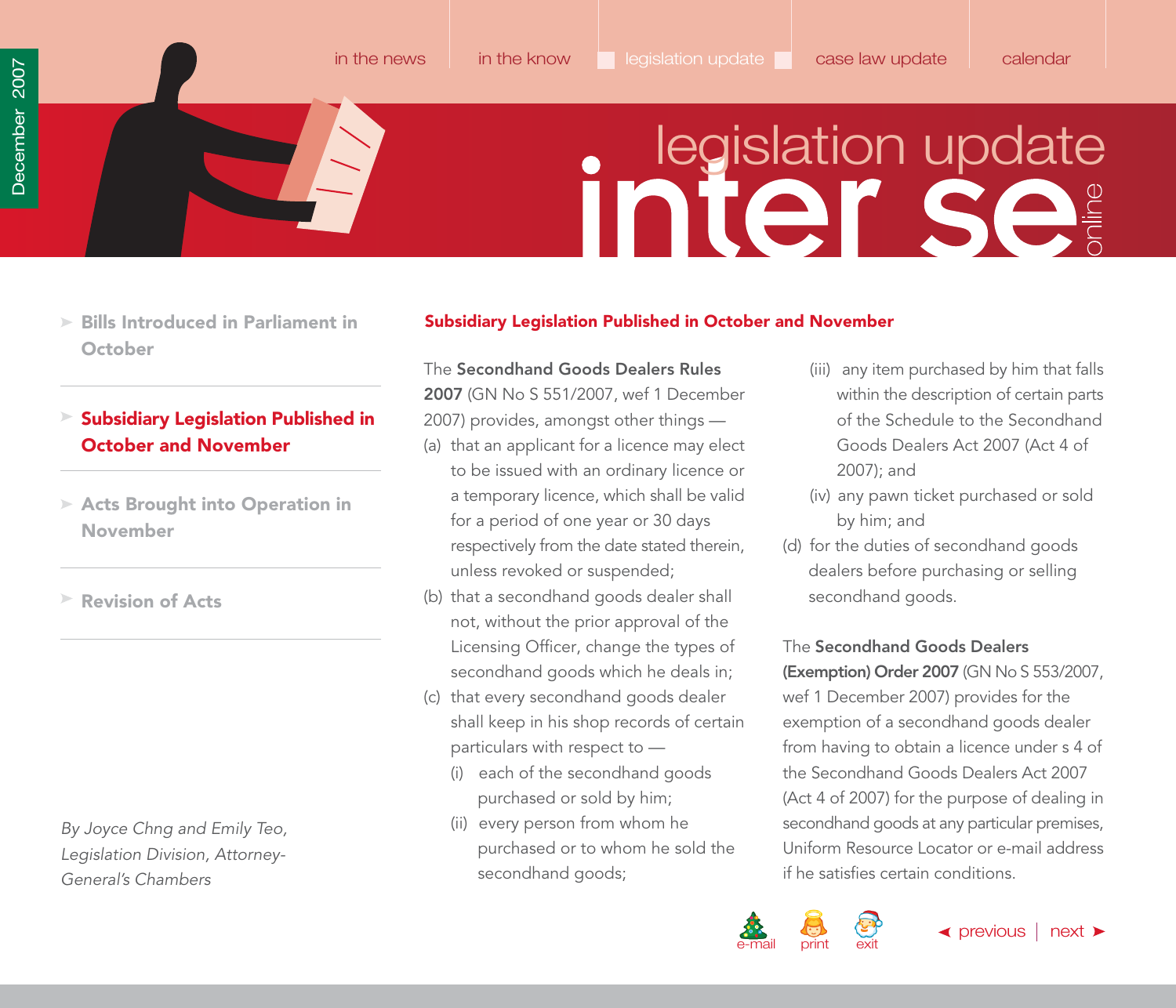## Subsidiary Legislation Published in October and November

The **Secondhand Goods Dealers Rules 2007** (GN No S 551/2007, wef 1 December 2007) provides, amongst other things —

(a) that an applicant for a licence may elect to be issued with an ordinary licence or a temporary licence, which shall be valid for a period of one year or 30 days respectively from the date stated therein, unless revoked or suspended;

(b) that a secondhand goods dealer shall not, without the prior approval of the Licensing Officer, change the types of secondhand goods which he deals in;

(c) that every secondhand goods dealer shall keep in his shop records of certain particulars with respect to —

  (i) each of the secondhand goods purchased or sold by him;

  (ii) every person from whom he purchased or to whom he sold the secondhand goods;

  (iii) any item purchased by him that falls within the description of certain parts of the Schedule to the Secondhand Goods Dealers Act 2007 (Act 4 of 2007); and

  (iv) any pawn ticket purchased or sold by him; and

(d) for the duties of secondhand goods dealers before purchasing or selling secondhand goods.

The **Secondhand Goods Dealers (Exemption) Order 2007** (GN No S 553/2007, wef 1 December 2007) provides for the exemption of a secondhand goods dealer from having to obtain a licence under s 4 of the Secondhand Goods Dealers Act 2007 (Act 4 of 2007) for the purpose of dealing in secondhand goods at any particular premises, Uniform Resource Locator or e-mail address if he satisfies certain conditions.

*By Joyce Chng and Emily Teo, Legislation Division, Attorney-General's Chambers*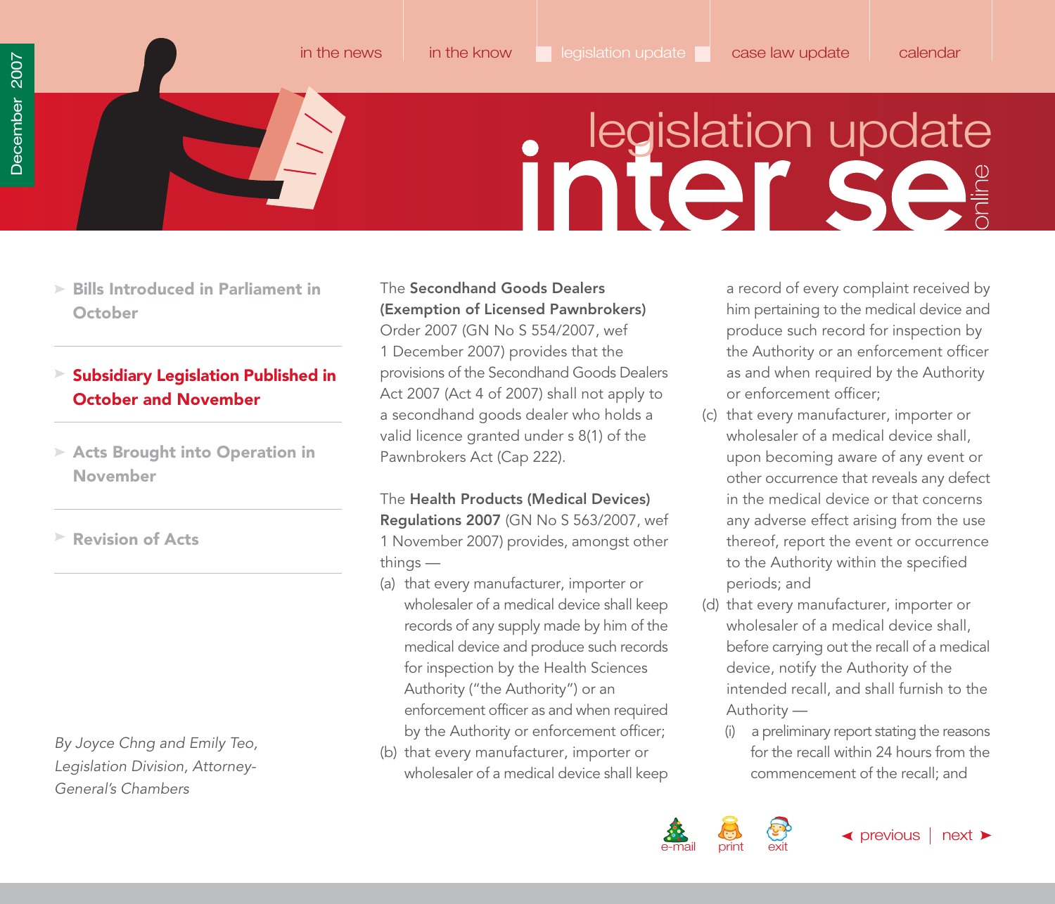- Bills Introduced in Parliament in October
- **Subsidiary Legislation Published in October and November**
- Acts Brought into Operation in November
- Revision of Acts

*By Joyce Chng and Emily Teo, Legislation Division, Attorney-General's Chambers*

The **Secondhand Goods Dealers (Exemption of Licensed Pawnbrokers)** Order 2007 (GN No S 554/2007, wef 1 December 2007) provides that the provisions of the Secondhand Goods Dealers Act 2007 (Act 4 of 2007) shall not apply to a secondhand goods dealer who holds a valid licence granted under s 8(1) of the Pawnbrokers Act (Cap 222).

The **Health Products (Medical Devices) Regulations 2007** (GN No S 563/2007, wef 1 November 2007) provides, amongst other things —

(a) that every manufacturer, importer or wholesaler of a medical device shall keep records of any supply made by him of the medical device and produce such records for inspection by the Health Sciences Authority ("the Authority") or an enforcement officer as and when required by the Authority or enforcement officer;

(b) that every manufacturer, importer or wholesaler of a medical device shall keep a record of every complaint received by him pertaining to the medical device and produce such record for inspection by the Authority or an enforcement officer as and when required by the Authority or enforcement officer;

(c) that every manufacturer, importer or wholesaler of a medical device shall, upon becoming aware of any event or other occurrence that reveals any defect in the medical device or that concerns any adverse effect arising from the use thereof, report the event or occurrence to the Authority within the specified periods; and

(d) that every manufacturer, importer or wholesaler of a medical device shall, before carrying out the recall of a medical device, notify the Authority of the intended recall, and shall furnish to the Authority —

  (i) a preliminary report stating the reasons for the recall within 24 hours from the commencement of the recall; and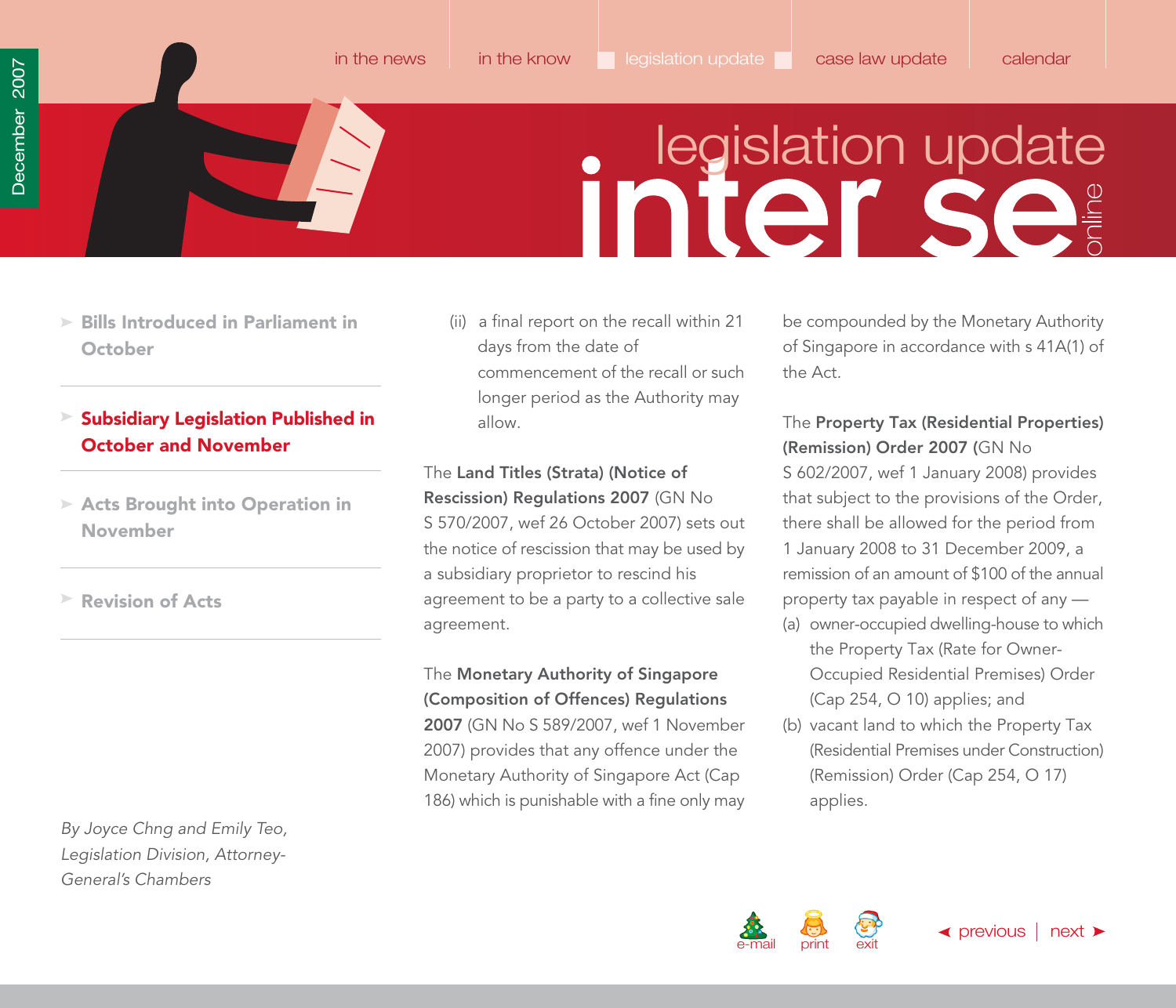- Bills Introduced in Parliament in October
- **Subsidiary Legislation Published in October and November**
- Acts Brought into Operation in November
- Revision of Acts

*By Joyce Chng and Emily Teo, Legislation Division, Attorney-General's Chambers*

(ii) a final report on the recall within 21 days from the date of commencement of the recall or such longer period as the Authority may allow.

The **Land Titles (Strata) (Notice of Rescission) Regulations 2007** (GN No S 570/2007, wef 26 October 2007) sets out the notice of rescission that may be used by a subsidiary proprietor to rescind his agreement to be a party to a collective sale agreement.

The **Monetary Authority of Singapore (Composition of Offences) Regulations 2007** (GN No S 589/2007, wef 1 November 2007) provides that any offence under the Monetary Authority of Singapore Act (Cap 186) which is punishable with a fine only may be compounded by the Monetary Authority of Singapore in accordance with s 41A(1) of the Act.

The **Property Tax (Residential Properties) (Remission) Order 2007** (GN No S 602/2007, wef 1 January 2008) provides that subject to the provisions of the Order, there shall be allowed for the period from 1 January 2008 to 31 December 2009, a remission of an amount of $100 of the annual property tax payable in respect of any —

(a) owner-occupied dwelling-house to which the Property Tax (Rate for Owner-Occupied Residential Premises) Order (Cap 254, O 10) applies; and

(b) vacant land to which the Property Tax (Residential Premises under Construction) (Remission) Order (Cap 254, O 17) applies.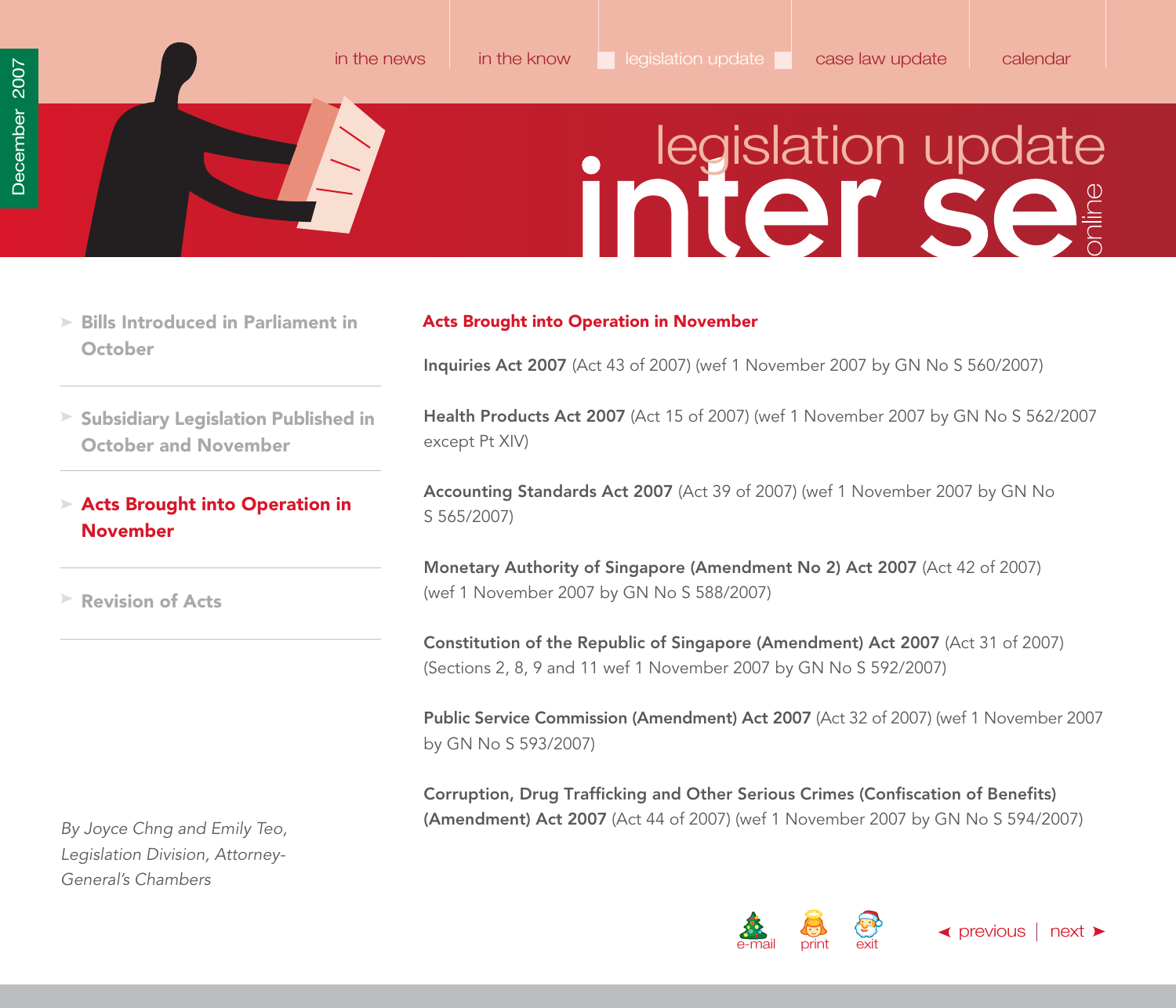## Acts Brought into Operation in November

**Inquiries Act 2007** (Act 43 of 2007) (wef 1 November 2007 by GN No S 560/2007)

**Health Products Act 2007** (Act 15 of 2007) (wef 1 November 2007 by GN No S 562/2007 except Pt XIV)

**Accounting Standards Act 2007** (Act 39 of 2007) (wef 1 November 2007 by GN No S 565/2007)

**Monetary Authority of Singapore (Amendment No 2) Act 2007** (Act 42 of 2007) (wef 1 November 2007 by GN No S 588/2007)

**Constitution of the Republic of Singapore (Amendment) Act 2007** (Act 31 of 2007) (Sections 2, 8, 9 and 11 wef 1 November 2007 by GN No S 592/2007)

**Public Service Commission (Amendment) Act 2007** (Act 32 of 2007) (wef 1 November 2007 by GN No S 593/2007)

**Corruption, Drug Trafficking and Other Serious Crimes (Confiscation of Benefits) (Amendment) Act 2007** (Act 44 of 2007) (wef 1 November 2007 by GN No S 594/2007)

*By Joyce Chng and Emily Teo, Legislation Division, Attorney-General's Chambers*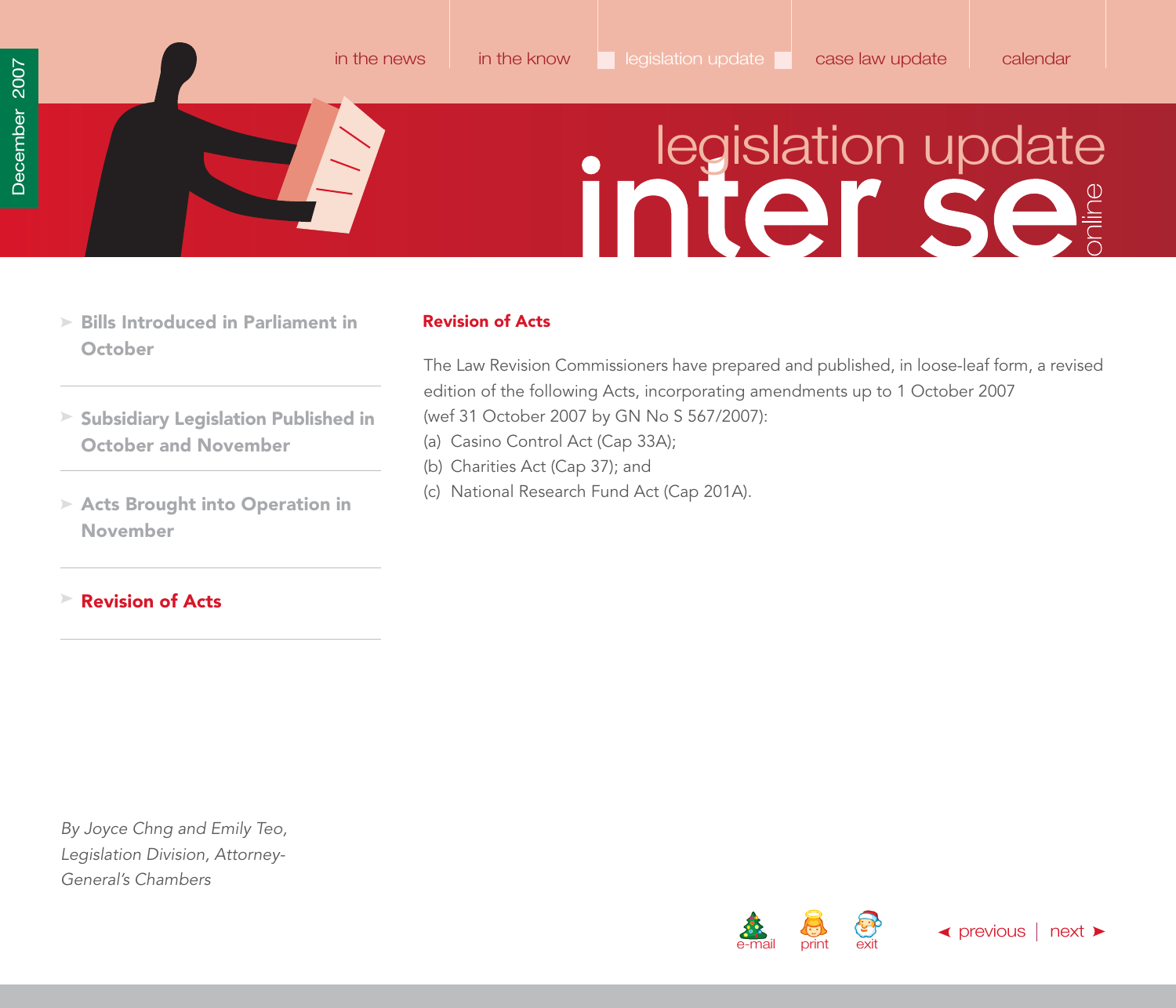## Revision of Acts

The Law Revision Commissioners have prepared and published, in loose-leaf form, a revised edition of the following Acts, incorporating amendments up to 1 October 2007 (wef 31 October 2007 by GN No S 567/2007):

(a) Casino Control Act (Cap 33A);

(b) Charities Act (Cap 37); and

(c) National Research Fund Act (Cap 201A).

*By Joyce Chng and Emily Teo, Legislation Division, Attorney-General's Chambers*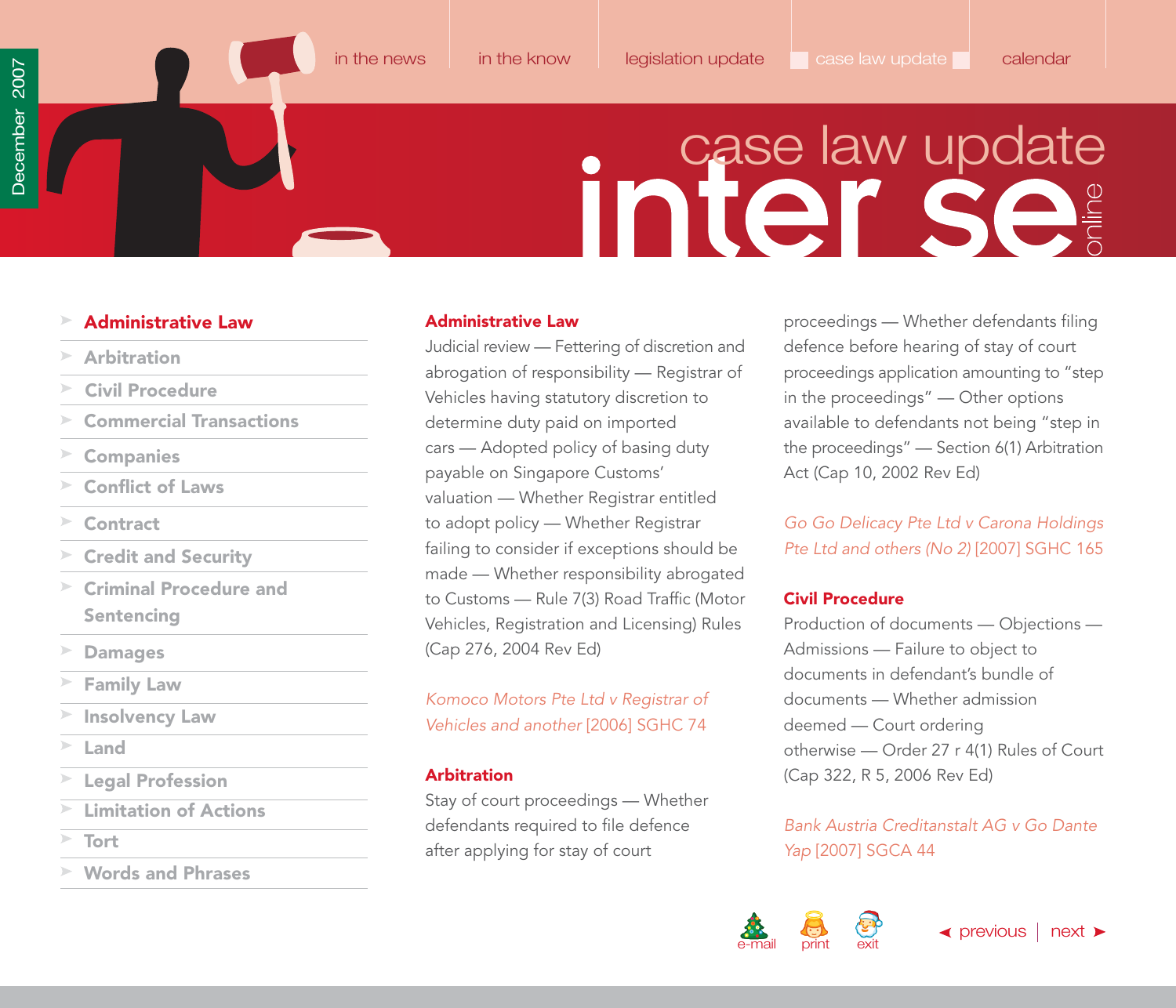# case law update

- **Administrative Law**
- Arbitration
- Civil Procedure
- Commercial Transactions
- Companies
- Conflict of Laws
- Contract
- Credit and Security
- Criminal Procedure and Sentencing
- Damages
- Family Law
- Insolvency Law
- Land
- Legal Profession
- Limitation of Actions
- Tort
- Words and Phrases

## Administrative Law

Judicial review — Fettering of discretion and abrogation of responsibility — Registrar of Vehicles having statutory discretion to determine duty paid on imported cars — Adopted policy of basing duty payable on Singapore Customs' valuation — Whether Registrar entitled to adopt policy — Whether Registrar failing to consider if exceptions should be made — Whether responsibility abrogated to Customs — Rule 7(3) Road Traffic (Motor Vehicles, Registration and Licensing) Rules (Cap 276, 2004 Rev Ed)

*Komoco Motors Pte Ltd v Registrar of Vehicles and another* [2006] SGHC 74

## Arbitration

Stay of court proceedings — Whether defendants required to file defence after applying for stay of court proceedings — Whether defendants filing defence before hearing of stay of court proceedings application amounting to "step in the proceedings" — Other options available to defendants not being "step in the proceedings" — Section 6(1) Arbitration Act (Cap 10, 2002 Rev Ed)

*Go Go Delicacy Pte Ltd v Carona Holdings Pte Ltd and others (No 2)* [2007] SGHC 165

## Civil Procedure

Production of documents — Objections — Admissions — Failure to object to documents in defendant's bundle of documents — Whether admission deemed — Court ordering otherwise — Order 27 r 4(1) Rules of Court (Cap 322, R 5, 2006 Rev Ed)

*Bank Austria Creditanstalt AG v Go Dante Yap* [2007] SGCA 44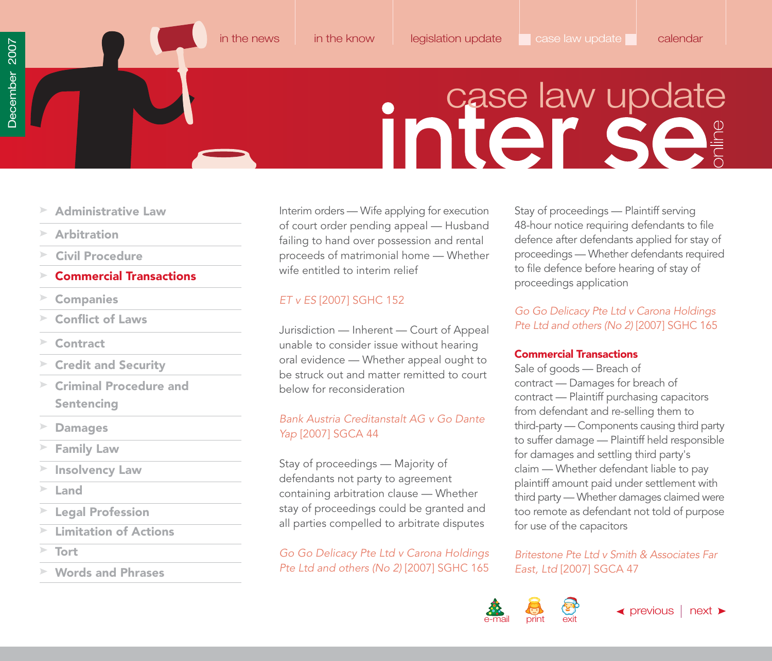Interim orders — Wife applying for execution of court order pending appeal — Husband failing to hand over possession and rental proceeds of matrimonial home — Whether wife entitled to interim relief

*ET v ES* [2007] SGHC 152

Jurisdiction — Inherent — Court of Appeal unable to consider issue without hearing oral evidence — Whether appeal ought to be struck out and matter remitted to court below for reconsideration

*Bank Austria Creditanstalt AG v Go Dante Yap* [2007] SGCA 44

Stay of proceedings — Majority of defendants not party to agreement containing arbitration clause — Whether stay of proceedings could be granted and all parties compelled to arbitrate disputes

*Go Go Delicacy Pte Ltd v Carona Holdings Pte Ltd and others (No 2)* [2007] SGHC 165

Stay of proceedings — Plaintiff serving 48-hour notice requiring defendants to file defence after defendants applied for stay of proceedings — Whether defendants required to file defence before hearing of stay of proceedings application

*Go Go Delicacy Pte Ltd v Carona Holdings Pte Ltd and others (No 2)* [2007] SGHC 165

## Commercial Transactions

Sale of goods — Breach of contract — Damages for breach of contract — Plaintiff purchasing capacitors from defendant and re-selling them to third-party — Components causing third party to suffer damage — Plaintiff held responsible for damages and settling third party's claim — Whether defendant liable to pay plaintiff amount paid under settlement with third party — Whether damages claimed were too remote as defendant not told of purpose for use of the capacitors

*Britestone Pte Ltd v Smith & Associates Far East, Ltd* [2007] SGCA 47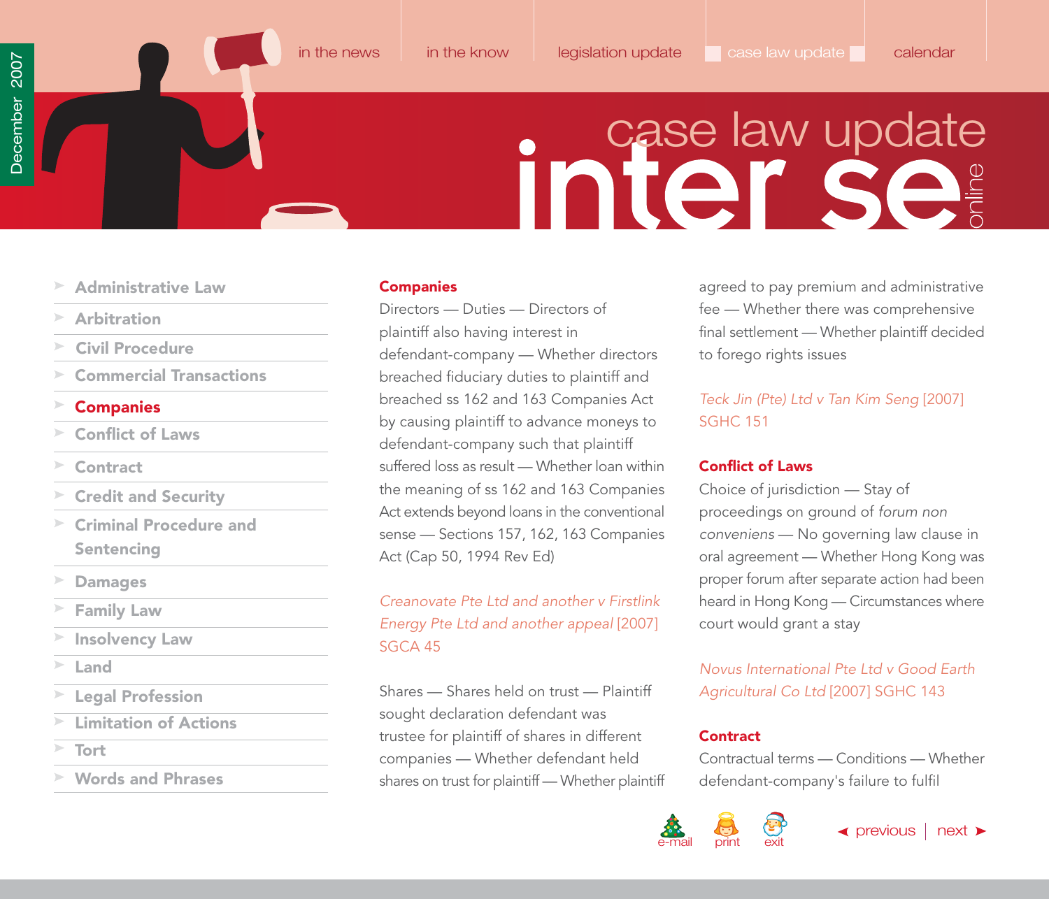## Companies

Directors — Duties — Directors of plaintiff also having interest in defendant-company — Whether directors breached fiduciary duties to plaintiff and breached ss 162 and 163 Companies Act by causing plaintiff to advance moneys to defendant-company such that plaintiff suffered loss as result — Whether loan within the meaning of ss 162 and 163 Companies Act extends beyond loans in the conventional sense — Sections 157, 162, 163 Companies Act (Cap 50, 1994 Rev Ed)

*Creanovate Pte Ltd and another v Firstlink Energy Pte Ltd and another appeal* [2007] SGCA 45

Shares — Shares held on trust — Plaintiff sought declaration defendant was trustee for plaintiff of shares in different companies — Whether defendant held shares on trust for plaintiff — Whether plaintiff agreed to pay premium and administrative fee — Whether there was comprehensive final settlement — Whether plaintiff decided to forego rights issues

*Teck Jin (Pte) Ltd v Tan Kim Seng* [2007] SGHC 151

## Conflict of Laws

Choice of jurisdiction — Stay of proceedings on ground of *forum non conveniens* — No governing law clause in oral agreement — Whether Hong Kong was proper forum after separate action had been heard in Hong Kong — Circumstances where court would grant a stay

*Novus International Pte Ltd v Good Earth Agricultural Co Ltd* [2007] SGHC 143

## Contract

Contractual terms — Conditions — Whether defendant-company's failure to fulfil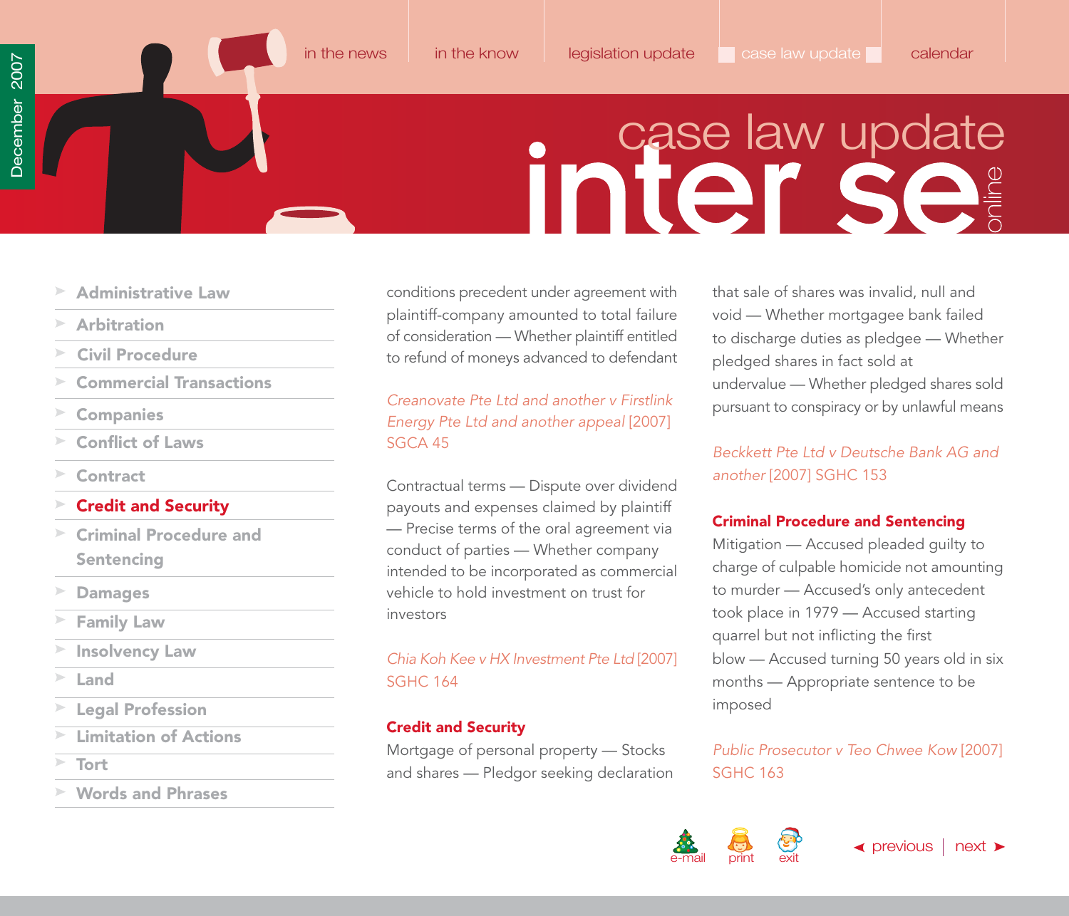conditions precedent under agreement with plaintiff-company amounted to total failure of consideration — Whether plaintiff entitled to refund of moneys advanced to defendant

*Creanovate Pte Ltd and another v Firstlink Energy Pte Ltd and another appeal* [2007] SGCA 45

Contractual terms — Dispute over dividend payouts and expenses claimed by plaintiff — Precise terms of the oral agreement via conduct of parties — Whether company intended to be incorporated as commercial vehicle to hold investment on trust for investors

*Chia Koh Kee v HX Investment Pte Ltd* [2007] SGHC 164

## Credit and Security

Mortgage of personal property — Stocks and shares — Pledgor seeking declaration that sale of shares was invalid, null and void — Whether mortgagee bank failed to discharge duties as pledgee — Whether pledged shares in fact sold at undervalue — Whether pledged shares sold pursuant to conspiracy or by unlawful means

*Beckkett Pte Ltd v Deutsche Bank AG and another* [2007] SGHC 153

## Criminal Procedure and Sentencing

Mitigation — Accused pleaded guilty to charge of culpable homicide not amounting to murder — Accused's only antecedent took place in 1979 — Accused starting quarrel but not inflicting the first blow — Accused turning 50 years old in six months — Appropriate sentence to be imposed

*Public Prosecutor v Teo Chwee Kow* [2007] SGHC 163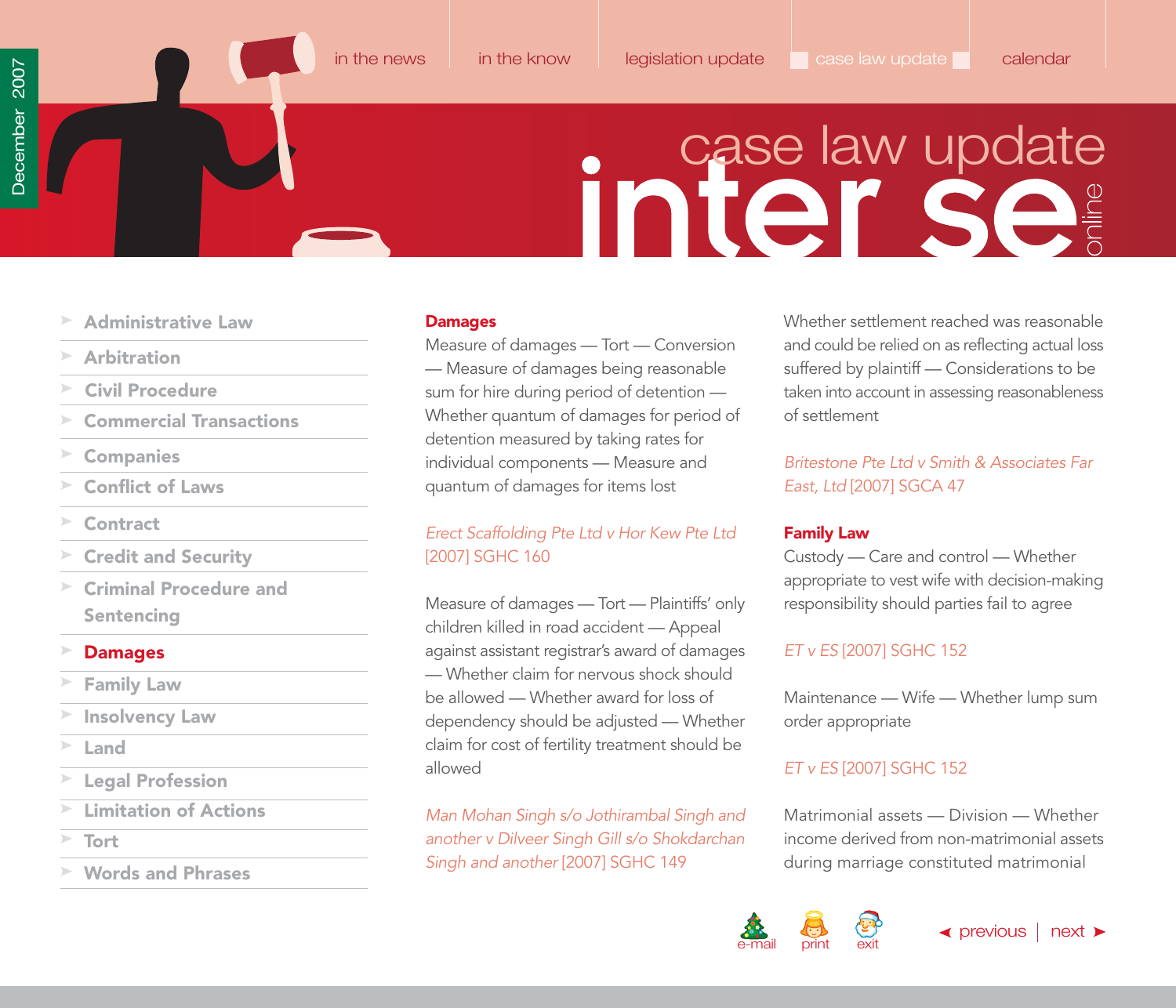## Damages

Measure of damages — Tort — Conversion — Measure of damages being reasonable sum for hire during period of detention — Whether quantum of damages for period of detention measured by taking rates for individual components — Measure and quantum of damages for items lost

*Erect Scaffolding Pte Ltd v Hor Kew Pte Ltd* [2007] SGHC 160

Measure of damages — Tort — Plaintiffs' only children killed in road accident — Appeal against assistant registrar's award of damages — Whether claim for nervous shock should be allowed — Whether award for loss of dependency should be adjusted — Whether claim for cost of fertility treatment should be allowed

*Man Mohan Singh s/o Jothirambal Singh and another v Dilveer Singh Gill s/o Shokdarchan Singh and another* [2007] SGHC 149

Whether settlement reached was reasonable and could be relied on as reflecting actual loss suffered by plaintiff — Considerations to be taken into account in assessing reasonableness of settlement

*Britestone Pte Ltd v Smith & Associates Far East, Ltd* [2007] SGCA 47

## Family Law

Custody — Care and control — Whether appropriate to vest wife with decision-making responsibility should parties fail to agree

*ET v ES* [2007] SGHC 152

Maintenance — Wife — Whether lump sum order appropriate

*ET v ES* [2007] SGHC 152

Matrimonial assets — Division — Whether income derived from non-matrimonial assets during marriage constituted matrimonial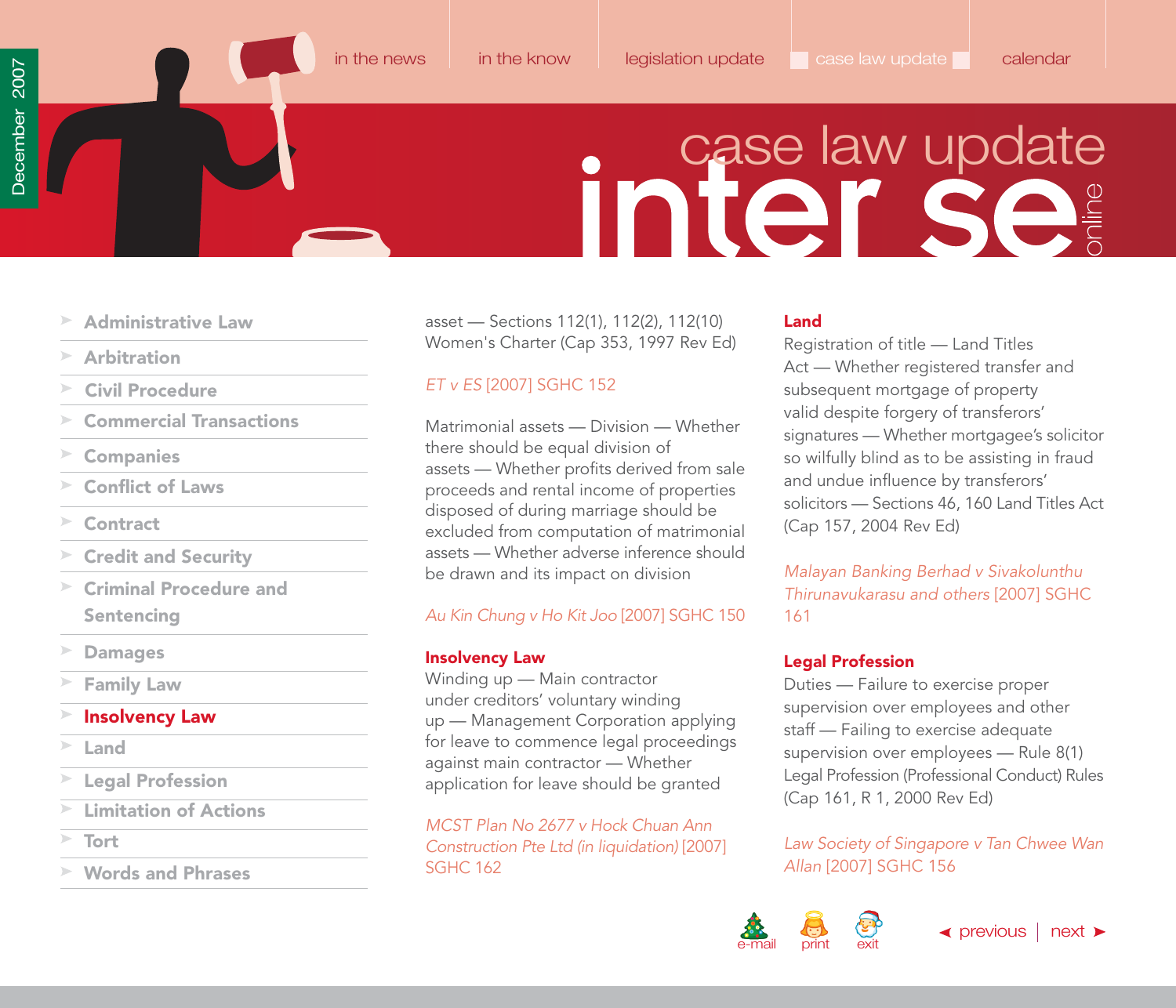asset — Sections 112(1), 112(2), 112(10) Women's Charter (Cap 353, 1997 Rev Ed)

*ET v ES* [2007] SGHC 152

Matrimonial assets — Division — Whether there should be equal division of assets — Whether profits derived from sale proceeds and rental income of properties disposed of during marriage should be excluded from computation of matrimonial assets — Whether adverse inference should be drawn and its impact on division

*Au Kin Chung v Ho Kit Joo* [2007] SGHC 150

## Insolvency Law

Winding up — Main contractor under creditors' voluntary winding up — Management Corporation applying for leave to commence legal proceedings against main contractor — Whether application for leave should be granted

*MCST Plan No 2677 v Hock Chuan Ann Construction Pte Ltd (in liquidation)* [2007] SGHC 162

## Land

Registration of title — Land Titles Act — Whether registered transfer and subsequent mortgage of property valid despite forgery of transferors' signatures — Whether mortgagee's solicitor so wilfully blind as to be assisting in fraud and undue influence by transferors' solicitors — Sections 46, 160 Land Titles Act (Cap 157, 2004 Rev Ed)

*Malayan Banking Berhad v Sivakolunthu Thirunavukarasu and others* [2007] SGHC 161

## Legal Profession

Duties — Failure to exercise proper supervision over employees and other staff — Failing to exercise adequate supervision over employees — Rule 8(1) Legal Profession (Professional Conduct) Rules (Cap 161, R 1, 2000 Rev Ed)

*Law Society of Singapore v Tan Chwee Wan Allan* [2007] SGHC 156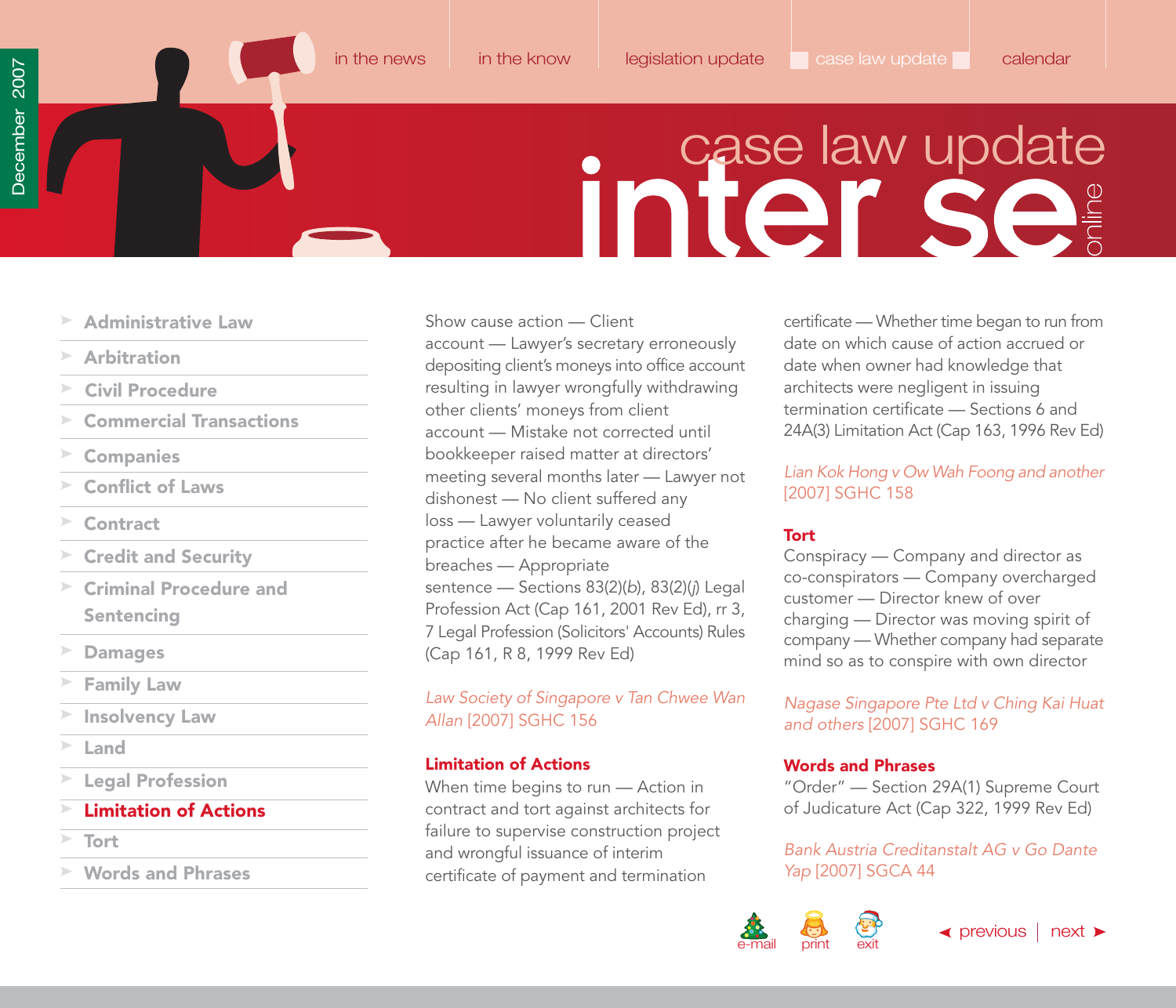Show cause action — Client account — Lawyer's secretary erroneously depositing client's moneys into office account resulting in lawyer wrongfully withdrawing other clients' moneys from client account — Mistake not corrected until bookkeeper raised matter at directors' meeting several months later — Lawyer not dishonest — No client suffered any loss — Lawyer voluntarily ceased practice after he became aware of the breaches — Appropriate sentence — Sections 83(2)(*b*), 83(2)(*j*) Legal Profession Act (Cap 161, 2001 Rev Ed), rr 3, 7 Legal Profession (Solicitors' Accounts) Rules (Cap 161, R 8, 1999 Rev Ed)

*Law Society of Singapore v Tan Chwee Wan Allan* [2007] SGHC 156

### Limitation of Actions

When time begins to run — Action in contract and tort against architects for failure to supervise construction project and wrongful issuance of interim certificate of payment and termination certificate — Whether time began to run from date on which cause of action accrued or date when owner had knowledge that architects were negligent in issuing termination certificate — Sections 6 and 24A(3) Limitation Act (Cap 163, 1996 Rev Ed)

*Lian Kok Hong v Ow Wah Foong and another* [2007] SGHC 158

### Tort

Conspiracy — Company and director as co-conspirators — Company overcharged customer — Director knew of over charging — Director was moving spirit of company — Whether company had separate mind so as to conspire with own director

*Nagase Singapore Pte Ltd v Ching Kai Huat and others* [2007] SGHC 169

### Words and Phrases

"Order" — Section 29A(1) Supreme Court of Judicature Act (Cap 322, 1999 Rev Ed)

*Bank Austria Creditanstalt AG v Go Dante Yap* [2007] SGCA 44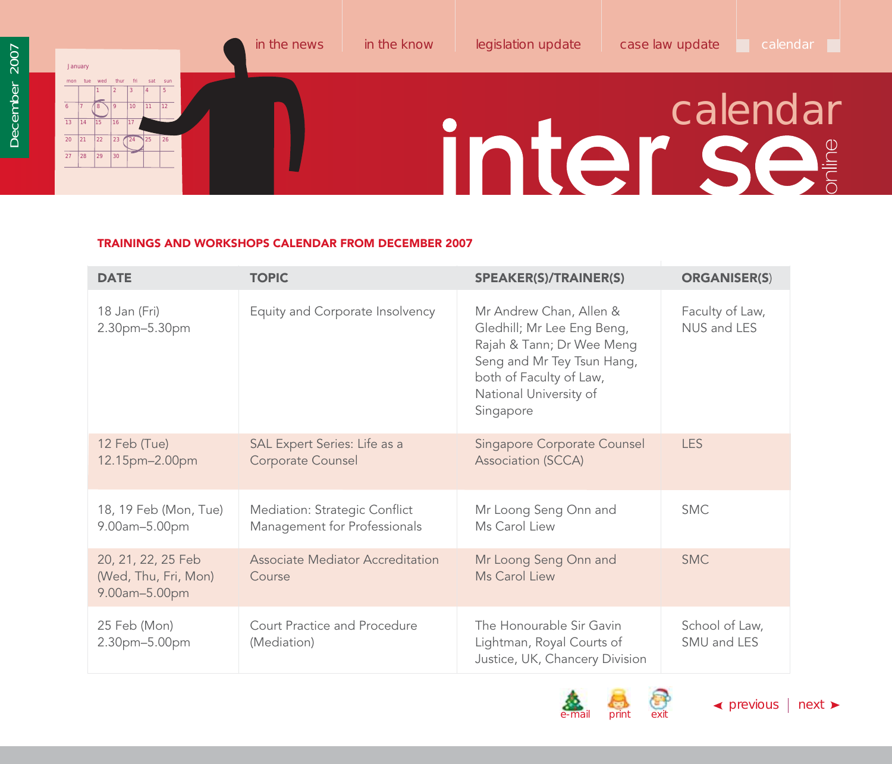## TRAININGS AND WORKSHOPS CALENDAR FROM DECEMBER 2007

| DATE | TOPIC | SPEAKER(S)/TRAINER(S) | ORGANISER(S) |
| --- | --- | --- | --- |
| 18 Jan (Fri) 2.30pm–5.30pm | Equity and Corporate Insolvency | Mr Andrew Chan, Allen & Gledhill; Mr Lee Eng Beng, Rajah & Tann; Dr Wee Meng Seng and Mr Tey Tsun Hang, both of Faculty of Law, National University of Singapore | Faculty of Law, NUS and LES |
| 12 Feb (Tue) 12.15pm–2.00pm | SAL Expert Series: Life as a Corporate Counsel | Singapore Corporate Counsel Association (SCCA) | LES |
| 18, 19 Feb (Mon, Tue) 9.00am–5.00pm | Mediation: Strategic Conflict Management for Professionals | Mr Loong Seng Onn and Ms Carol Liew | SMC |
| 20, 21, 22, 25 Feb (Wed, Thu, Fri, Mon) 9.00am–5.00pm | Associate Mediator Accreditation Course | Mr Loong Seng Onn and Ms Carol Liew | SMC |
| 25 Feb (Mon) 2.30pm–5.00pm | Court Practice and Procedure (Mediation) | The Honourable Sir Gavin Lightman, Royal Courts of Justice, UK, Chancery Division | School of Law, SMU and LES |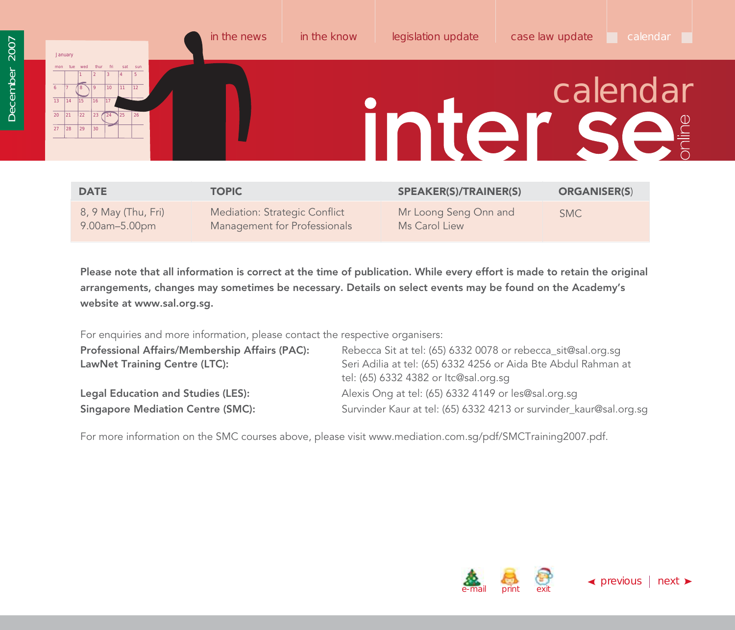# calendar

| DATE | TOPIC | SPEAKER(S)/TRAINER(S) | ORGANISER(S) |
|---|---|---|---|
| 8, 9 May (Thu, Fri) 9.00am–5.00pm | Mediation: Strategic Conflict Management for Professionals | Mr Loong Seng Onn and Ms Carol Liew | SMC |

**Please note that all information is correct at the time of publication. While every effort is made to retain the original arrangements, changes may sometimes be necessary. Details on select events may be found on the Academy's website at www.sal.org.sg.**

For enquiries and more information, please contact the respective organisers:

**Professional Affairs/Membership Affairs (PAC):** Rebecca Sit at tel: (65) 6332 0078 or rebecca_sit@sal.org.sg

**LawNet Training Centre (LTC):** Seri Adilia at tel: (65) 6332 4256 or Aida Bte Abdul Rahman at tel: (65) 6332 4382 or ltc@sal.org.sg

**Legal Education and Studies (LES):** Alexis Ong at tel: (65) 6332 4149 or les@sal.org.sg

**Singapore Mediation Centre (SMC):** Survinder Kaur at tel: (65) 6332 4213 or survinder_kaur@sal.org.sg

For more information on the SMC courses above, please visit www.mediation.com.sg/pdf/SMCTraining2007.pdf.